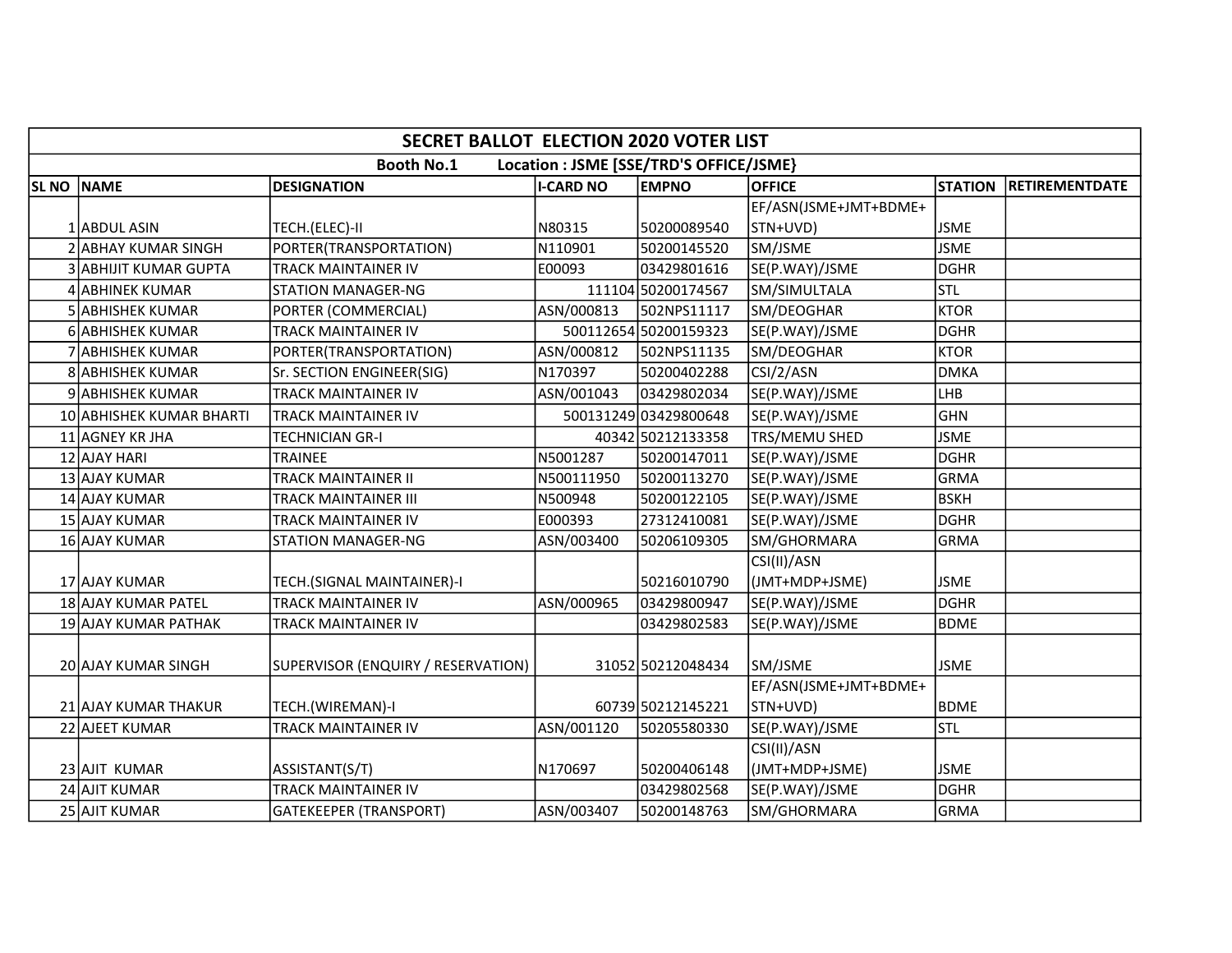# SECRET BALLOT ELECTION 2020 VOTER LIST

**Booth No.1 Location : JSME [SSE/TRD'S OFFICE/JSME}**

| SL NO | NAME | DESIGNATION | I-CARD NO | EMPNO | OFFICE | STATION | RETIREMENTDATE |
|---|---|---|---|---|---|---|---|
| 1 | ABDUL ASIN | TECH.(ELEC)-II | N80315 | 50200089540 | EF/ASN(JSME+JMT+BDME+ STN+UVD) | JSME | |
| 2 | ABHAY KUMAR SINGH | PORTER(TRANSPORTATION) | N110901 | 50200145520 | SM/JSME | JSME | |
| 3 | ABHIJIT KUMAR GUPTA | TRACK MAINTAINER IV | E00093 | 03429801616 | SE(P.WAY)/JSME | DGHR | |
| 4 | ABHINEK KUMAR | STATION MANAGER-NG | 111104 | 50200174567 | SM/SIMULTALA | STL | |
| 5 | ABHISHEK KUMAR | PORTER (COMMERCIAL) | ASN/000813 | 502NPS11117 | SM/DEOGHAR | KTOR | |
| 6 | ABHISHEK KUMAR | TRACK MAINTAINER IV | 500112654 | 50200159323 | SE(P.WAY)/JSME | DGHR | |
| 7 | ABHISHEK KUMAR | PORTER(TRANSPORTATION) | ASN/000812 | 502NPS11135 | SM/DEOGHAR | KTOR | |
| 8 | ABHISHEK KUMAR | Sr. SECTION ENGINEER(SIG) | N170397 | 50200402288 | CSI/2/ASN | DMKA | |
| 9 | ABHISHEK KUMAR | TRACK MAINTAINER IV | ASN/001043 | 03429802034 | SE(P.WAY)/JSME | LHB | |
| 10 | ABHISHEK KUMAR BHARTI | TRACK MAINTAINER IV | 500131249 | 03429800648 | SE(P.WAY)/JSME | GHN | |
| 11 | AGNEY KR JHA | TECHNICIAN GR-I | 40342 | 50212133358 | TRS/MEMU SHED | JSME | |
| 12 | AJAY HARI | TRAINEE | N5001287 | 50200147011 | SE(P.WAY)/JSME | DGHR | |
| 13 | AJAY KUMAR | TRACK MAINTAINER II | N500111950 | 50200113270 | SE(P.WAY)/JSME | GRMA | |
| 14 | AJAY KUMAR | TRACK MAINTAINER III | N500948 | 50200122105 | SE(P.WAY)/JSME | BSKH | |
| 15 | AJAY KUMAR | TRACK MAINTAINER IV | E000393 | 27312410081 | SE(P.WAY)/JSME | DGHR | |
| 16 | AJAY KUMAR | STATION MANAGER-NG | ASN/003400 | 50206109305 | SM/GHORMARA | GRMA | |
| 17 | AJAY KUMAR | TECH.(SIGNAL MAINTAINER)-I | | 50216010790 | CSI(II)/ASN (JMT+MDP+JSME) | JSME | |
| 18 | AJAY KUMAR PATEL | TRACK MAINTAINER IV | ASN/000965 | 03429800947 | SE(P.WAY)/JSME | DGHR | |
| 19 | AJAY KUMAR PATHAK | TRACK MAINTAINER IV | | 03429802583 | SE(P.WAY)/JSME | BDME | |
| 20 | AJAY KUMAR SINGH | SUPERVISOR (ENQUIRY / RESERVATION) | 31052 | 50212048434 | SM/JSME | JSME | |
| 21 | AJAY KUMAR THAKUR | TECH.(WIREMAN)-I | 60739 | 50212145221 | EF/ASN(JSME+JMT+BDME+ STN+UVD) | BDME | |
| 22 | AJEET KUMAR | TRACK MAINTAINER IV | ASN/001120 | 50205580330 | SE(P.WAY)/JSME | STL | |
| 23 | AJIT KUMAR | ASSISTANT(S/T) | N170697 | 50200406148 | CSI(II)/ASN (JMT+MDP+JSME) | JSME | |
| 24 | AJIT KUMAR | TRACK MAINTAINER IV | | 03429802568 | SE(P.WAY)/JSME | DGHR | |
| 25 | AJIT KUMAR | GATEKEEPER (TRANSPORT) | ASN/003407 | 50200148763 | SM/GHORMARA | GRMA | |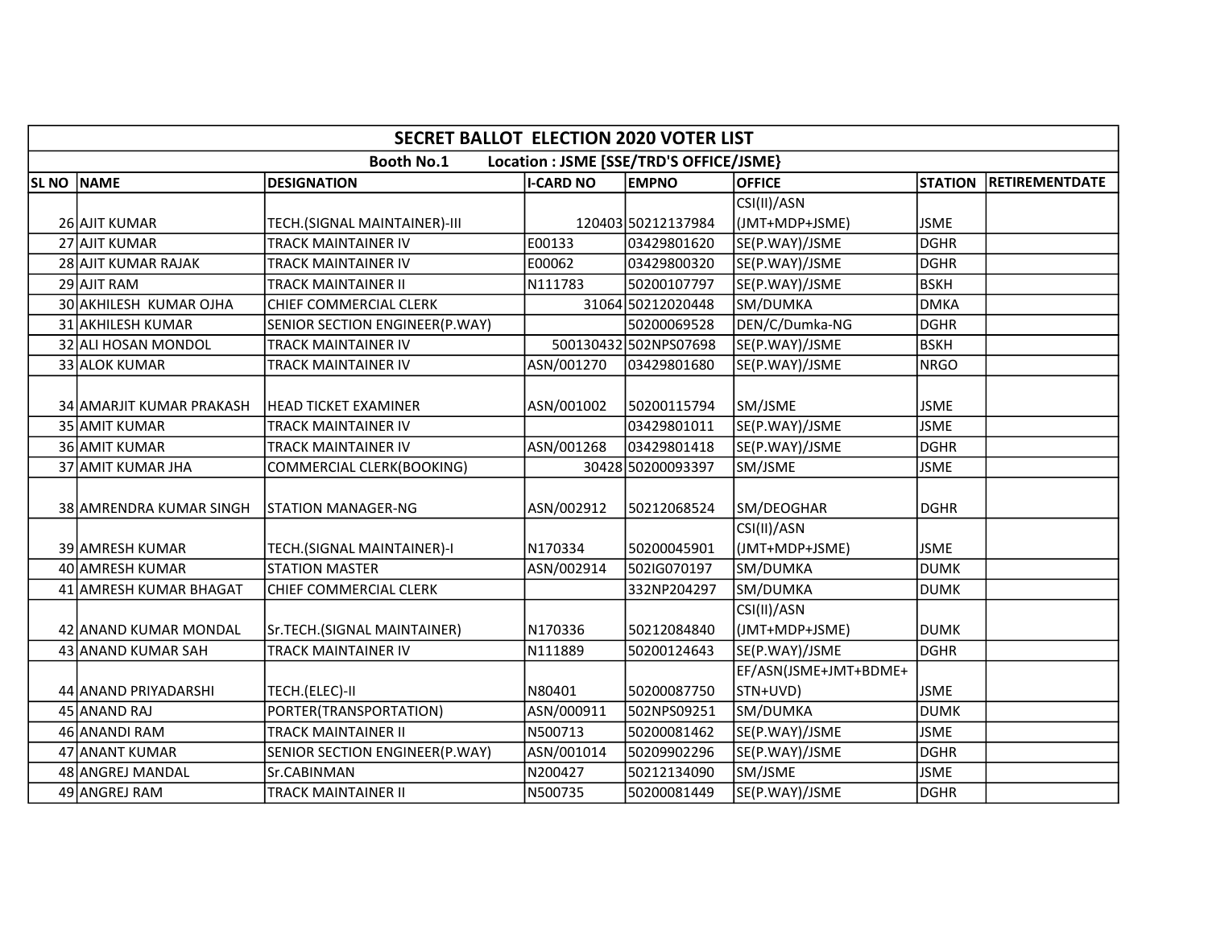| SECRET BALLOT ELECTION 2020 VOTER LIST | | | | | | | |
|---|---|---|---|---|---|---|---|
| Booth No.1 Location : JSME [SSE/TRD'S OFFICE/JSME} | | | | | | | |
| SL NO | NAME | DESIGNATION | I-CARD NO | EMPNO | OFFICE | STATION | RETIREMENTDATE |
| 26 | AJIT KUMAR | TECH.(SIGNAL MAINTAINER)-III | 120403 | 50212137984 | CSI(II)/ASN (JMT+MDP+JSME) | JSME | |
| 27 | AJIT KUMAR | TRACK MAINTAINER IV | E00133 | 03429801620 | SE(P.WAY)/JSME | DGHR | |
| 28 | AJIT KUMAR RAJAK | TRACK MAINTAINER IV | E00062 | 03429800320 | SE(P.WAY)/JSME | DGHR | |
| 29 | AJIT RAM | TRACK MAINTAINER II | N111783 | 50200107797 | SE(P.WAY)/JSME | BSKH | |
| 30 | AKHILESH KUMAR OJHA | CHIEF COMMERCIAL CLERK | 31064 | 50212020448 | SM/DUMKA | DMKA | |
| 31 | AKHILESH KUMAR | SENIOR SECTION ENGINEER(P.WAY) | | 50200069528 | DEN/C/Dumka-NG | DGHR | |
| 32 | ALI HOSAN MONDOL | TRACK MAINTAINER IV | 500130432 | 502NPS07698 | SE(P.WAY)/JSME | BSKH | |
| 33 | ALOK KUMAR | TRACK MAINTAINER IV | ASN/001270 | 03429801680 | SE(P.WAY)/JSME | NRGO | |
| 34 | AMARJIT KUMAR PRAKASH | HEAD TICKET EXAMINER | ASN/001002 | 50200115794 | SM/JSME | JSME | |
| 35 | AMIT KUMAR | TRACK MAINTAINER IV | | 03429801011 | SE(P.WAY)/JSME | JSME | |
| 36 | AMIT KUMAR | TRACK MAINTAINER IV | ASN/001268 | 03429801418 | SE(P.WAY)/JSME | DGHR | |
| 37 | AMIT KUMAR JHA | COMMERCIAL CLERK(BOOKING) | 30428 | 50200093397 | SM/JSME | JSME | |
| 38 | AMRENDRA KUMAR SINGH | STATION MANAGER-NG | ASN/002912 | 50212068524 | SM/DEOGHAR | DGHR | |
| 39 | AMRESH KUMAR | TECH.(SIGNAL MAINTAINER)-I | N170334 | 50200045901 | CSI(II)/ASN (JMT+MDP+JSME) | JSME | |
| 40 | AMRESH KUMAR | STATION MASTER | ASN/002914 | 502IG070197 | SM/DUMKA | DUMK | |
| 41 | AMRESH KUMAR BHAGAT | CHIEF COMMERCIAL CLERK | | 332NP204297 | SM/DUMKA | DUMK | |
| 42 | ANAND KUMAR MONDAL | Sr.TECH.(SIGNAL MAINTAINER) | N170336 | 50212084840 | CSI(II)/ASN (JMT+MDP+JSME) | DUMK | |
| 43 | ANAND KUMAR SAH | TRACK MAINTAINER IV | N111889 | 50200124643 | SE(P.WAY)/JSME | DGHR | |
| 44 | ANAND PRIYADARSHI | TECH.(ELEC)-II | N80401 | 50200087750 | EF/ASN(JSME+JMT+BDME+STN+UVD) | JSME | |
| 45 | ANAND RAJ | PORTER(TRANSPORTATION) | ASN/000911 | 502NPS09251 | SM/DUMKA | DUMK | |
| 46 | ANANDI RAM | TRACK MAINTAINER II | N500713 | 50200081462 | SE(P.WAY)/JSME | JSME | |
| 47 | ANANT KUMAR | SENIOR SECTION ENGINEER(P.WAY) | ASN/001014 | 50209902296 | SE(P.WAY)/JSME | DGHR | |
| 48 | ANGREJ MANDAL | Sr.CABINMAN | N200427 | 50212134090 | SM/JSME | JSME | |
| 49 | ANGREJ RAM | TRACK MAINTAINER II | N500735 | 50200081449 | SE(P.WAY)/JSME | DGHR | |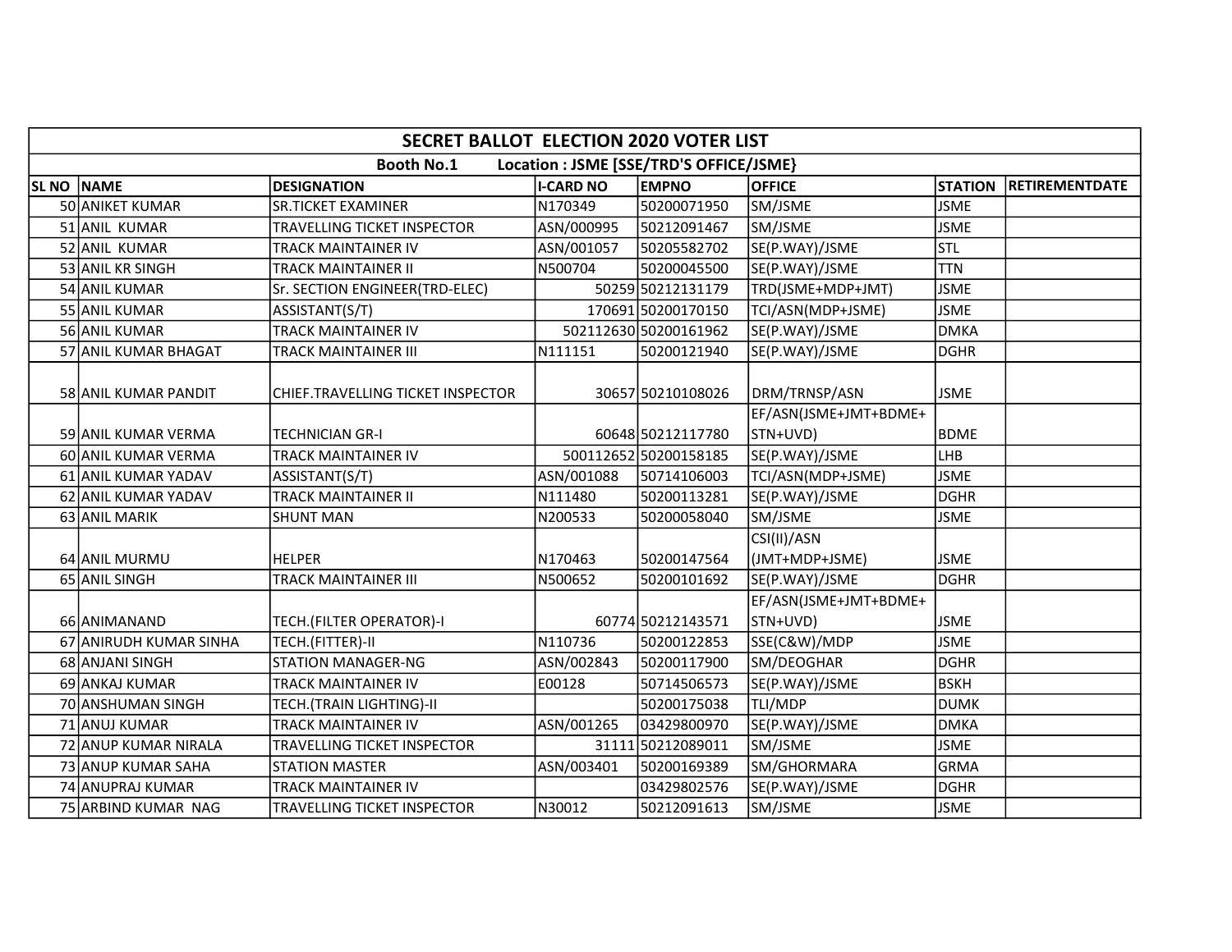| SECRET BALLOT ELECTION 2020 VOTER LIST | | | | | | | |
|---|---|---|---|---|---|---|---|
| Booth No.1 Location : JSME [SSE/TRD'S OFFICE/JSME} | | | | | | | |
| SL NO | NAME | DESIGNATION | I-CARD NO | EMPNO | OFFICE | STATION | RETIREMENTDATE |
| 50 | ANIKET KUMAR | SR.TICKET EXAMINER | N170349 | 50200071950 | SM/JSME | JSME | |
| 51 | ANIL KUMAR | TRAVELLING TICKET INSPECTOR | ASN/000995 | 50212091467 | SM/JSME | JSME | |
| 52 | ANIL KUMAR | TRACK MAINTAINER IV | ASN/001057 | 50205582702 | SE(P.WAY)/JSME | STL | |
| 53 | ANIL KR SINGH | TRACK MAINTAINER II | N500704 | 50200045500 | SE(P.WAY)/JSME | TTN | |
| 54 | ANIL KUMAR | Sr. SECTION ENGINEER(TRD-ELEC) | 50259 | 50212131179 | TRD(JSME+MDP+JMT) | JSME | |
| 55 | ANIL KUMAR | ASSISTANT(S/T) | 170691 | 50200170150 | TCI/ASN(MDP+JSME) | JSME | |
| 56 | ANIL KUMAR | TRACK MAINTAINER IV | 502112630 | 50200161962 | SE(P.WAY)/JSME | DMKA | |
| 57 | ANIL KUMAR BHAGAT | TRACK MAINTAINER III | N111151 | 50200121940 | SE(P.WAY)/JSME | DGHR | |
| 58 | ANIL KUMAR PANDIT | CHIEF.TRAVELLING TICKET INSPECTOR | 30657 | 50210108026 | DRM/TRNSP/ASN | JSME | |
| 59 | ANIL KUMAR VERMA | TECHNICIAN GR-I | 60648 | 50212117780 | EF/ASN(JSME+JMT+BDME+STN+UVD) | BDME | |
| 60 | ANIL KUMAR VERMA | TRACK MAINTAINER IV | 500112652 | 50200158185 | SE(P.WAY)/JSME | LHB | |
| 61 | ANIL KUMAR YADAV | ASSISTANT(S/T) | ASN/001088 | 50714106003 | TCI/ASN(MDP+JSME) | JSME | |
| 62 | ANIL KUMAR YADAV | TRACK MAINTAINER II | N111480 | 50200113281 | SE(P.WAY)/JSME | DGHR | |
| 63 | ANIL MARIK | SHUNT MAN | N200533 | 50200058040 | SM/JSME | JSME | |
| 64 | ANIL MURMU | HELPER | N170463 | 50200147564 | CSI(II)/ASN (JMT+MDP+JSME) | JSME | |
| 65 | ANIL SINGH | TRACK MAINTAINER III | N500652 | 50200101692 | SE(P.WAY)/JSME | DGHR | |
| 66 | ANIMANAND | TECH.(FILTER OPERATOR)-I | 60774 | 50212143571 | EF/ASN(JSME+JMT+BDME+STN+UVD) | JSME | |
| 67 | ANIRUDH KUMAR SINHA | TECH.(FITTER)-II | N110736 | 50200122853 | SSE(C&W)/MDP | JSME | |
| 68 | ANJANI SINGH | STATION MANAGER-NG | ASN/002843 | 50200117900 | SM/DEOGHAR | DGHR | |
| 69 | ANKAJ KUMAR | TRACK MAINTAINER IV | E00128 | 50714506573 | SE(P.WAY)/JSME | BSKH | |
| 70 | ANSHUMAN SINGH | TECH.(TRAIN LIGHTING)-II | | 50200175038 | TLI/MDP | DUMK | |
| 71 | ANUJ KUMAR | TRACK MAINTAINER IV | ASN/001265 | 03429800970 | SE(P.WAY)/JSME | DMKA | |
| 72 | ANUP KUMAR NIRALA | TRAVELLING TICKET INSPECTOR | 31111 | 50212089011 | SM/JSME | JSME | |
| 73 | ANUP KUMAR SAHA | STATION MASTER | ASN/003401 | 50200169389 | SM/GHORMARA | GRMA | |
| 74 | ANUPRAJ KUMAR | TRACK MAINTAINER IV | | 03429802576 | SE(P.WAY)/JSME | DGHR | |
| 75 | ARBIND KUMAR NAG | TRAVELLING TICKET INSPECTOR | N30012 | 50212091613 | SM/JSME | JSME | |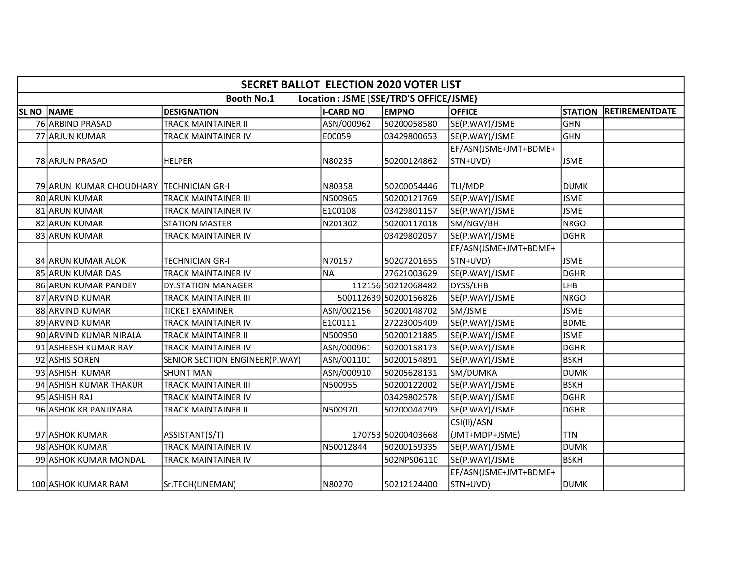| SECRET BALLOT ELECTION 2020 VOTER LIST | | | | | | | |
|---|---|---|---|---|---|---|---|
| Booth No.1 Location : JSME [SSE/TRD'S OFFICE/JSME} | | | | | | | |
| SL NO | NAME | DESIGNATION | I-CARD NO | EMPNO | OFFICE | STATION | RETIREMENTDATE |
| 76 | ARBIND PRASAD | TRACK MAINTAINER II | ASN/000962 | 50200058580 | SE(P.WAY)/JSME | GHN | |
| 77 | ARJUN KUMAR | TRACK MAINTAINER IV | E00059 | 03429800653 | SE(P.WAY)/JSME | GHN | |
| 78 | ARJUN PRASAD | HELPER | N80235 | 50200124862 | EF/ASN(JSME+JMT+BDME+STN+UVD) | JSME | |
| 79 | ARUN KUMAR CHOUDHARY | TECHNICIAN GR-I | N80358 | 50200054446 | TLI/MDP | DUMK | |
| 80 | ARUN KUMAR | TRACK MAINTAINER III | N500965 | 50200121769 | SE(P.WAY)/JSME | JSME | |
| 81 | ARUN KUMAR | TRACK MAINTAINER IV | E100108 | 03429801157 | SE(P.WAY)/JSME | JSME | |
| 82 | ARUN KUMAR | STATION MASTER | N201302 | 50200117018 | SM/NGV/BH | NRGO | |
| 83 | ARUN KUMAR | TRACK MAINTAINER IV | | 03429802057 | SE(P.WAY)/JSME | DGHR | |
| 84 | ARUN KUMAR ALOK | TECHNICIAN GR-I | N70157 | 50207201655 | EF/ASN(JSME+JMT+BDME+STN+UVD) | JSME | |
| 85 | ARUN KUMAR DAS | TRACK MAINTAINER IV | NA | 27621003629 | SE(P.WAY)/JSME | DGHR | |
| 86 | ARUN KUMAR PANDEY | DY.STATION MANAGER | 112156 | 50212068482 | DYSS/LHB | LHB | |
| 87 | ARVIND KUMAR | TRACK MAINTAINER III | 500112639 | 50200156826 | SE(P.WAY)/JSME | NRGO | |
| 88 | ARVIND KUMAR | TICKET EXAMINER | ASN/002156 | 50200148702 | SM/JSME | JSME | |
| 89 | ARVIND KUMAR | TRACK MAINTAINER IV | E100111 | 27223005409 | SE(P.WAY)/JSME | BDME | |
| 90 | ARVIND KUMAR NIRALA | TRACK MAINTAINER II | N500950 | 50200121885 | SE(P.WAY)/JSME | JSME | |
| 91 | ASHEESH KUMAR RAY | TRACK MAINTAINER IV | ASN/000961 | 50200158173 | SE(P.WAY)/JSME | DGHR | |
| 92 | ASHIS SOREN | SENIOR SECTION ENGINEER(P.WAY) | ASN/001101 | 50200154891 | SE(P.WAY)/JSME | BSKH | |
| 93 | ASHISH KUMAR | SHUNT MAN | ASN/000910 | 50205628131 | SM/DUMKA | DUMK | |
| 94 | ASHISH KUMAR THAKUR | TRACK MAINTAINER III | N500955 | 50200122002 | SE(P.WAY)/JSME | BSKH | |
| 95 | ASHISH RAJ | TRACK MAINTAINER IV | | 03429802578 | SE(P.WAY)/JSME | DGHR | |
| 96 | ASHOK KR PANJIYARA | TRACK MAINTAINER II | N500970 | 50200044799 | SE(P.WAY)/JSME | DGHR | |
| 97 | ASHOK KUMAR | ASSISTANT(S/T) | 170753 | 50200403668 | CSI(II)/ASN (JMT+MDP+JSME) | TTN | |
| 98 | ASHOK KUMAR | TRACK MAINTAINER IV | N50012844 | 50200159335 | SE(P.WAY)/JSME | DUMK | |
| 99 | ASHOK KUMAR MONDAL | TRACK MAINTAINER IV | | 502NPS06110 | SE(P.WAY)/JSME | BSKH | |
| 100 | ASHOK KUMAR RAM | Sr.TECH(LINEMAN) | N80270 | 50212124400 | EF/ASN(JSME+JMT+BDME+STN+UVD) | DUMK | |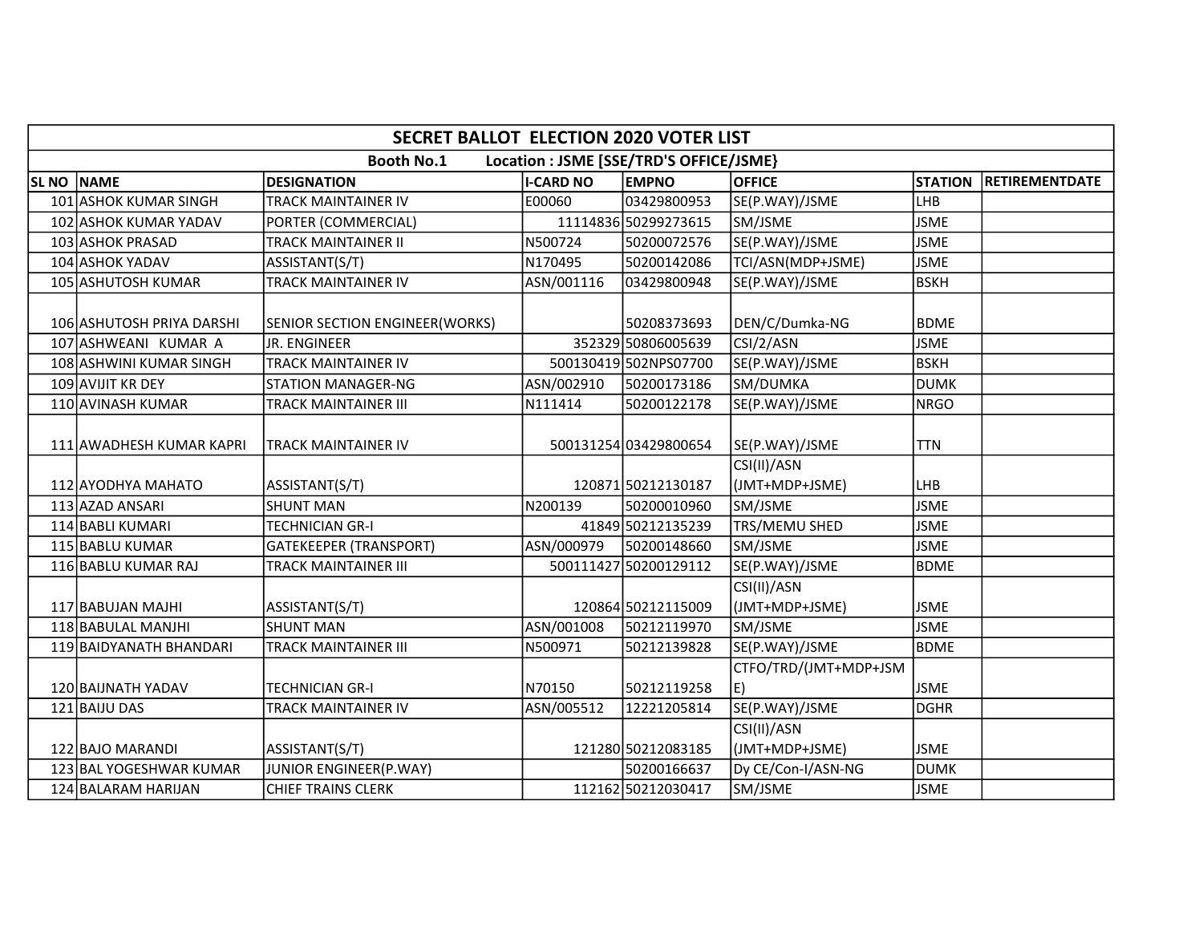# SECRET BALLOT ELECTION 2020 VOTER LIST

**Booth No.1 Location : JSME [SSE/TRD'S OFFICE/JSME}**

| SL NO | NAME | DESIGNATION | I-CARD NO | EMPNO | OFFICE | STATION | RETIREMENTDATE |
|---|---|---|---|---|---|---|---|
| 101 | ASHOK KUMAR SINGH | TRACK MAINTAINER IV | E00060 | 03429800953 | SE(P.WAY)/JSME | LHB | |
| 102 | ASHOK KUMAR YADAV | PORTER (COMMERCIAL) | 11114836 | 50299273615 | SM/JSME | JSME | |
| 103 | ASHOK PRASAD | TRACK MAINTAINER II | N500724 | 50200072576 | SE(P.WAY)/JSME | JSME | |
| 104 | ASHOK YADAV | ASSISTANT(S/T) | N170495 | 50200142086 | TCI/ASN(MDP+JSME) | JSME | |
| 105 | ASHUTOSH KUMAR | TRACK MAINTAINER IV | ASN/001116 | 03429800948 | SE(P.WAY)/JSME | BSKH | |
| 106 | ASHUTOSH PRIYA DARSHI | SENIOR SECTION ENGINEER(WORKS) | | 50208373693 | DEN/C/Dumka-NG | BDME | |
| 107 | ASHWEANI KUMAR A | JR. ENGINEER | 352329 | 50806005639 | CSI/2/ASN | JSME | |
| 108 | ASHWINI KUMAR SINGH | TRACK MAINTAINER IV | 500130419 | 502NPS07700 | SE(P.WAY)/JSME | BSKH | |
| 109 | AVIJIT KR DEY | STATION MANAGER-NG | ASN/002910 | 50200173186 | SM/DUMKA | DUMK | |
| 110 | AVINASH KUMAR | TRACK MAINTAINER III | N111414 | 50200122178 | SE(P.WAY)/JSME | NRGO | |
| 111 | AWADHESH KUMAR KAPRI | TRACK MAINTAINER IV | 500131254 | 03429800654 | SE(P.WAY)/JSME | TTN | |
| 112 | AYODHYA MAHATO | ASSISTANT(S/T) | 120871 | 50212130187 | CSI(II)/ASN (JMT+MDP+JSME) | LHB | |
| 113 | AZAD ANSARI | SHUNT MAN | N200139 | 50200010960 | SM/JSME | JSME | |
| 114 | BABLI KUMARI | TECHNICIAN GR-I | 41849 | 50212135239 | TRS/MEMU SHED | JSME | |
| 115 | BABLU KUMAR | GATEKEEPER (TRANSPORT) | ASN/000979 | 50200148660 | SM/JSME | JSME | |
| 116 | BABLU KUMAR RAJ | TRACK MAINTAINER III | 500111427 | 50200129112 | SE(P.WAY)/JSME | BDME | |
| 117 | BABUJAN MAJHI | ASSISTANT(S/T) | 120864 | 50212115009 | CSI(II)/ASN (JMT+MDP+JSME) | JSME | |
| 118 | BABULAL MANJHI | SHUNT MAN | ASN/001008 | 50212119970 | SM/JSME | JSME | |
| 119 | BAIDYANATH BHANDARI | TRACK MAINTAINER III | N500971 | 50212139828 | SE(P.WAY)/JSME | BDME | |
| 120 | BAIJNATH YADAV | TECHNICIAN GR-I | N70150 | 50212119258 | CTFO/TRD/(JMT+MDP+JSME) | JSME | |
| 121 | BAIJU DAS | TRACK MAINTAINER IV | ASN/005512 | 12221205814 | SE(P.WAY)/JSME | DGHR | |
| 122 | BAJO MARANDI | ASSISTANT(S/T) | 121280 | 50212083185 | CSI(II)/ASN (JMT+MDP+JSME) | JSME | |
| 123 | BAL YOGESHWAR KUMAR | JUNIOR ENGINEER(P.WAY) | | 50200166637 | Dy CE/Con-I/ASN-NG | DUMK | |
| 124 | BALARAM HARIJAN | CHIEF TRAINS CLERK | 112162 | 50212030417 | SM/JSME | JSME | |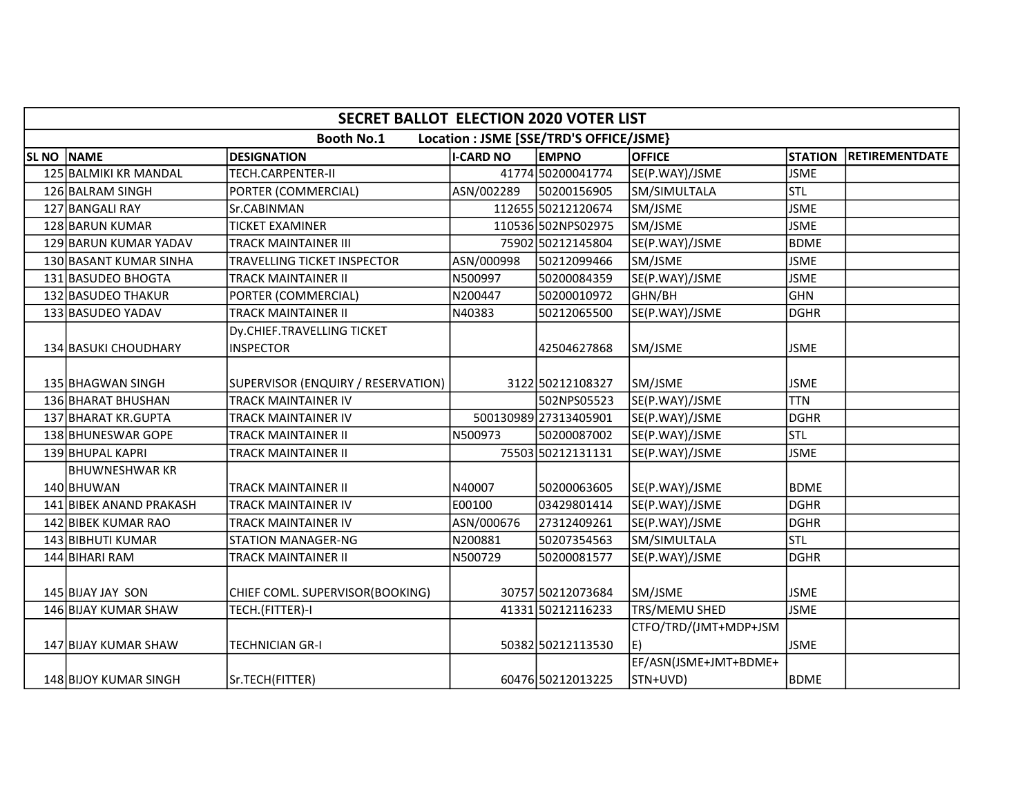| SECRET BALLOT ELECTION 2020 VOTER LIST | | | | | | | |
|---|---|---|---|---|---|---|---|
| Booth No.1 Location : JSME [SSE/TRD'S OFFICE/JSME} | | | | | | | |
| SL NO | NAME | DESIGNATION | I-CARD NO | EMPNO | OFFICE | STATION | RETIREMENTDATE |
| 125 | BALMIKI KR MANDAL | TECH.CARPENTER-II | 41774 | 50200041774 | SE(P.WAY)/JSME | JSME | |
| 126 | BALRAM SINGH | PORTER (COMMERCIAL) | ASN/002289 | 50200156905 | SM/SIMULTALA | STL | |
| 127 | BANGALI RAY | Sr.CABINMAN | 112655 | 50212120674 | SM/JSME | JSME | |
| 128 | BARUN KUMAR | TICKET EXAMINER | 110536 | 502NPS02975 | SM/JSME | JSME | |
| 129 | BARUN KUMAR YADAV | TRACK MAINTAINER III | 75902 | 50212145804 | SE(P.WAY)/JSME | BDME | |
| 130 | BASANT KUMAR SINHA | TRAVELLING TICKET INSPECTOR | ASN/000998 | 50212099466 | SM/JSME | JSME | |
| 131 | BASUDEO BHOGTA | TRACK MAINTAINER II | N500997 | 50200084359 | SE(P.WAY)/JSME | JSME | |
| 132 | BASUDEO THAKUR | PORTER (COMMERCIAL) | N200447 | 50200010972 | GHN/BH | GHN | |
| 133 | BASUDEO YADAV | TRACK MAINTAINER II | N40383 | 50212065500 | SE(P.WAY)/JSME | DGHR | |
| 134 | BASUKI CHOUDHARY | Dy.CHIEF.TRAVELLING TICKET INSPECTOR | | 42504627868 | SM/JSME | JSME | |
| 135 | BHAGWAN SINGH | SUPERVISOR (ENQUIRY / RESERVATION) | 3122 | 50212108327 | SM/JSME | JSME | |
| 136 | BHARAT BHUSHAN | TRACK MAINTAINER IV | | 502NPS05523 | SE(P.WAY)/JSME | TTN | |
| 137 | BHARAT KR.GUPTA | TRACK MAINTAINER IV | 500130989 | 27313405901 | SE(P.WAY)/JSME | DGHR | |
| 138 | BHUNESWAR GOPE | TRACK MAINTAINER II | N500973 | 50200087002 | SE(P.WAY)/JSME | STL | |
| 139 | BHUPAL KAPRI | TRACK MAINTAINER II | 75503 | 50212131131 | SE(P.WAY)/JSME | JSME | |
| 140 | BHUWNESHWAR KR BHUWAN | TRACK MAINTAINER II | N40007 | 50200063605 | SE(P.WAY)/JSME | BDME | |
| 141 | BIBEK ANAND PRAKASH | TRACK MAINTAINER IV | E00100 | 03429801414 | SE(P.WAY)/JSME | DGHR | |
| 142 | BIBEK KUMAR RAO | TRACK MAINTAINER IV | ASN/000676 | 27312409261 | SE(P.WAY)/JSME | DGHR | |
| 143 | BIBHUTI KUMAR | STATION MANAGER-NG | N200881 | 50207354563 | SM/SIMULTALA | STL | |
| 144 | BIHARI RAM | TRACK MAINTAINER II | N500729 | 50200081577 | SE(P.WAY)/JSME | DGHR | |
| 145 | BIJAY JAY SON | CHIEF COML. SUPERVISOR(BOOKING) | 30757 | 50212073684 | SM/JSME | JSME | |
| 146 | BIJAY KUMAR SHAW | TECH.(FITTER)-I | 41331 | 50212116233 | TRS/MEMU SHED | JSME | |
| 147 | BIJAY KUMAR SHAW | TECHNICIAN GR-I | 50382 | 50212113530 | CTFO/TRD/(JMT+MDP+JSME) | JSME | |
| 148 | BIJOY KUMAR SINGH | Sr.TECH(FITTER) | 60476 | 50212013225 | EF/ASN(JSME+JMT+BDME+STN+UVD) | BDME | |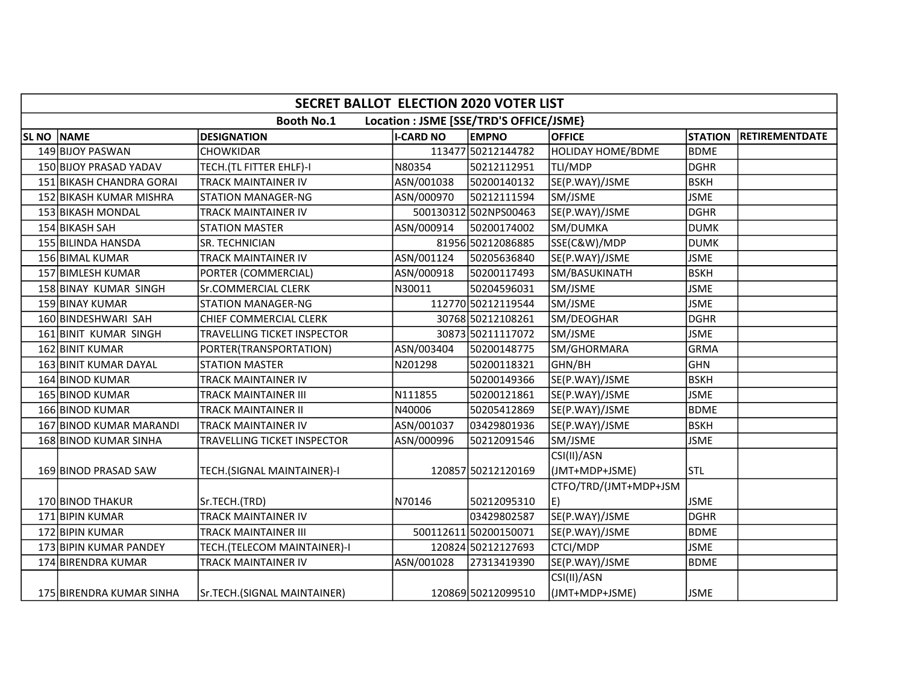| SECRET BALLOT ELECTION 2020 VOTER LIST | | | | | | | |
|---|---|---|---|---|---|---|---|
| Booth No.1 Location : JSME [SSE/TRD'S OFFICE/JSME} | | | | | | | |
| SL NO | NAME | DESIGNATION | I-CARD NO | EMPNO | OFFICE | STATION | RETIREMENTDATE |
| 149 | BIJOY PASWAN | CHOWKIDAR | 113477 | 50212144782 | HOLIDAY HOME/BDME | BDME | |
| 150 | BIJOY PRASAD YADAV | TECH.(TL FITTER EHLF)-I | N80354 | 50212112951 | TLI/MDP | DGHR | |
| 151 | BIKASH CHANDRA GORAI | TRACK MAINTAINER IV | ASN/001038 | 50200140132 | SE(P.WAY)/JSME | BSKH | |
| 152 | BIKASH KUMAR MISHRA | STATION MANAGER-NG | ASN/000970 | 50212111594 | SM/JSME | JSME | |
| 153 | BIKASH MONDAL | TRACK MAINTAINER IV | 500130312 | 502NPS00463 | SE(P.WAY)/JSME | DGHR | |
| 154 | BIKASH SAH | STATION MASTER | ASN/000914 | 50200174002 | SM/DUMKA | DUMK | |
| 155 | BILINDA HANSDA | SR. TECHNICIAN | 81956 | 50212086885 | SSE(C&W)/MDP | DUMK | |
| 156 | BIMAL KUMAR | TRACK MAINTAINER IV | ASN/001124 | 50205636840 | SE(P.WAY)/JSME | JSME | |
| 157 | BIMLESH KUMAR | PORTER (COMMERCIAL) | ASN/000918 | 50200117493 | SM/BASUKINATH | BSKH | |
| 158 | BINAY KUMAR SINGH | Sr.COMMERCIAL CLERK | N30011 | 50204596031 | SM/JSME | JSME | |
| 159 | BINAY KUMAR | STATION MANAGER-NG | 112770 | 50212119544 | SM/JSME | JSME | |
| 160 | BINDESHWARI SAH | CHIEF COMMERCIAL CLERK | 30768 | 50212108261 | SM/DEOGHAR | DGHR | |
| 161 | BINIT KUMAR SINGH | TRAVELLING TICKET INSPECTOR | 30873 | 50211117072 | SM/JSME | JSME | |
| 162 | BINIT KUMAR | PORTER(TRANSPORTATION) | ASN/003404 | 50200148775 | SM/GHORMARA | GRMA | |
| 163 | BINIT KUMAR DAYAL | STATION MASTER | N201298 | 50200118321 | GHN/BH | GHN | |
| 164 | BINOD KUMAR | TRACK MAINTAINER IV | | 50200149366 | SE(P.WAY)/JSME | BSKH | |
| 165 | BINOD KUMAR | TRACK MAINTAINER III | N111855 | 50200121861 | SE(P.WAY)/JSME | JSME | |
| 166 | BINOD KUMAR | TRACK MAINTAINER II | N40006 | 50205412869 | SE(P.WAY)/JSME | BDME | |
| 167 | BINOD KUMAR MARANDI | TRACK MAINTAINER IV | ASN/001037 | 03429801936 | SE(P.WAY)/JSME | BSKH | |
| 168 | BINOD KUMAR SINHA | TRAVELLING TICKET INSPECTOR | ASN/000996 | 50212091546 | SM/JSME | JSME | |
| 169 | BINOD PRASAD SAW | TECH.(SIGNAL MAINTAINER)-I | 120857 | 50212120169 | CSI(II)/ASN (JMT+MDP+JSME) | STL | |
| 170 | BINOD THAKUR | Sr.TECH.(TRD) | N70146 | 50212095310 | CTFO/TRD/(JMT+MDP+JSME) | JSME | |
| 171 | BIPIN KUMAR | TRACK MAINTAINER IV | | 03429802587 | SE(P.WAY)/JSME | DGHR | |
| 172 | BIPIN KUMAR | TRACK MAINTAINER III | 500112611 | 50200150071 | SE(P.WAY)/JSME | BDME | |
| 173 | BIPIN KUMAR PANDEY | TECH.(TELECOM MAINTAINER)-I | 120824 | 50212127693 | CTCI/MDP | JSME | |
| 174 | BIRENDRA KUMAR | TRACK MAINTAINER IV | ASN/001028 | 27313419390 | SE(P.WAY)/JSME | BDME | |
| 175 | BIRENDRA KUMAR SINHA | Sr.TECH.(SIGNAL MAINTAINER) | 120869 | 50212099510 | CSI(II)/ASN (JMT+MDP+JSME) | JSME | |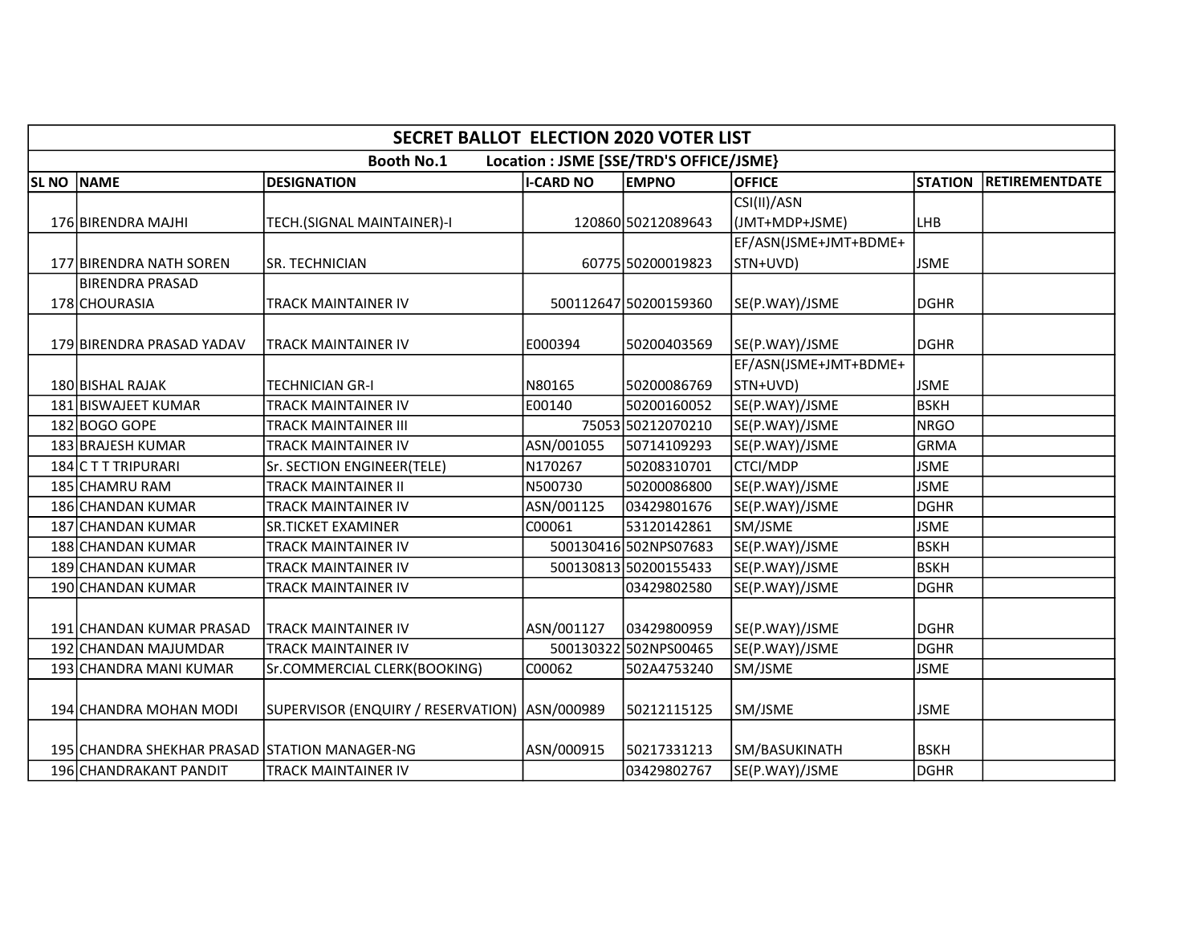| SECRET BALLOT ELECTION 2020 VOTER LIST | | | | | | | |
|---|---|---|---|---|---|---|---|
| Booth No.1 Location : JSME [SSE/TRD'S OFFICE/JSME} | | | | | | | |
| SL NO | NAME | DESIGNATION | I-CARD NO | EMPNO | OFFICE | STATION | RETIREMENTDATE |
| 176 | BIRENDRA MAJHI | TECH.(SIGNAL MAINTAINER)-I | 120860 | 50212089643 | CSI(II)/ASN (JMT+MDP+JSME) | LHB | |
| 177 | BIRENDRA NATH SOREN | SR. TECHNICIAN | 60775 | 50200019823 | EF/ASN(JSME+JMT+BDME+STN+UVD) | JSME | |
| 178 | BIRENDRA PRASAD CHOURASIA | TRACK MAINTAINER IV | 500112647 | 50200159360 | SE(P.WAY)/JSME | DGHR | |
| 179 | BIRENDRA PRASAD YADAV | TRACK MAINTAINER IV | E000394 | 50200403569 | SE(P.WAY)/JSME | DGHR | |
| 180 | BISHAL RAJAK | TECHNICIAN GR-I | N80165 | 50200086769 | EF/ASN(JSME+JMT+BDME+STN+UVD) | JSME | |
| 181 | BISWAJEET KUMAR | TRACK MAINTAINER IV | E00140 | 50200160052 | SE(P.WAY)/JSME | BSKH | |
| 182 | BOGO GOPE | TRACK MAINTAINER III | 75053 | 50212070210 | SE(P.WAY)/JSME | NRGO | |
| 183 | BRAJESH KUMAR | TRACK MAINTAINER IV | ASN/001055 | 50714109293 | SE(P.WAY)/JSME | GRMA | |
| 184 | C T T TRIPURARI | Sr. SECTION ENGINEER(TELE) | N170267 | 50208310701 | CTCI/MDP | JSME | |
| 185 | CHAMRU RAM | TRACK MAINTAINER II | N500730 | 50200086800 | SE(P.WAY)/JSME | JSME | |
| 186 | CHANDAN KUMAR | TRACK MAINTAINER IV | ASN/001125 | 03429801676 | SE(P.WAY)/JSME | DGHR | |
| 187 | CHANDAN KUMAR | SR.TICKET EXAMINER | C00061 | 53120142861 | SM/JSME | JSME | |
| 188 | CHANDAN KUMAR | TRACK MAINTAINER IV | 500130416 | 502NPS07683 | SE(P.WAY)/JSME | BSKH | |
| 189 | CHANDAN KUMAR | TRACK MAINTAINER IV | 500130813 | 50200155433 | SE(P.WAY)/JSME | BSKH | |
| 190 | CHANDAN KUMAR | TRACK MAINTAINER IV | | 03429802580 | SE(P.WAY)/JSME | DGHR | |
| 191 | CHANDAN KUMAR PRASAD | TRACK MAINTAINER IV | ASN/001127 | 03429800959 | SE(P.WAY)/JSME | DGHR | |
| 192 | CHANDAN MAJUMDAR | TRACK MAINTAINER IV | 500130322 | 502NPS00465 | SE(P.WAY)/JSME | DGHR | |
| 193 | CHANDRA MANI KUMAR | Sr.COMMERCIAL CLERK(BOOKING) | C00062 | 502A4753240 | SM/JSME | JSME | |
| 194 | CHANDRA MOHAN MODI | SUPERVISOR (ENQUIRY / RESERVATION) | ASN/000989 | 50212115125 | SM/JSME | JSME | |
| 195 | CHANDRA SHEKHAR PRASAD | STATION MANAGER-NG | ASN/000915 | 50217331213 | SM/BASUKINATH | BSKH | |
| 196 | CHANDRAKANT PANDIT | TRACK MAINTAINER IV | | 03429802767 | SE(P.WAY)/JSME | DGHR | |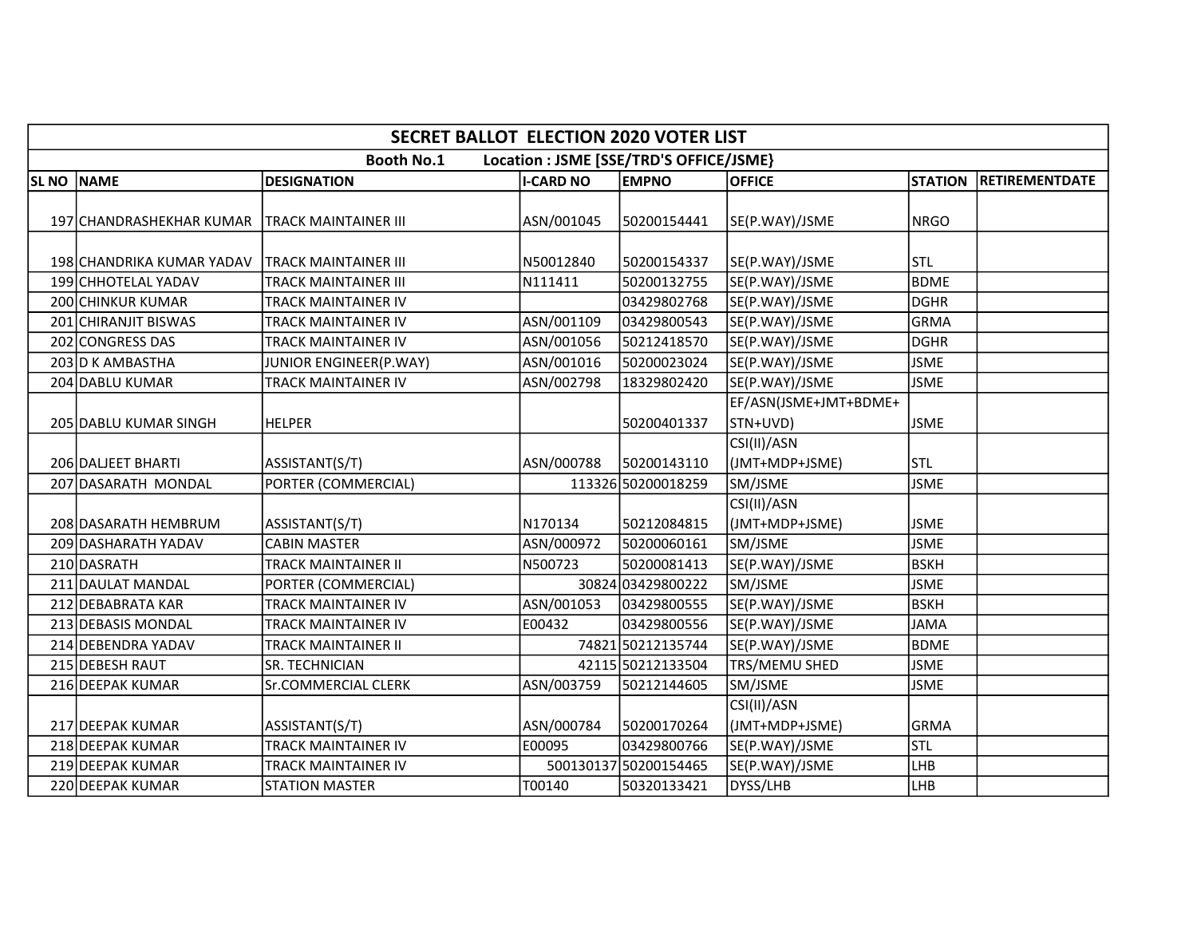| SECRET BALLOT ELECTION 2020 VOTER LIST | | | | | | | |
|---|---|---|---|---|---|---|---|
| Booth No.1 Location : JSME [SSE/TRD'S OFFICE/JSME} | | | | | | | |
| SL NO | NAME | DESIGNATION | I-CARD NO | EMPNO | OFFICE | STATION | RETIREMENTDATE |
| 197 | CHANDRASHEKHAR KUMAR | TRACK MAINTAINER III | ASN/001045 | 50200154441 | SE(P.WAY)/JSME | NRGO | |
| 198 | CHANDRIKA KUMAR YADAV | TRACK MAINTAINER III | N50012840 | 50200154337 | SE(P.WAY)/JSME | STL | |
| 199 | CHHOTELAL YADAV | TRACK MAINTAINER III | N111411 | 50200132755 | SE(P.WAY)/JSME | BDME | |
| 200 | CHINKUR KUMAR | TRACK MAINTAINER IV | | 03429802768 | SE(P.WAY)/JSME | DGHR | |
| 201 | CHIRANJIT BISWAS | TRACK MAINTAINER IV | ASN/001109 | 03429800543 | SE(P.WAY)/JSME | GRMA | |
| 202 | CONGRESS DAS | TRACK MAINTAINER IV | ASN/001056 | 50212418570 | SE(P.WAY)/JSME | DGHR | |
| 203 | D K AMBASTHA | JUNIOR ENGINEER(P.WAY) | ASN/001016 | 50200023024 | SE(P.WAY)/JSME | JSME | |
| 204 | DABLU KUMAR | TRACK MAINTAINER IV | ASN/002798 | 18329802420 | SE(P.WAY)/JSME | JSME | |
| 205 | DABLU KUMAR SINGH | HELPER | | 50200401337 | EF/ASN(JSME+JMT+BDME+STN+UVD) | JSME | |
| 206 | DALJEET BHARTI | ASSISTANT(S/T) | ASN/000788 | 50200143110 | CSI(II)/ASN (JMT+MDP+JSME) | STL | |
| 207 | DASARATH MONDAL | PORTER (COMMERCIAL) | 113326 | 50200018259 | SM/JSME | JSME | |
| 208 | DASARATH HEMBRUM | ASSISTANT(S/T) | N170134 | 50212084815 | CSI(II)/ASN (JMT+MDP+JSME) | JSME | |
| 209 | DASHARATH YADAV | CABIN MASTER | ASN/000972 | 50200060161 | SM/JSME | JSME | |
| 210 | DASRATH | TRACK MAINTAINER II | N500723 | 50200081413 | SE(P.WAY)/JSME | BSKH | |
| 211 | DAULAT MANDAL | PORTER (COMMERCIAL) | 30824 | 03429800222 | SM/JSME | JSME | |
| 212 | DEBABRATA KAR | TRACK MAINTAINER IV | ASN/001053 | 03429800555 | SE(P.WAY)/JSME | BSKH | |
| 213 | DEBASIS MONDAL | TRACK MAINTAINER IV | E00432 | 03429800556 | SE(P.WAY)/JSME | JAMA | |
| 214 | DEBENDRA YADAV | TRACK MAINTAINER II | 74821 | 50212135744 | SE(P.WAY)/JSME | BDME | |
| 215 | DEBESH RAUT | SR. TECHNICIAN | 42115 | 50212133504 | TRS/MEMU SHED | JSME | |
| 216 | DEEPAK KUMAR | Sr.COMMERCIAL CLERK | ASN/003759 | 50212144605 | SM/JSME | JSME | |
| 217 | DEEPAK KUMAR | ASSISTANT(S/T) | ASN/000784 | 50200170264 | CSI(II)/ASN (JMT+MDP+JSME) | GRMA | |
| 218 | DEEPAK KUMAR | TRACK MAINTAINER IV | E00095 | 03429800766 | SE(P.WAY)/JSME | STL | |
| 219 | DEEPAK KUMAR | TRACK MAINTAINER IV | 500130137 | 50200154465 | SE(P.WAY)/JSME | LHB | |
| 220 | DEEPAK KUMAR | STATION MASTER | T00140 | 50320133421 | DYSS/LHB | LHB | |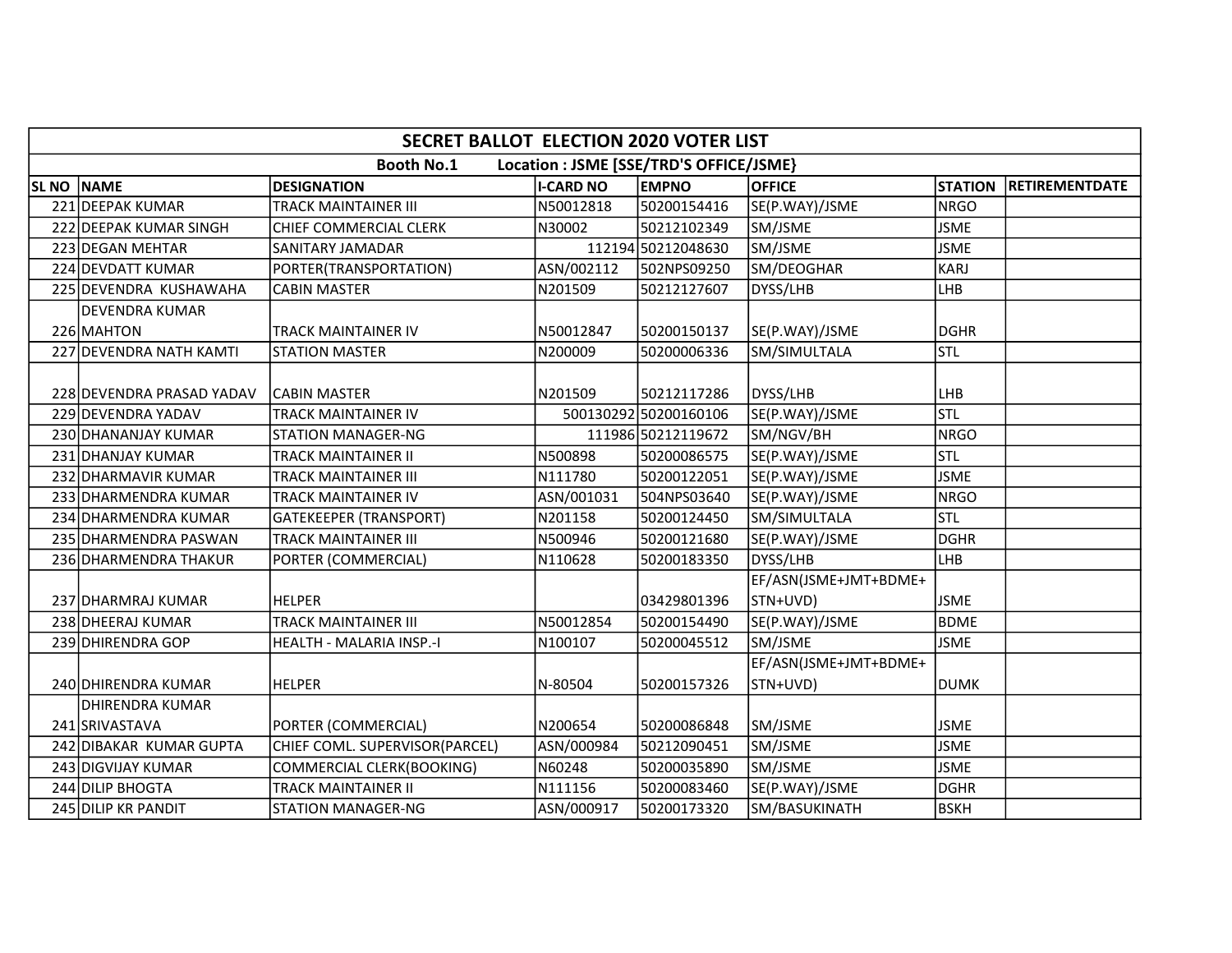| SECRET BALLOT ELECTION 2020 VOTER LIST | | | | | | | |
|---|---|---|---|---|---|---|---|
| Booth No.1 Location : JSME [SSE/TRD'S OFFICE/JSME} | | | | | | | |
| SL NO | NAME | DESIGNATION | I-CARD NO | EMPNO | OFFICE | STATION | RETIREMENTDATE |
| 221 | DEEPAK KUMAR | TRACK MAINTAINER III | N50012818 | 50200154416 | SE(P.WAY)/JSME | NRGO | |
| 222 | DEEPAK KUMAR SINGH | CHIEF COMMERCIAL CLERK | N30002 | 50212102349 | SM/JSME | JSME | |
| 223 | DEGAN MEHTAR | SANITARY JAMADAR | 112194 | 50212048630 | SM/JSME | JSME | |
| 224 | DEVDATT KUMAR | PORTER(TRANSPORTATION) | ASN/002112 | 502NPS09250 | SM/DEOGHAR | KARJ | |
| 225 | DEVENDRA KUSHAWAHA | CABIN MASTER | N201509 | 50212127607 | DYSS/LHB | LHB | |
| 226 | DEVENDRA KUMAR MAHTON | TRACK MAINTAINER IV | N50012847 | 50200150137 | SE(P.WAY)/JSME | DGHR | |
| 227 | DEVENDRA NATH KAMTI | STATION MASTER | N200009 | 50200006336 | SM/SIMULTALA | STL | |
| 228 | DEVENDRA PRASAD YADAV | CABIN MASTER | N201509 | 50212117286 | DYSS/LHB | LHB | |
| 229 | DEVENDRA YADAV | TRACK MAINTAINER IV | 500130292 | 50200160106 | SE(P.WAY)/JSME | STL | |
| 230 | DHANANJAY KUMAR | STATION MANAGER-NG | 111986 | 50212119672 | SM/NGV/BH | NRGO | |
| 231 | DHANJAY KUMAR | TRACK MAINTAINER II | N500898 | 50200086575 | SE(P.WAY)/JSME | STL | |
| 232 | DHARMAVIR KUMAR | TRACK MAINTAINER III | N111780 | 50200122051 | SE(P.WAY)/JSME | JSME | |
| 233 | DHARMENDRA KUMAR | TRACK MAINTAINER IV | ASN/001031 | 504NPS03640 | SE(P.WAY)/JSME | NRGO | |
| 234 | DHARMENDRA KUMAR | GATEKEEPER (TRANSPORT) | N201158 | 50200124450 | SM/SIMULTALA | STL | |
| 235 | DHARMENDRA PASWAN | TRACK MAINTAINER III | N500946 | 50200121680 | SE(P.WAY)/JSME | DGHR | |
| 236 | DHARMENDRA THAKUR | PORTER (COMMERCIAL) | N110628 | 50200183350 | DYSS/LHB | LHB | |
| 237 | DHARMRAJ KUMAR | HELPER | | 03429801396 | EF/ASN(JSME+JMT+BDME+STN+UVD) | JSME | |
| 238 | DHEERAJ KUMAR | TRACK MAINTAINER III | N50012854 | 50200154490 | SE(P.WAY)/JSME | BDME | |
| 239 | DHIRENDRA GOP | HEALTH - MALARIA INSP.-I | N100107 | 50200045512 | SM/JSME | JSME | |
| 240 | DHIRENDRA KUMAR | HELPER | N-80504 | 50200157326 | EF/ASN(JSME+JMT+BDME+STN+UVD) | DUMK | |
| 241 | DHIRENDRA KUMAR SRIVASTAVA | PORTER (COMMERCIAL) | N200654 | 50200086848 | SM/JSME | JSME | |
| 242 | DIBAKAR KUMAR GUPTA | CHIEF COML. SUPERVISOR(PARCEL) | ASN/000984 | 50212090451 | SM/JSME | JSME | |
| 243 | DIGVIJAY KUMAR | COMMERCIAL CLERK(BOOKING) | N60248 | 50200035890 | SM/JSME | JSME | |
| 244 | DILIP BHOGTA | TRACK MAINTAINER II | N111156 | 50200083460 | SE(P.WAY)/JSME | DGHR | |
| 245 | DILIP KR PANDIT | STATION MANAGER-NG | ASN/000917 | 50200173320 | SM/BASUKINATH | BSKH | |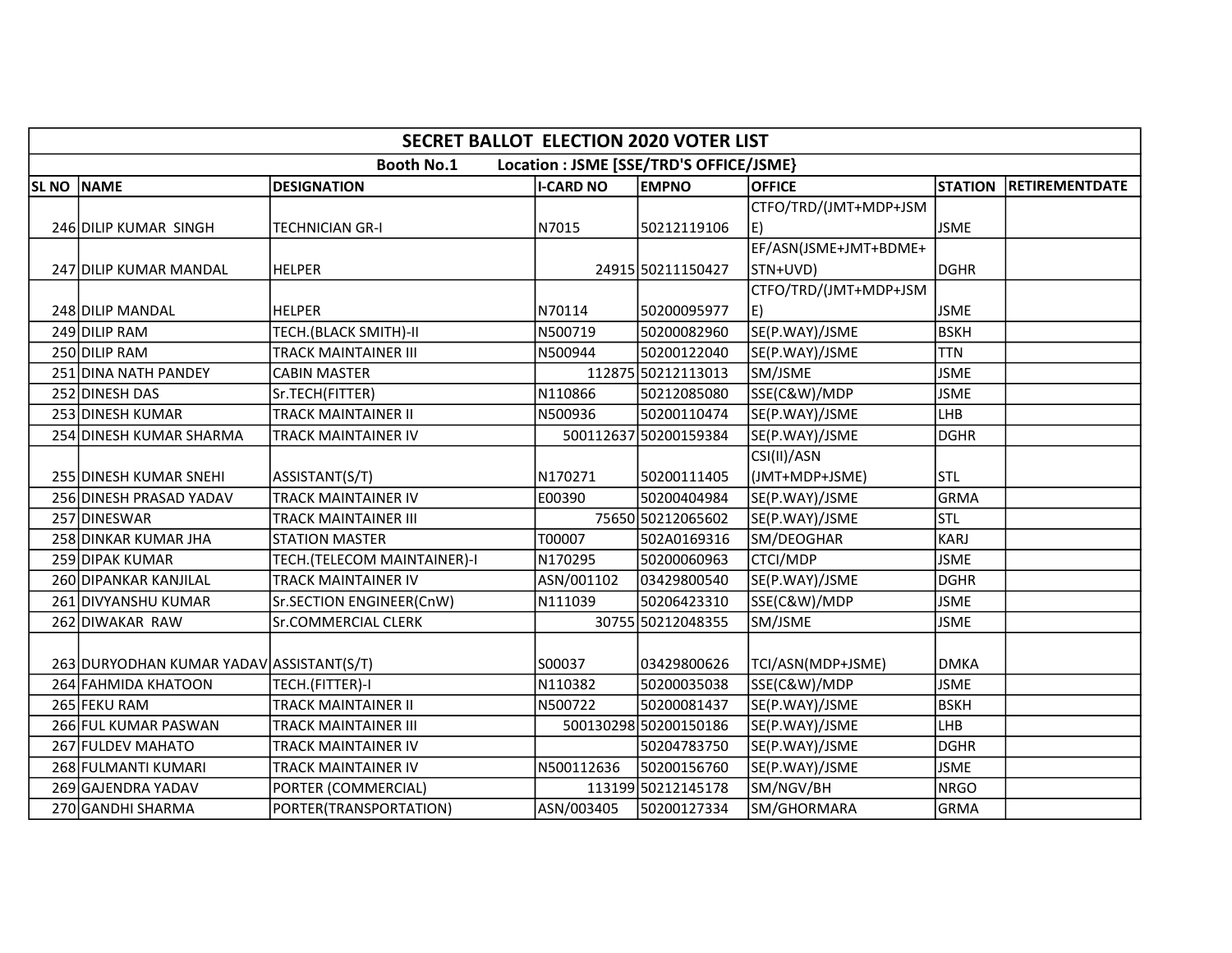# SECRET BALLOT ELECTION 2020 VOTER LIST

**Booth No.1 Location : JSME [SSE/TRD'S OFFICE/JSME}**

| SL NO | NAME | DESIGNATION | I-CARD NO | EMPNO | OFFICE | STATION | RETIREMENTDATE |
|---|---|---|---|---|---|---|---|
| 246 | DILIP KUMAR SINGH | TECHNICIAN GR-I | N7015 | 50212119106 | CTFO/TRD/(JMT+MDP+JSME) | JSME | |
| 247 | DILIP KUMAR MANDAL | HELPER | 24915 | 50211150427 | EF/ASN(JSME+JMT+BDME+STN+UVD) | DGHR | |
| 248 | DILIP MANDAL | HELPER | N70114 | 50200095977 | CTFO/TRD/(JMT+MDP+JSME) | JSME | |
| 249 | DILIP RAM | TECH.(BLACK SMITH)-II | N500719 | 50200082960 | SE(P.WAY)/JSME | BSKH | |
| 250 | DILIP RAM | TRACK MAINTAINER III | N500944 | 50200122040 | SE(P.WAY)/JSME | TTN | |
| 251 | DINA NATH PANDEY | CABIN MASTER | 112875 | 50212113013 | SM/JSME | JSME | |
| 252 | DINESH DAS | Sr.TECH(FITTER) | N110866 | 50212085080 | SSE(C&W)/MDP | JSME | |
| 253 | DINESH KUMAR | TRACK MAINTAINER II | N500936 | 50200110474 | SE(P.WAY)/JSME | LHB | |
| 254 | DINESH KUMAR SHARMA | TRACK MAINTAINER IV | 500112637 | 50200159384 | SE(P.WAY)/JSME | DGHR | |
| 255 | DINESH KUMAR SNEHI | ASSISTANT(S/T) | N170271 | 50200111405 | CSI(II)/ASN (JMT+MDP+JSME) | STL | |
| 256 | DINESH PRASAD YADAV | TRACK MAINTAINER IV | E00390 | 50200404984 | SE(P.WAY)/JSME | GRMA | |
| 257 | DINESWAR | TRACK MAINTAINER III | 75650 | 50212065602 | SE(P.WAY)/JSME | STL | |
| 258 | DINKAR KUMAR JHA | STATION MASTER | T00007 | 502A0169316 | SM/DEOGHAR | KARJ | |
| 259 | DIPAK KUMAR | TECH.(TELECOM MAINTAINER)-I | N170295 | 50200060963 | CTCI/MDP | JSME | |
| 260 | DIPANKAR KANJILAL | TRACK MAINTAINER IV | ASN/001102 | 03429800540 | SE(P.WAY)/JSME | DGHR | |
| 261 | DIVYANSHU KUMAR | Sr.SECTION ENGINEER(CnW) | N111039 | 50206423310 | SSE(C&W)/MDP | JSME | |
| 262 | DIWAKAR RAW | Sr.COMMERCIAL CLERK | 30755 | 50212048355 | SM/JSME | JSME | |
| 263 | DURYODHAN KUMAR YADAV | ASSISTANT(S/T) | S00037 | 03429800626 | TCI/ASN(MDP+JSME) | DMKA | |
| 264 | FAHMIDA KHATOON | TECH.(FITTER)-I | N110382 | 50200035038 | SSE(C&W)/MDP | JSME | |
| 265 | FEKU RAM | TRACK MAINTAINER II | N500722 | 50200081437 | SE(P.WAY)/JSME | BSKH | |
| 266 | FUL KUMAR PASWAN | TRACK MAINTAINER III | 500130298 | 50200150186 | SE(P.WAY)/JSME | LHB | |
| 267 | FULDEV MAHATO | TRACK MAINTAINER IV | | 50204783750 | SE(P.WAY)/JSME | DGHR | |
| 268 | FULMANTI KUMARI | TRACK MAINTAINER IV | N500112636 | 50200156760 | SE(P.WAY)/JSME | JSME | |
| 269 | GAJENDRA YADAV | PORTER (COMMERCIAL) | 113199 | 50212145178 | SM/NGV/BH | NRGO | |
| 270 | GANDHI SHARMA | PORTER(TRANSPORTATION) | ASN/003405 | 50200127334 | SM/GHORMARA | GRMA | |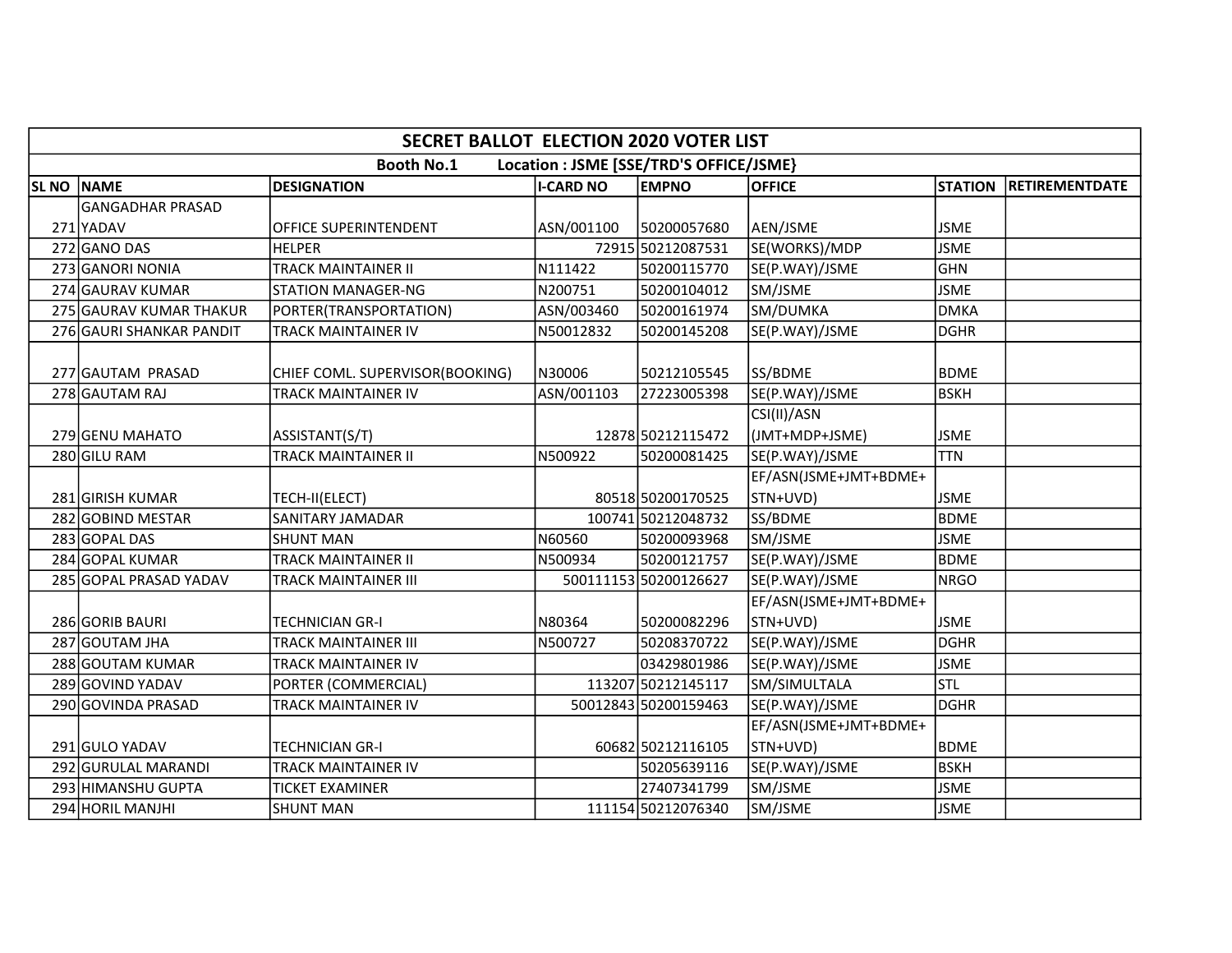| SECRET BALLOT ELECTION 2020 VOTER LIST | | | | | | | |
|---|---|---|---|---|---|---|---|
| Booth No.1 Location : JSME [SSE/TRD'S OFFICE/JSME} | | | | | | | |
| SL NO | NAME | DESIGNATION | I-CARD NO | EMPNO | OFFICE | STATION | RETIREMENTDATE |
| 271 | GANGADHAR PRASAD YADAV | OFFICE SUPERINTENDENT | ASN/001100 | 50200057680 | AEN/JSME | JSME | |
| 272 | GANO DAS | HELPER | 72915 | 50212087531 | SE(WORKS)/MDP | JSME | |
| 273 | GANORI NONIA | TRACK MAINTAINER II | N111422 | 50200115770 | SE(P.WAY)/JSME | GHN | |
| 274 | GAURAV KUMAR | STATION MANAGER-NG | N200751 | 50200104012 | SM/JSME | JSME | |
| 275 | GAURAV KUMAR THAKUR | PORTER(TRANSPORTATION) | ASN/003460 | 50200161974 | SM/DUMKA | DMKA | |
| 276 | GAURI SHANKAR PANDIT | TRACK MAINTAINER IV | N50012832 | 50200145208 | SE(P.WAY)/JSME | DGHR | |
| 277 | GAUTAM PRASAD | CHIEF COML. SUPERVISOR(BOOKING) | N30006 | 50212105545 | SS/BDME | BDME | |
| 278 | GAUTAM RAJ | TRACK MAINTAINER IV | ASN/001103 | 27223005398 | SE(P.WAY)/JSME | BSKH | |
| 279 | GENU MAHATO | ASSISTANT(S/T) | 12878 | 50212115472 | CSI(II)/ASN (JMT+MDP+JSME) | JSME | |
| 280 | GILU RAM | TRACK MAINTAINER II | N500922 | 50200081425 | SE(P.WAY)/JSME | TTN | |
| 281 | GIRISH KUMAR | TECH-II(ELECT) | 80518 | 50200170525 | EF/ASN(JSME+JMT+BDME+STN+UVD) | JSME | |
| 282 | GOBIND MESTAR | SANITARY JAMADAR | 100741 | 50212048732 | SS/BDME | BDME | |
| 283 | GOPAL DAS | SHUNT MAN | N60560 | 50200093968 | SM/JSME | JSME | |
| 284 | GOPAL KUMAR | TRACK MAINTAINER II | N500934 | 50200121757 | SE(P.WAY)/JSME | BDME | |
| 285 | GOPAL PRASAD YADAV | TRACK MAINTAINER III | 500111153 | 50200126627 | SE(P.WAY)/JSME | NRGO | |
| 286 | GORIB BAURI | TECHNICIAN GR-I | N80364 | 50200082296 | EF/ASN(JSME+JMT+BDME+STN+UVD) | JSME | |
| 287 | GOUTAM JHA | TRACK MAINTAINER III | N500727 | 50208370722 | SE(P.WAY)/JSME | DGHR | |
| 288 | GOUTAM KUMAR | TRACK MAINTAINER IV | | 03429801986 | SE(P.WAY)/JSME | JSME | |
| 289 | GOVIND YADAV | PORTER (COMMERCIAL) | 113207 | 50212145117 | SM/SIMULTALA | STL | |
| 290 | GOVINDA PRASAD | TRACK MAINTAINER IV | 50012843 | 50200159463 | SE(P.WAY)/JSME | DGHR | |
| 291 | GULO YADAV | TECHNICIAN GR-I | 60682 | 50212116105 | EF/ASN(JSME+JMT+BDME+STN+UVD) | BDME | |
| 292 | GURULAL MARANDI | TRACK MAINTAINER IV | | 50205639116 | SE(P.WAY)/JSME | BSKH | |
| 293 | HIMANSHU GUPTA | TICKET EXAMINER | | 27407341799 | SM/JSME | JSME | |
| 294 | HORIL MANJHI | SHUNT MAN | 111154 | 50212076340 | SM/JSME | JSME | |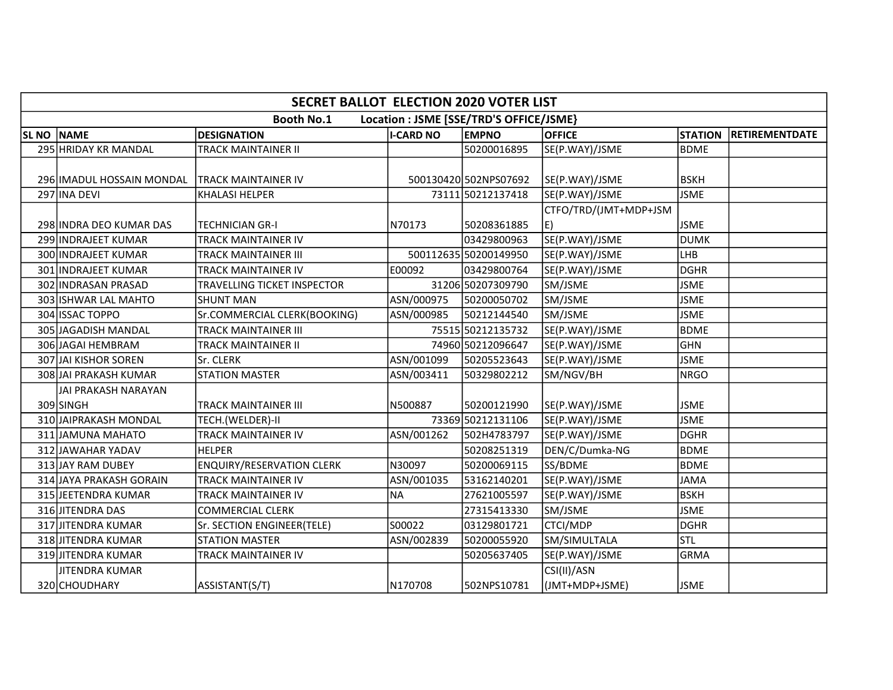| SECRET BALLOT ELECTION 2020 VOTER LIST | | | | | | | |
|---|---|---|---|---|---|---|---|
| Booth No.1 Location : JSME [SSE/TRD'S OFFICE/JSME} | | | | | | | |
| **SL NO** | **NAME** | **DESIGNATION** | **I-CARD NO** | **EMPNO** | **OFFICE** | **STATION** | **RETIREMENTDATE** |
| 295 | HRIDAY KR MANDAL | TRACK MAINTAINER II | | 50200016895 | SE(P.WAY)/JSME | BDME | |
| 296 | IMADUL HOSSAIN MONDAL | TRACK MAINTAINER IV | 500130420 | 502NPS07692 | SE(P.WAY)/JSME | BSKH | |
| 297 | INA DEVI | KHALASI HELPER | 73111 | 50212137418 | SE(P.WAY)/JSME | JSME | |
| 298 | INDRA DEO KUMAR DAS | TECHNICIAN GR-I | N70173 | 50208361885 | CTFO/TRD/(JMT+MDP+JSME) | JSME | |
| 299 | INDRAJEET KUMAR | TRACK MAINTAINER IV | | 03429800963 | SE(P.WAY)/JSME | DUMK | |
| 300 | INDRAJEET KUMAR | TRACK MAINTAINER III | 500112635 | 50200149950 | SE(P.WAY)/JSME | LHB | |
| 301 | INDRAJEET KUMAR | TRACK MAINTAINER IV | E00092 | 03429800764 | SE(P.WAY)/JSME | DGHR | |
| 302 | INDRASAN PRASAD | TRAVELLING TICKET INSPECTOR | 31206 | 50207309790 | SM/JSME | JSME | |
| 303 | ISHWAR LAL MAHTO | SHUNT MAN | ASN/000975 | 50200050702 | SM/JSME | JSME | |
| 304 | ISSAC TOPPO | Sr.COMMERCIAL CLERK(BOOKING) | ASN/000985 | 50212144540 | SM/JSME | JSME | |
| 305 | JAGADISH MANDAL | TRACK MAINTAINER III | 75515 | 50212135732 | SE(P.WAY)/JSME | BDME | |
| 306 | JAGAI HEMBRAM | TRACK MAINTAINER II | 74960 | 50212096647 | SE(P.WAY)/JSME | GHN | |
| 307 | JAI KISHOR SOREN | Sr. CLERK | ASN/001099 | 50205523643 | SE(P.WAY)/JSME | JSME | |
| 308 | JAI PRAKASH KUMAR | STATION MASTER | ASN/003411 | 50329802212 | SM/NGV/BH | NRGO | |
| 309 | JAI PRAKASH NARAYAN SINGH | TRACK MAINTAINER III | N500887 | 50200121990 | SE(P.WAY)/JSME | JSME | |
| 310 | JAIPRAKASH MONDAL | TECH.(WELDER)-II | 73369 | 50212131106 | SE(P.WAY)/JSME | JSME | |
| 311 | JAMUNA MAHATO | TRACK MAINTAINER IV | ASN/001262 | 502H4783797 | SE(P.WAY)/JSME | DGHR | |
| 312 | JAWAHAR YADAV | HELPER | | 50208251319 | DEN/C/Dumka-NG | BDME | |
| 313 | JAY RAM DUBEY | ENQUIRY/RESERVATION CLERK | N30097 | 50200069115 | SS/BDME | BDME | |
| 314 | JAYA PRAKASH GORAIN | TRACK MAINTAINER IV | ASN/001035 | 53162140201 | SE(P.WAY)/JSME | JAMA | |
| 315 | JEETENDRA KUMAR | TRACK MAINTAINER IV | NA | 27621005597 | SE(P.WAY)/JSME | BSKH | |
| 316 | JITENDRA DAS | COMMERCIAL CLERK | | 27315413330 | SM/JSME | JSME | |
| 317 | JITENDRA KUMAR | Sr. SECTION ENGINEER(TELE) | S00022 | 03129801721 | CTCI/MDP | DGHR | |
| 318 | JITENDRA KUMAR | STATION MASTER | ASN/002839 | 50200055920 | SM/SIMULTALA | STL | |
| 319 | JITENDRA KUMAR | TRACK MAINTAINER IV | | 50205637405 | SE(P.WAY)/JSME | GRMA | |
| 320 | JITENDRA KUMAR CHOUDHARY | ASSISTANT(S/T) | N170708 | 502NPS10781 | CSI(II)/ASN (JMT+MDP+JSME) | JSME | |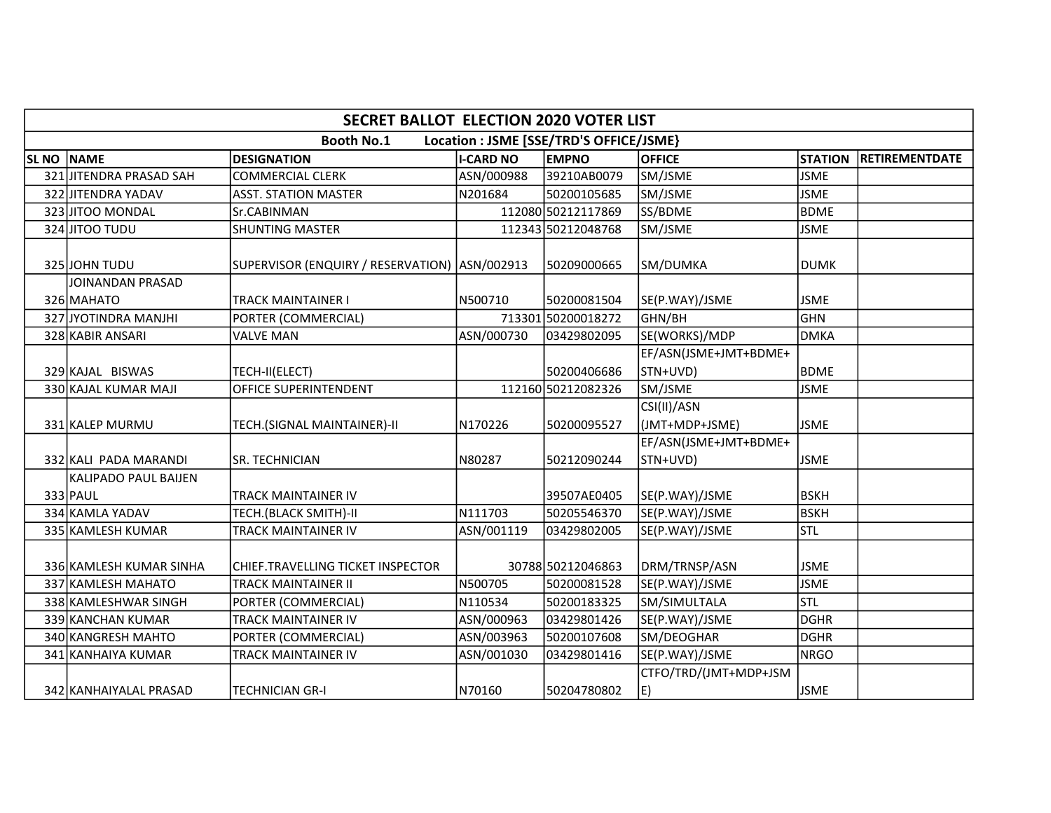| SECRET BALLOT ELECTION 2020 VOTER LIST | | | | | | | |
|---|---|---|---|---|---|---|---|
| Booth No.1 Location : JSME [SSE/TRD'S OFFICE/JSME} | | | | | | | |
| SL NO | NAME | DESIGNATION | I-CARD NO | EMPNO | OFFICE | STATION | RETIREMENTDATE |
| 321 | JITENDRA PRASAD SAH | COMMERCIAL CLERK | ASN/000988 | 39210AB0079 | SM/JSME | JSME | |
| 322 | JITENDRA YADAV | ASST. STATION MASTER | N201684 | 50200105685 | SM/JSME | JSME | |
| 323 | JITOO MONDAL | Sr.CABINMAN | 112080 | 50212117869 | SS/BDME | BDME | |
| 324 | JITOO TUDU | SHUNTING MASTER | 112343 | 50212048768 | SM/JSME | JSME | |
| 325 | JOHN TUDU | SUPERVISOR (ENQUIRY / RESERVATION) | ASN/002913 | 50209000665 | SM/DUMKA | DUMK | |
| 326 | JOINANDAN PRASAD MAHATO | TRACK MAINTAINER I | N500710 | 50200081504 | SE(P.WAY)/JSME | JSME | |
| 327 | JYOTINDRA MANJHI | PORTER (COMMERCIAL) | 713301 | 50200018272 | GHN/BH | GHN | |
| 328 | KABIR ANSARI | VALVE MAN | ASN/000730 | 03429802095 | SE(WORKS)/MDP | DMKA | |
| 329 | KAJAL BISWAS | TECH-II(ELECT) | | 50200406686 | EF/ASN(JSME+JMT+BDME+STN+UVD) | BDME | |
| 330 | KAJAL KUMAR MAJI | OFFICE SUPERINTENDENT | 112160 | 50212082326 | SM/JSME | JSME | |
| 331 | KALEP MURMU | TECH.(SIGNAL MAINTAINER)-II | N170226 | 50200095527 | CSI(II)/ASN (JMT+MDP+JSME) | JSME | |
| 332 | KALI PADA MARANDI | SR. TECHNICIAN | N80287 | 50212090244 | EF/ASN(JSME+JMT+BDME+STN+UVD) | JSME | |
| 333 | KALIPADO PAUL BAIJEN PAUL | TRACK MAINTAINER IV | | 39507AE0405 | SE(P.WAY)/JSME | BSKH | |
| 334 | KAMLA YADAV | TECH.(BLACK SMITH)-II | N111703 | 50205546370 | SE(P.WAY)/JSME | BSKH | |
| 335 | KAMLESH KUMAR | TRACK MAINTAINER IV | ASN/001119 | 03429802005 | SE(P.WAY)/JSME | STL | |
| 336 | KAMLESH KUMAR SINHA | CHIEF.TRAVELLING TICKET INSPECTOR | 30788 | 50212046863 | DRM/TRNSP/ASN | JSME | |
| 337 | KAMLESH MAHATO | TRACK MAINTAINER II | N500705 | 50200081528 | SE(P.WAY)/JSME | JSME | |
| 338 | KAMLESHWAR SINGH | PORTER (COMMERCIAL) | N110534 | 50200183325 | SM/SIMULTALA | STL | |
| 339 | KANCHAN KUMAR | TRACK MAINTAINER IV | ASN/000963 | 03429801426 | SE(P.WAY)/JSME | DGHR | |
| 340 | KANGRESH MAHTO | PORTER (COMMERCIAL) | ASN/003963 | 50200107608 | SM/DEOGHAR | DGHR | |
| 341 | KANHAIYA KUMAR | TRACK MAINTAINER IV | ASN/001030 | 03429801416 | SE(P.WAY)/JSME | NRGO | |
| 342 | KANHAIYALAL PRASAD | TECHNICIAN GR-I | N70160 | 50204780802 | CTFO/TRD/(JMT+MDP+JSME) | JSME | |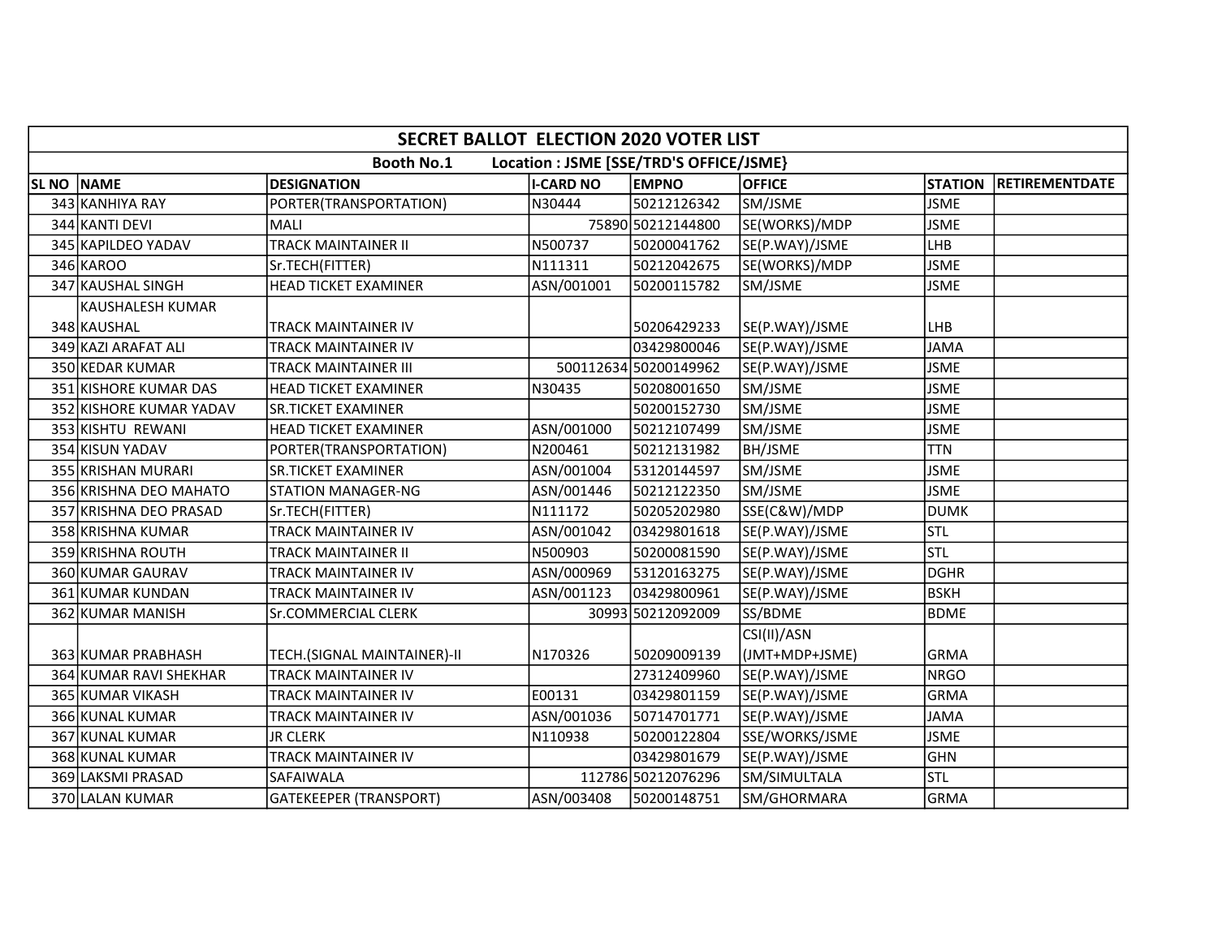# SECRET BALLOT ELECTION 2020 VOTER LIST

**Booth No.1 Location : JSME [SSE/TRD'S OFFICE/JSME}**

| SL NO | NAME | DESIGNATION | I-CARD NO | EMPNO | OFFICE | STATION | RETIREMENTDATE |
|---|---|---|---|---|---|---|---|
| 343 | KANHIYA RAY | PORTER(TRANSPORTATION) | N30444 | 50212126342 | SM/JSME | JSME | |
| 344 | KANTI DEVI | MALI | 75890 | 50212144800 | SE(WORKS)/MDP | JSME | |
| 345 | KAPILDEO YADAV | TRACK MAINTAINER II | N500737 | 50200041762 | SE(P.WAY)/JSME | LHB | |
| 346 | KAROO | Sr.TECH(FITTER) | N111311 | 50212042675 | SE(WORKS)/MDP | JSME | |
| 347 | KAUSHAL SINGH | HEAD TICKET EXAMINER | ASN/001001 | 50200115782 | SM/JSME | JSME | |
| 348 | KAUSHALESH KUMAR KAUSHAL | TRACK MAINTAINER IV | | 50206429233 | SE(P.WAY)/JSME | LHB | |
| 349 | KAZI ARAFAT ALI | TRACK MAINTAINER IV | | 03429800046 | SE(P.WAY)/JSME | JAMA | |
| 350 | KEDAR KUMAR | TRACK MAINTAINER III | 500112634 | 50200149962 | SE(P.WAY)/JSME | JSME | |
| 351 | KISHORE KUMAR DAS | HEAD TICKET EXAMINER | N30435 | 50208001650 | SM/JSME | JSME | |
| 352 | KISHORE KUMAR YADAV | SR.TICKET EXAMINER | | 50200152730 | SM/JSME | JSME | |
| 353 | KISHTU REWANI | HEAD TICKET EXAMINER | ASN/001000 | 50212107499 | SM/JSME | JSME | |
| 354 | KISUN YADAV | PORTER(TRANSPORTATION) | N200461 | 50212131982 | BH/JSME | TTN | |
| 355 | KRISHAN MURARI | SR.TICKET EXAMINER | ASN/001004 | 53120144597 | SM/JSME | JSME | |
| 356 | KRISHNA DEO MAHATO | STATION MANAGER-NG | ASN/001446 | 50212122350 | SM/JSME | JSME | |
| 357 | KRISHNA DEO PRASAD | Sr.TECH(FITTER) | N111172 | 50205202980 | SSE(C&W)/MDP | DUMK | |
| 358 | KRISHNA KUMAR | TRACK MAINTAINER IV | ASN/001042 | 03429801618 | SE(P.WAY)/JSME | STL | |
| 359 | KRISHNA ROUTH | TRACK MAINTAINER II | N500903 | 50200081590 | SE(P.WAY)/JSME | STL | |
| 360 | KUMAR GAURAV | TRACK MAINTAINER IV | ASN/000969 | 53120163275 | SE(P.WAY)/JSME | DGHR | |
| 361 | KUMAR KUNDAN | TRACK MAINTAINER IV | ASN/001123 | 03429800961 | SE(P.WAY)/JSME | BSKH | |
| 362 | KUMAR MANISH | Sr.COMMERCIAL CLERK | 30993 | 50212092009 | SS/BDME | BDME | |
| 363 | KUMAR PRABHASH | TECH.(SIGNAL MAINTAINER)-II | N170326 | 50209009139 | CSI(II)/ASN (JMT+MDP+JSME) | GRMA | |
| 364 | KUMAR RAVI SHEKHAR | TRACK MAINTAINER IV | | 27312409960 | SE(P.WAY)/JSME | NRGO | |
| 365 | KUMAR VIKASH | TRACK MAINTAINER IV | E00131 | 03429801159 | SE(P.WAY)/JSME | GRMA | |
| 366 | KUNAL KUMAR | TRACK MAINTAINER IV | ASN/001036 | 50714701771 | SE(P.WAY)/JSME | JAMA | |
| 367 | KUNAL KUMAR | JR CLERK | N110938 | 50200122804 | SSE/WORKS/JSME | JSME | |
| 368 | KUNAL KUMAR | TRACK MAINTAINER IV | | 03429801679 | SE(P.WAY)/JSME | GHN | |
| 369 | LAKSMI PRASAD | SAFAIWALA | 112786 | 50212076296 | SM/SIMULTALA | STL | |
| 370 | LALAN KUMAR | GATEKEEPER (TRANSPORT) | ASN/003408 | 50200148751 | SM/GHORMARA | GRMA | |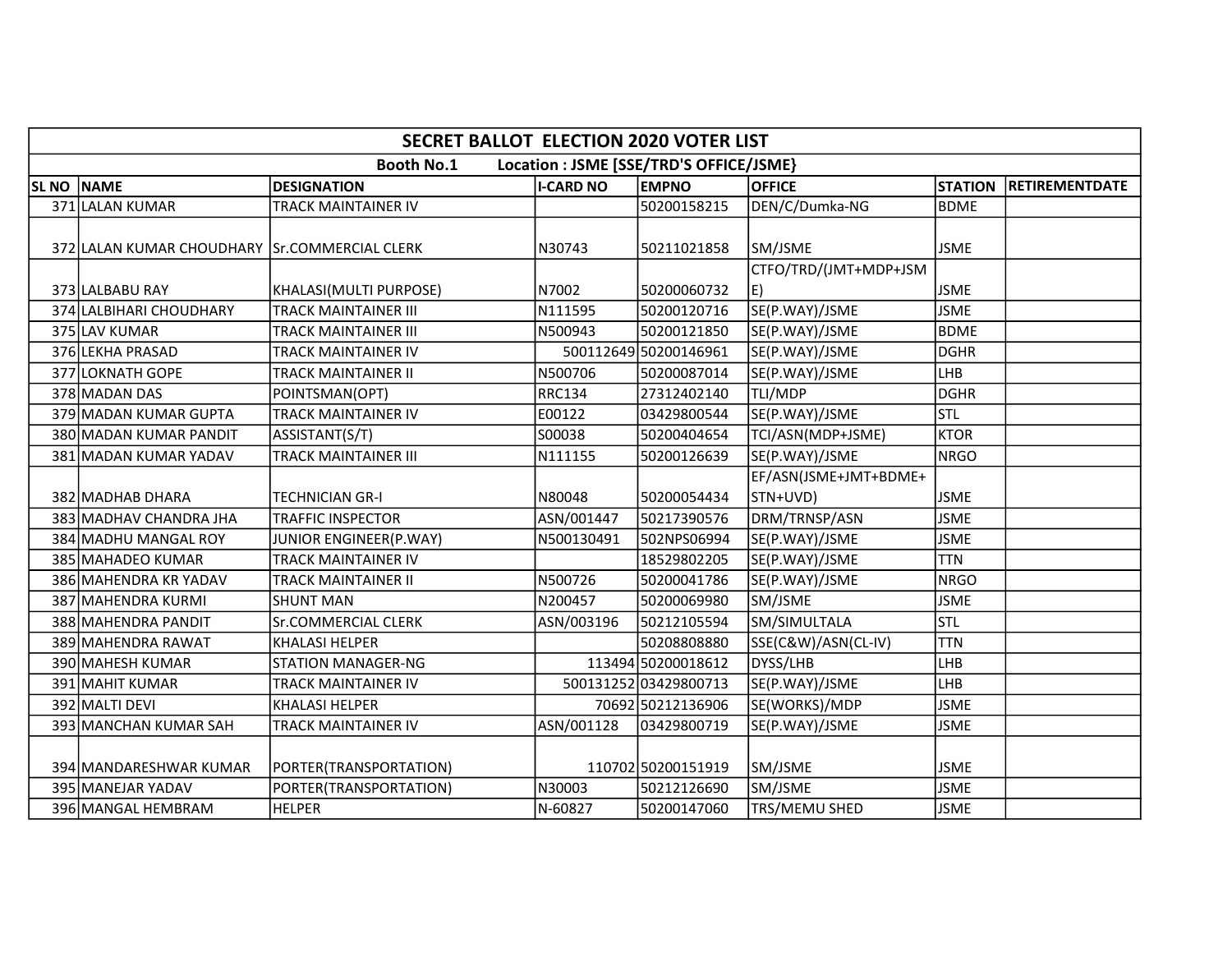| SECRET BALLOT ELECTION 2020 VOTER LIST | | | | | | | |
|---|---|---|---|---|---|---|---|
| Booth No.1 Location : JSME [SSE/TRD'S OFFICE/JSME} | | | | | | | |
| SL NO | NAME | DESIGNATION | I-CARD NO | EMPNO | OFFICE | STATION | RETIREMENTDATE |
| 371 | LALAN KUMAR | TRACK MAINTAINER IV | | 50200158215 | DEN/C/Dumka-NG | BDME | |
| 372 | LALAN KUMAR CHOUDHARY | Sr.COMMERCIAL CLERK | N30743 | 50211021858 | SM/JSME | JSME | |
| 373 | LALBABU RAY | KHALASI(MULTI PURPOSE) | N7002 | 50200060732 | CTFO/TRD/(JMT+MDP+JSME) | JSME | |
| 374 | LALBIHARI CHOUDHARY | TRACK MAINTAINER III | N111595 | 50200120716 | SE(P.WAY)/JSME | JSME | |
| 375 | LAV KUMAR | TRACK MAINTAINER III | N500943 | 50200121850 | SE(P.WAY)/JSME | BDME | |
| 376 | LEKHA PRASAD | TRACK MAINTAINER IV | 500112649 | 50200146961 | SE(P.WAY)/JSME | DGHR | |
| 377 | LOKNATH GOPE | TRACK MAINTAINER II | N500706 | 50200087014 | SE(P.WAY)/JSME | LHB | |
| 378 | MADAN DAS | POINTSMAN(OPT) | RRC134 | 27312402140 | TLI/MDP | DGHR | |
| 379 | MADAN KUMAR GUPTA | TRACK MAINTAINER IV | E00122 | 03429800544 | SE(P.WAY)/JSME | STL | |
| 380 | MADAN KUMAR PANDIT | ASSISTANT(S/T) | S00038 | 50200404654 | TCI/ASN(MDP+JSME) | KTOR | |
| 381 | MADAN KUMAR YADAV | TRACK MAINTAINER III | N111155 | 50200126639 | SE(P.WAY)/JSME | NRGO | |
| 382 | MADHAB DHARA | TECHNICIAN GR-I | N80048 | 50200054434 | EF/ASN(JSME+JMT+BDME+STN+UVD) | JSME | |
| 383 | MADHAV CHANDRA JHA | TRAFFIC INSPECTOR | ASN/001447 | 50217390576 | DRM/TRNSP/ASN | JSME | |
| 384 | MADHU MANGAL ROY | JUNIOR ENGINEER(P.WAY) | N500130491 | 502NPS06994 | SE(P.WAY)/JSME | JSME | |
| 385 | MAHADEO KUMAR | TRACK MAINTAINER IV | | 18529802205 | SE(P.WAY)/JSME | TTN | |
| 386 | MAHENDRA KR YADAV | TRACK MAINTAINER II | N500726 | 50200041786 | SE(P.WAY)/JSME | NRGO | |
| 387 | MAHENDRA KURMI | SHUNT MAN | N200457 | 50200069980 | SM/JSME | JSME | |
| 388 | MAHENDRA PANDIT | Sr.COMMERCIAL CLERK | ASN/003196 | 50212105594 | SM/SIMULTALA | STL | |
| 389 | MAHENDRA RAWAT | KHALASI HELPER | | 50208808880 | SSE(C&W)/ASN(CL-IV) | TTN | |
| 390 | MAHESH KUMAR | STATION MANAGER-NG | 113494 | 50200018612 | DYSS/LHB | LHB | |
| 391 | MAHIT KUMAR | TRACK MAINTAINER IV | 500131252 | 03429800713 | SE(P.WAY)/JSME | LHB | |
| 392 | MALTI DEVI | KHALASI HELPER | 70692 | 50212136906 | SE(WORKS)/MDP | JSME | |
| 393 | MANCHAN KUMAR SAH | TRACK MAINTAINER IV | ASN/001128 | 03429800719 | SE(P.WAY)/JSME | JSME | |
| 394 | MANDARESHWAR KUMAR | PORTER(TRANSPORTATION) | 110702 | 50200151919 | SM/JSME | JSME | |
| 395 | MANEJAR YADAV | PORTER(TRANSPORTATION) | N30003 | 50212126690 | SM/JSME | JSME | |
| 396 | MANGAL HEMBRAM | HELPER | N-60827 | 50200147060 | TRS/MEMU SHED | JSME | |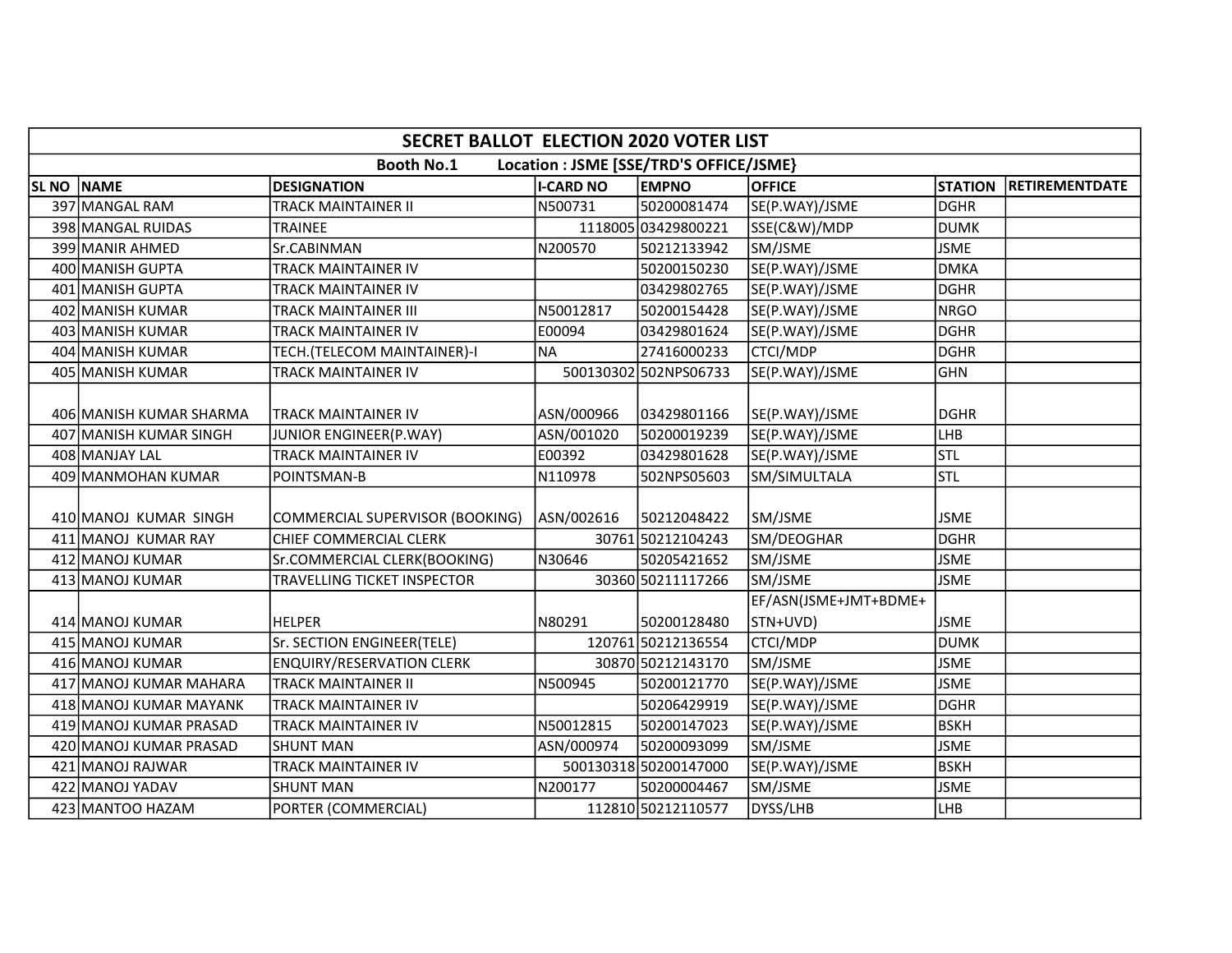# SECRET BALLOT ELECTION 2020 VOTER LIST

**Booth No.1 Location : JSME [SSE/TRD'S OFFICE/JSME}**

| SL NO | NAME | DESIGNATION | I-CARD NO | EMPNO | OFFICE | STATION | RETIREMENTDATE |
|---|---|---|---|---|---|---|---|
| 397 | MANGAL RAM | TRACK MAINTAINER II | N500731 | 50200081474 | SE(P.WAY)/JSME | DGHR | |
| 398 | MANGAL RUIDAS | TRAINEE | 1118005 | 03429800221 | SSE(C&W)/MDP | DUMK | |
| 399 | MANIR AHMED | Sr.CABINMAN | N200570 | 50212133942 | SM/JSME | JSME | |
| 400 | MANISH GUPTA | TRACK MAINTAINER IV | | 50200150230 | SE(P.WAY)/JSME | DMKA | |
| 401 | MANISH GUPTA | TRACK MAINTAINER IV | | 03429802765 | SE(P.WAY)/JSME | DGHR | |
| 402 | MANISH KUMAR | TRACK MAINTAINER III | N50012817 | 50200154428 | SE(P.WAY)/JSME | NRGO | |
| 403 | MANISH KUMAR | TRACK MAINTAINER IV | E00094 | 03429801624 | SE(P.WAY)/JSME | DGHR | |
| 404 | MANISH KUMAR | TECH.(TELECOM MAINTAINER)-I | NA | 27416000233 | CTCI/MDP | DGHR | |
| 405 | MANISH KUMAR | TRACK MAINTAINER IV | 500130302 | 502NPS06733 | SE(P.WAY)/JSME | GHN | |
| 406 | MANISH KUMAR SHARMA | TRACK MAINTAINER IV | ASN/000966 | 03429801166 | SE(P.WAY)/JSME | DGHR | |
| 407 | MANISH KUMAR SINGH | JUNIOR ENGINEER(P.WAY) | ASN/001020 | 50200019239 | SE(P.WAY)/JSME | LHB | |
| 408 | MANJAY LAL | TRACK MAINTAINER IV | E00392 | 03429801628 | SE(P.WAY)/JSME | STL | |
| 409 | MANMOHAN KUMAR | POINTSMAN-B | N110978 | 502NPS05603 | SM/SIMULTALA | STL | |
| 410 | MANOJ KUMAR SINGH | COMMERCIAL SUPERVISOR (BOOKING) | ASN/002616 | 50212048422 | SM/JSME | JSME | |
| 411 | MANOJ KUMAR RAY | CHIEF COMMERCIAL CLERK | 30761 | 50212104243 | SM/DEOGHAR | DGHR | |
| 412 | MANOJ KUMAR | Sr.COMMERCIAL CLERK(BOOKING) | N30646 | 50205421652 | SM/JSME | JSME | |
| 413 | MANOJ KUMAR | TRAVELLING TICKET INSPECTOR | 30360 | 50211117266 | SM/JSME | JSME | |
| 414 | MANOJ KUMAR | HELPER | N80291 | 50200128480 | EF/ASN(JSME+JMT+BDME+STN+UVD) | JSME | |
| 415 | MANOJ KUMAR | Sr. SECTION ENGINEER(TELE) | 120761 | 50212136554 | CTCI/MDP | DUMK | |
| 416 | MANOJ KUMAR | ENQUIRY/RESERVATION CLERK | 30870 | 50212143170 | SM/JSME | JSME | |
| 417 | MANOJ KUMAR MAHARA | TRACK MAINTAINER II | N500945 | 50200121770 | SE(P.WAY)/JSME | JSME | |
| 418 | MANOJ KUMAR MAYANK | TRACK MAINTAINER IV | | 50206429919 | SE(P.WAY)/JSME | DGHR | |
| 419 | MANOJ KUMAR PRASAD | TRACK MAINTAINER IV | N50012815 | 50200147023 | SE(P.WAY)/JSME | BSKH | |
| 420 | MANOJ KUMAR PRASAD | SHUNT MAN | ASN/000974 | 50200093099 | SM/JSME | JSME | |
| 421 | MANOJ RAJWAR | TRACK MAINTAINER IV | 500130318 | 50200147000 | SE(P.WAY)/JSME | BSKH | |
| 422 | MANOJ YADAV | SHUNT MAN | N200177 | 50200004467 | SM/JSME | JSME | |
| 423 | MANTOO HAZAM | PORTER (COMMERCIAL) | 112810 | 50212110577 | DYSS/LHB | LHB | |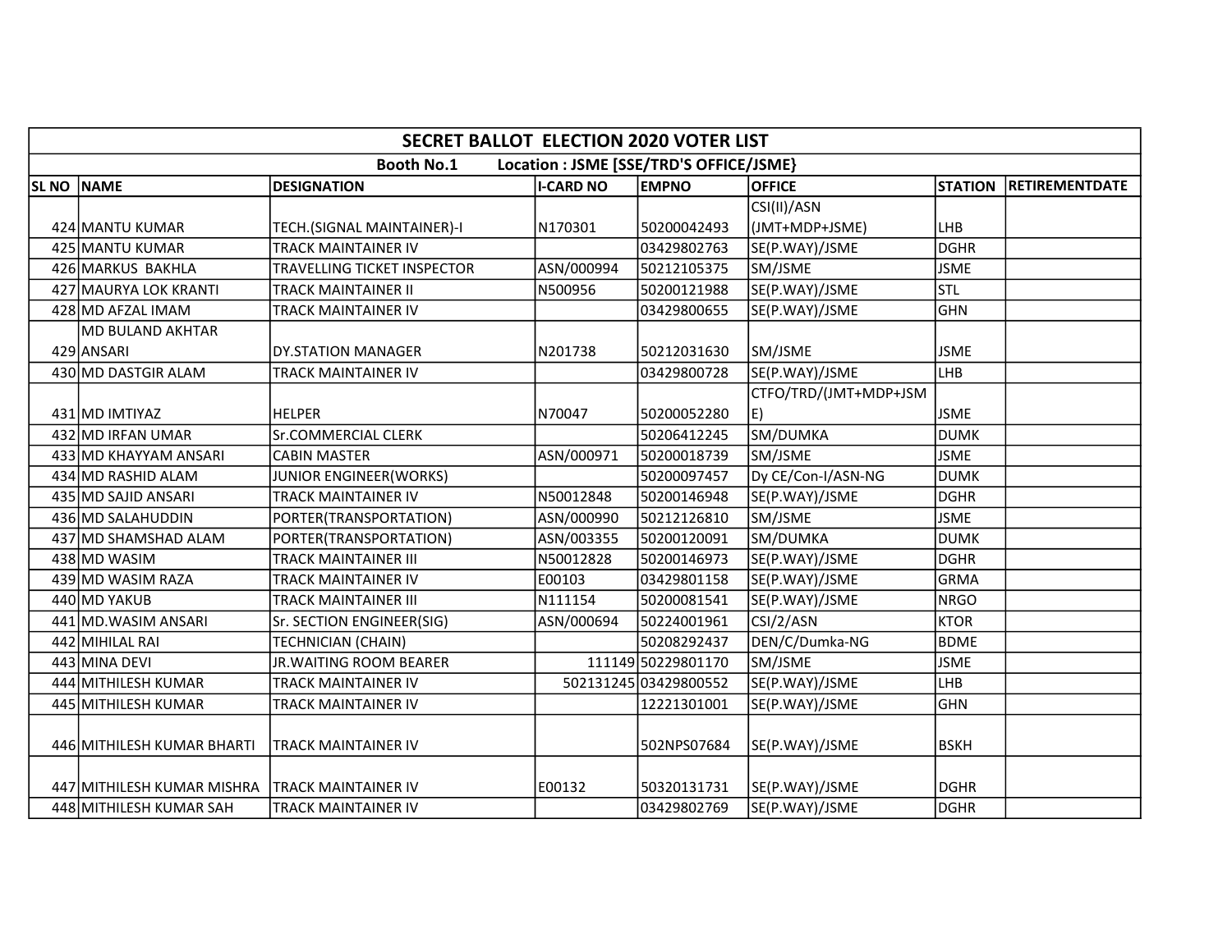| SECRET BALLOT ELECTION 2020 VOTER LIST | | | | | | | |
|---|---|---|---|---|---|---|---|
| Booth No.1 Location : JSME [SSE/TRD'S OFFICE/JSME} | | | | | | | |
| SL NO | NAME | DESIGNATION | I-CARD NO | EMPNO | OFFICE | STATION | RETIREMENTDATE |
| 424 | MANTU KUMAR | TECH.(SIGNAL MAINTAINER)-I | N170301 | 50200042493 | CSI(II)/ASN (JMT+MDP+JSME) | LHB | |
| 425 | MANTU KUMAR | TRACK MAINTAINER IV | | 03429802763 | SE(P.WAY)/JSME | DGHR | |
| 426 | MARKUS BAKHLA | TRAVELLING TICKET INSPECTOR | ASN/000994 | 50212105375 | SM/JSME | JSME | |
| 427 | MAURYA LOK KRANTI | TRACK MAINTAINER II | N500956 | 50200121988 | SE(P.WAY)/JSME | STL | |
| 428 | MD AFZAL IMAM | TRACK MAINTAINER IV | | 03429800655 | SE(P.WAY)/JSME | GHN | |
| 429 | MD BULAND AKHTAR ANSARI | DY.STATION MANAGER | N201738 | 50212031630 | SM/JSME | JSME | |
| 430 | MD DASTGIR ALAM | TRACK MAINTAINER IV | | 03429800728 | SE(P.WAY)/JSME | LHB | |
| 431 | MD IMTIYAZ | HELPER | N70047 | 50200052280 | CTFO/TRD/(JMT+MDP+JSME) | JSME | |
| 432 | MD IRFAN UMAR | Sr.COMMERCIAL CLERK | | 50206412245 | SM/DUMKA | DUMK | |
| 433 | MD KHAYYAM ANSARI | CABIN MASTER | ASN/000971 | 50200018739 | SM/JSME | JSME | |
| 434 | MD RASHID ALAM | JUNIOR ENGINEER(WORKS) | | 50200097457 | Dy CE/Con-I/ASN-NG | DUMK | |
| 435 | MD SAJID ANSARI | TRACK MAINTAINER IV | N50012848 | 50200146948 | SE(P.WAY)/JSME | DGHR | |
| 436 | MD SALAHUDDIN | PORTER(TRANSPORTATION) | ASN/000990 | 50212126810 | SM/JSME | JSME | |
| 437 | MD SHAMSHAD ALAM | PORTER(TRANSPORTATION) | ASN/003355 | 50200120091 | SM/DUMKA | DUMK | |
| 438 | MD WASIM | TRACK MAINTAINER III | N50012828 | 50200146973 | SE(P.WAY)/JSME | DGHR | |
| 439 | MD WASIM RAZA | TRACK MAINTAINER IV | E00103 | 03429801158 | SE(P.WAY)/JSME | GRMA | |
| 440 | MD YAKUB | TRACK MAINTAINER III | N111154 | 50200081541 | SE(P.WAY)/JSME | NRGO | |
| 441 | MD.WASIM ANSARI | Sr. SECTION ENGINEER(SIG) | ASN/000694 | 50224001961 | CSI/2/ASN | KTOR | |
| 442 | MIHILAL RAI | TECHNICIAN (CHAIN) | | 50208292437 | DEN/C/Dumka-NG | BDME | |
| 443 | MINA DEVI | JR.WAITING ROOM BEARER | 111149 | 50229801170 | SM/JSME | JSME | |
| 444 | MITHILESH KUMAR | TRACK MAINTAINER IV | 502131245 | 03429800552 | SE(P.WAY)/JSME | LHB | |
| 445 | MITHILESH KUMAR | TRACK MAINTAINER IV | | 12221301001 | SE(P.WAY)/JSME | GHN | |
| 446 | MITHILESH KUMAR BHARTI | TRACK MAINTAINER IV | | 502NPS07684 | SE(P.WAY)/JSME | BSKH | |
| 447 | MITHILESH KUMAR MISHRA | TRACK MAINTAINER IV | E00132 | 50320131731 | SE(P.WAY)/JSME | DGHR | |
| 448 | MITHILESH KUMAR SAH | TRACK MAINTAINER IV | | 03429802769 | SE(P.WAY)/JSME | DGHR | |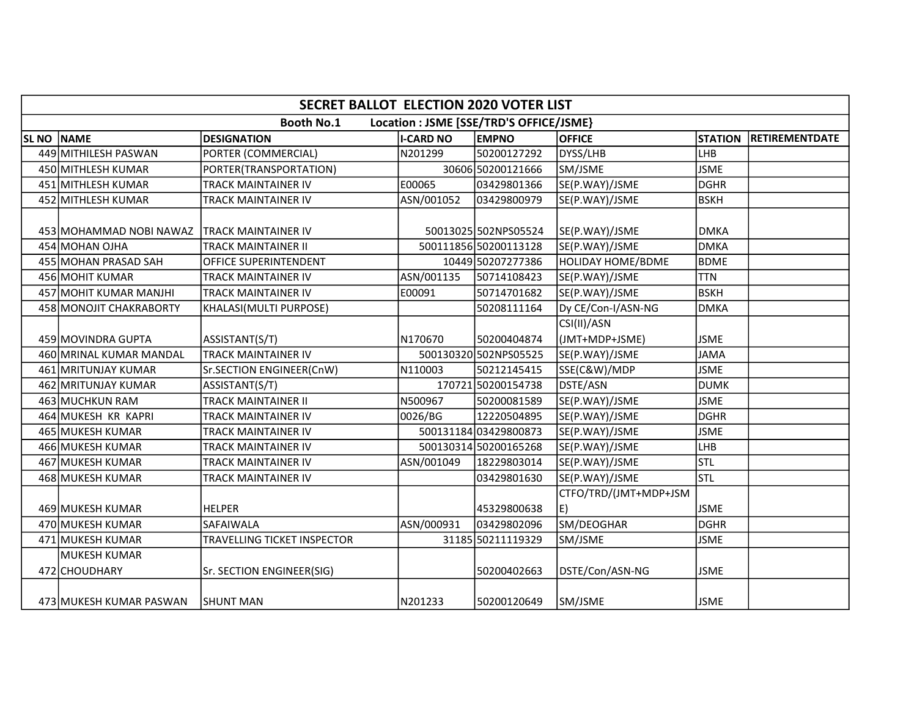| SECRET BALLOT ELECTION 2020 VOTER LIST | | | | | | | |
|---|---|---|---|---|---|---|---|
| Booth No.1 Location : JSME [SSE/TRD'S OFFICE/JSME} | | | | | | | |
| SL NO | NAME | DESIGNATION | I-CARD NO | EMPNO | OFFICE | STATION | RETIREMENTDATE |
| 449 | MITHILESH PASWAN | PORTER (COMMERCIAL) | N201299 | 50200127292 | DYSS/LHB | LHB | |
| 450 | MITHLESH KUMAR | PORTER(TRANSPORTATION) | 30606 | 50200121666 | SM/JSME | JSME | |
| 451 | MITHLESH KUMAR | TRACK MAINTAINER IV | E00065 | 03429801366 | SE(P.WAY)/JSME | DGHR | |
| 452 | MITHLESH KUMAR | TRACK MAINTAINER IV | ASN/001052 | 03429800979 | SE(P.WAY)/JSME | BSKH | |
| 453 | MOHAMMAD NOBI NAWAZ | TRACK MAINTAINER IV | 50013025 | 502NPS05524 | SE(P.WAY)/JSME | DMKA | |
| 454 | MOHAN OJHA | TRACK MAINTAINER II | 500111856 | 50200113128 | SE(P.WAY)/JSME | DMKA | |
| 455 | MOHAN PRASAD SAH | OFFICE SUPERINTENDENT | 10449 | 50207277386 | HOLIDAY HOME/BDME | BDME | |
| 456 | MOHIT KUMAR | TRACK MAINTAINER IV | ASN/001135 | 50714108423 | SE(P.WAY)/JSME | TTN | |
| 457 | MOHIT KUMAR MANJHI | TRACK MAINTAINER IV | E00091 | 50714701682 | SE(P.WAY)/JSME | BSKH | |
| 458 | MONOJIT CHAKRABORTY | KHALASI(MULTI PURPOSE) | | 50208111164 | Dy CE/Con-I/ASN-NG | DMKA | |
| 459 | MOVINDRA GUPTA | ASSISTANT(S/T) | N170670 | 50200404874 | CSI(II)/ASN (JMT+MDP+JSME) | JSME | |
| 460 | MRINAL KUMAR MANDAL | TRACK MAINTAINER IV | 500130320 | 502NPS05525 | SE(P.WAY)/JSME | JAMA | |
| 461 | MRITUNJAY KUMAR | Sr.SECTION ENGINEER(CnW) | N110003 | 50212145415 | SSE(C&W)/MDP | JSME | |
| 462 | MRITUNJAY KUMAR | ASSISTANT(S/T) | 170721 | 50200154738 | DSTE/ASN | DUMK | |
| 463 | MUCHKUN RAM | TRACK MAINTAINER II | N500967 | 50200081589 | SE(P.WAY)/JSME | JSME | |
| 464 | MUKESH KR KAPRI | TRACK MAINTAINER IV | 0026/BG | 12220504895 | SE(P.WAY)/JSME | DGHR | |
| 465 | MUKESH KUMAR | TRACK MAINTAINER IV | 500131184 | 03429800873 | SE(P.WAY)/JSME | JSME | |
| 466 | MUKESH KUMAR | TRACK MAINTAINER IV | 500130314 | 50200165268 | SE(P.WAY)/JSME | LHB | |
| 467 | MUKESH KUMAR | TRACK MAINTAINER IV | ASN/001049 | 18229803014 | SE(P.WAY)/JSME | STL | |
| 468 | MUKESH KUMAR | TRACK MAINTAINER IV | | 03429801630 | SE(P.WAY)/JSME | STL | |
| 469 | MUKESH KUMAR | HELPER | | 45329800638 | CTFO/TRD/(JMT+MDP+JSME) | JSME | |
| 470 | MUKESH KUMAR | SAFAIWALA | ASN/000931 | 03429802096 | SM/DEOGHAR | DGHR | |
| 471 | MUKESH KUMAR | TRAVELLING TICKET INSPECTOR | 31185 | 50211119329 | SM/JSME | JSME | |
| 472 | MUKESH KUMAR CHOUDHARY | Sr. SECTION ENGINEER(SIG) | | 50200402663 | DSTE/Con/ASN-NG | JSME | |
| 473 | MUKESH KUMAR PASWAN | SHUNT MAN | N201233 | 50200120649 | SM/JSME | JSME | |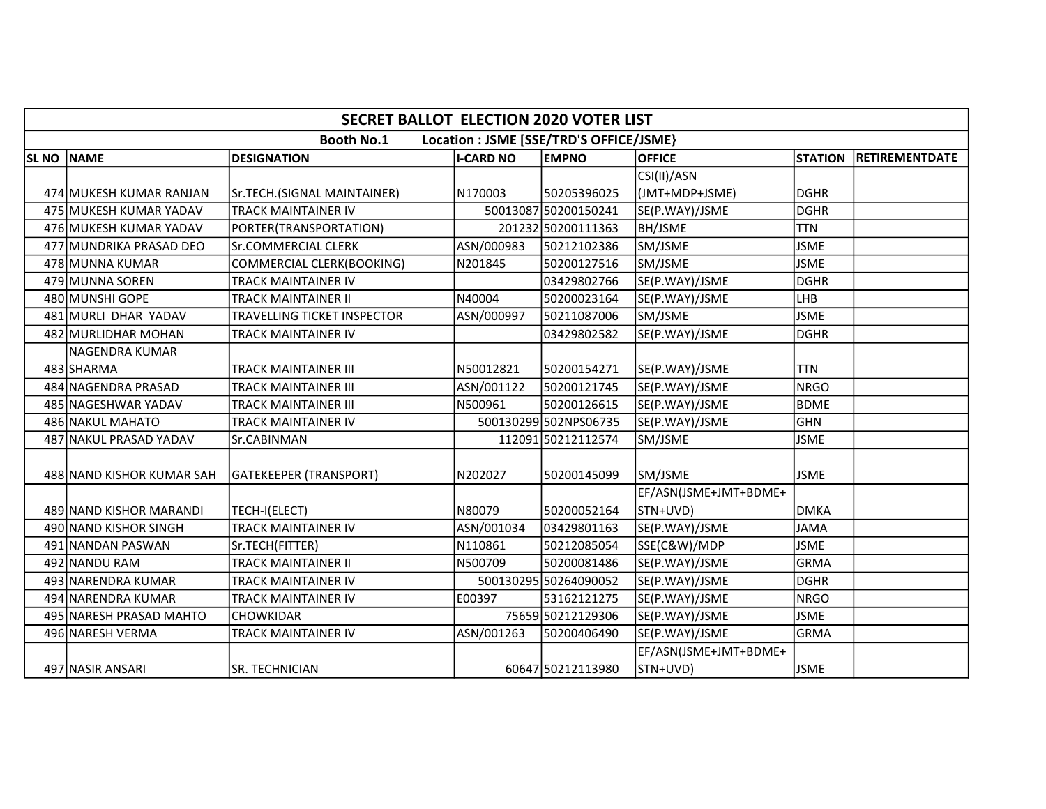| SECRET BALLOT ELECTION 2020 VOTER LIST | | | | | | | |
|---|---|---|---|---|---|---|---|
| Booth No.1 Location : JSME [SSE/TRD'S OFFICE/JSME} | | | | | | | |
| SL NO | NAME | DESIGNATION | I-CARD NO | EMPNO | OFFICE | STATION | RETIREMENTDATE |
| 474 | MUKESH KUMAR RANJAN | Sr.TECH.(SIGNAL MAINTAINER) | N170003 | 50205396025 | CSI(II)/ASN (JMT+MDP+JSME) | DGHR | |
| 475 | MUKESH KUMAR YADAV | TRACK MAINTAINER IV | 50013087 | 50200150241 | SE(P.WAY)/JSME | DGHR | |
| 476 | MUKESH KUMAR YADAV | PORTER(TRANSPORTATION) | 201232 | 50200111363 | BH/JSME | TTN | |
| 477 | MUNDRIKA PRASAD DEO | Sr.COMMERCIAL CLERK | ASN/000983 | 50212102386 | SM/JSME | JSME | |
| 478 | MUNNA KUMAR | COMMERCIAL CLERK(BOOKING) | N201845 | 50200127516 | SM/JSME | JSME | |
| 479 | MUNNA SOREN | TRACK MAINTAINER IV | | 03429802766 | SE(P.WAY)/JSME | DGHR | |
| 480 | MUNSHI GOPE | TRACK MAINTAINER II | N40004 | 50200023164 | SE(P.WAY)/JSME | LHB | |
| 481 | MURLI DHAR YADAV | TRAVELLING TICKET INSPECTOR | ASN/000997 | 50211087006 | SM/JSME | JSME | |
| 482 | MURLIDHAR MOHAN | TRACK MAINTAINER IV | | 03429802582 | SE(P.WAY)/JSME | DGHR | |
| 483 | NAGENDRA KUMAR SHARMA | TRACK MAINTAINER III | N50012821 | 50200154271 | SE(P.WAY)/JSME | TTN | |
| 484 | NAGENDRA PRASAD | TRACK MAINTAINER III | ASN/001122 | 50200121745 | SE(P.WAY)/JSME | NRGO | |
| 485 | NAGESHWAR YADAV | TRACK MAINTAINER III | N500961 | 50200126615 | SE(P.WAY)/JSME | BDME | |
| 486 | NAKUL MAHATO | TRACK MAINTAINER IV | 500130299 | 502NPS06735 | SE(P.WAY)/JSME | GHN | |
| 487 | NAKUL PRASAD YADAV | Sr.CABINMAN | 112091 | 50212112574 | SM/JSME | JSME | |
| 488 | NAND KISHOR KUMAR SAH | GATEKEEPER (TRANSPORT) | N202027 | 50200145099 | SM/JSME | JSME | |
| 489 | NAND KISHOR MARANDI | TECH-I(ELECT) | N80079 | 50200052164 | EF/ASN(JSME+JMT+BDME+ STN+UVD) | DMKA | |
| 490 | NAND KISHOR SINGH | TRACK MAINTAINER IV | ASN/001034 | 03429801163 | SE(P.WAY)/JSME | JAMA | |
| 491 | NANDAN PASWAN | Sr.TECH(FITTER) | N110861 | 50212085054 | SSE(C&W)/MDP | JSME | |
| 492 | NANDU RAM | TRACK MAINTAINER II | N500709 | 50200081486 | SE(P.WAY)/JSME | GRMA | |
| 493 | NARENDRA KUMAR | TRACK MAINTAINER IV | 500130295 | 50264090052 | SE(P.WAY)/JSME | DGHR | |
| 494 | NARENDRA KUMAR | TRACK MAINTAINER IV | E00397 | 53162121275 | SE(P.WAY)/JSME | NRGO | |
| 495 | NARESH PRASAD MAHTO | CHOWKIDAR | 75659 | 50212129306 | SE(P.WAY)/JSME | JSME | |
| 496 | NARESH VERMA | TRACK MAINTAINER IV | ASN/001263 | 50200406490 | SE(P.WAY)/JSME | GRMA | |
| 497 | NASIR ANSARI | SR. TECHNICIAN | 60647 | 50212113980 | EF/ASN(JSME+JMT+BDME+ STN+UVD) | JSME | |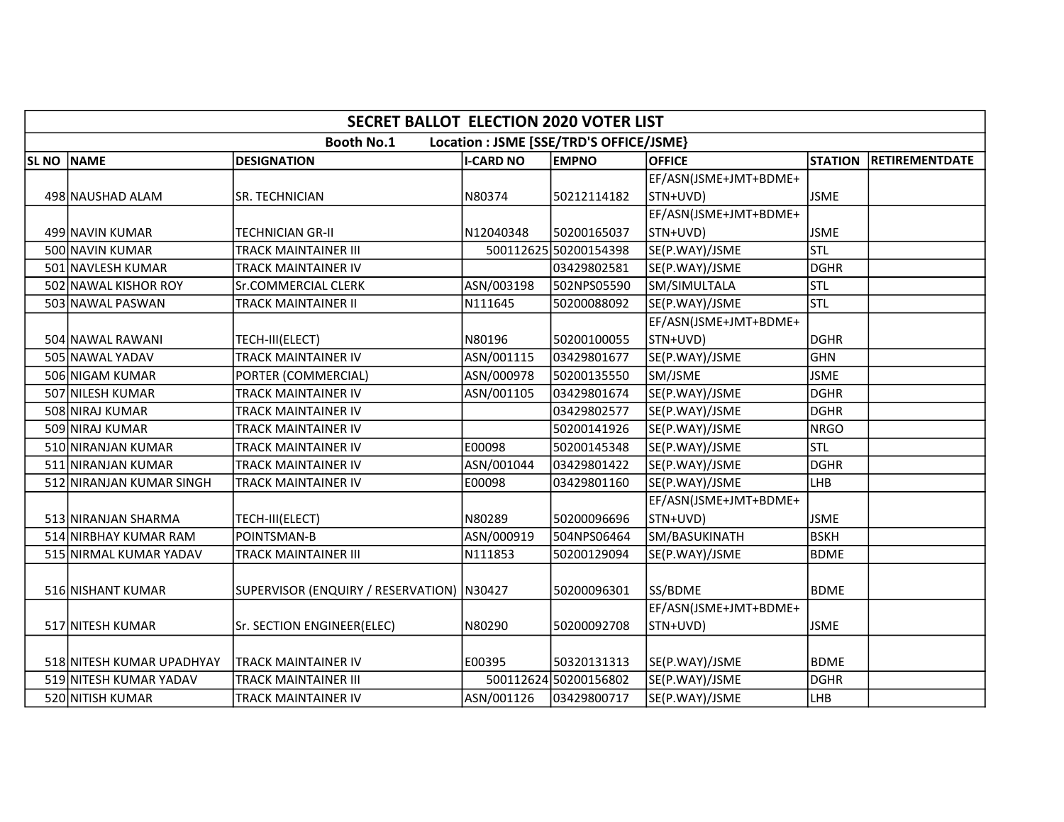| SECRET BALLOT ELECTION 2020 VOTER LIST | | | | | | | |
|---|---|---|---|---|---|---|---|
| Booth No.1 Location : JSME [SSE/TRD'S OFFICE/JSME} | | | | | | | |
| **SL NO** | **NAME** | **DESIGNATION** | **I-CARD NO** | **EMPNO** | **OFFICE** | **STATION** | **RETIREMENTDATE** |
| 498 | NAUSHAD ALAM | SR. TECHNICIAN | N80374 | 50212114182 | EF/ASN(JSME+JMT+BDME+STN+UVD) | JSME | |
| 499 | NAVIN KUMAR | TECHNICIAN GR-II | N12040348 | 50200165037 | EF/ASN(JSME+JMT+BDME+STN+UVD) | JSME | |
| 500 | NAVIN KUMAR | TRACK MAINTAINER III | 500112625 | 50200154398 | SE(P.WAY)/JSME | STL | |
| 501 | NAVLESH KUMAR | TRACK MAINTAINER IV | | 03429802581 | SE(P.WAY)/JSME | DGHR | |
| 502 | NAWAL KISHOR ROY | Sr.COMMERCIAL CLERK | ASN/003198 | 502NPS05590 | SM/SIMULTALA | STL | |
| 503 | NAWAL PASWAN | TRACK MAINTAINER II | N111645 | 50200088092 | SE(P.WAY)/JSME | STL | |
| 504 | NAWAL RAWANI | TECH-III(ELECT) | N80196 | 50200100055 | EF/ASN(JSME+JMT+BDME+STN+UVD) | DGHR | |
| 505 | NAWAL YADAV | TRACK MAINTAINER IV | ASN/001115 | 03429801677 | SE(P.WAY)/JSME | GHN | |
| 506 | NIGAM KUMAR | PORTER (COMMERCIAL) | ASN/000978 | 50200135550 | SM/JSME | JSME | |
| 507 | NILESH KUMAR | TRACK MAINTAINER IV | ASN/001105 | 03429801674 | SE(P.WAY)/JSME | DGHR | |
| 508 | NIRAJ KUMAR | TRACK MAINTAINER IV | | 03429802577 | SE(P.WAY)/JSME | DGHR | |
| 509 | NIRAJ KUMAR | TRACK MAINTAINER IV | | 50200141926 | SE(P.WAY)/JSME | NRGO | |
| 510 | NIRANJAN KUMAR | TRACK MAINTAINER IV | E00098 | 50200145348 | SE(P.WAY)/JSME | STL | |
| 511 | NIRANJAN KUMAR | TRACK MAINTAINER IV | ASN/001044 | 03429801422 | SE(P.WAY)/JSME | DGHR | |
| 512 | NIRANJAN KUMAR SINGH | TRACK MAINTAINER IV | E00098 | 03429801160 | SE(P.WAY)/JSME | LHB | |
| 513 | NIRANJAN SHARMA | TECH-III(ELECT) | N80289 | 50200096696 | EF/ASN(JSME+JMT+BDME+STN+UVD) | JSME | |
| 514 | NIRBHAY KUMAR RAM | POINTSMAN-B | ASN/000919 | 504NPS06464 | SM/BASUKINATH | BSKH | |
| 515 | NIRMAL KUMAR YADAV | TRACK MAINTAINER III | N111853 | 50200129094 | SE(P.WAY)/JSME | BDME | |
| 516 | NISHANT KUMAR | SUPERVISOR (ENQUIRY / RESERVATION) | N30427 | 50200096301 | SS/BDME | BDME | |
| 517 | NITESH KUMAR | Sr. SECTION ENGINEER(ELEC) | N80290 | 50200092708 | EF/ASN(JSME+JMT+BDME+STN+UVD) | JSME | |
| 518 | NITESH KUMAR UPADHYAY | TRACK MAINTAINER IV | E00395 | 50320131313 | SE(P.WAY)/JSME | BDME | |
| 519 | NITESH KUMAR YADAV | TRACK MAINTAINER III | 500112624 | 50200156802 | SE(P.WAY)/JSME | DGHR | |
| 520 | NITISH KUMAR | TRACK MAINTAINER IV | ASN/001126 | 03429800717 | SE(P.WAY)/JSME | LHB | |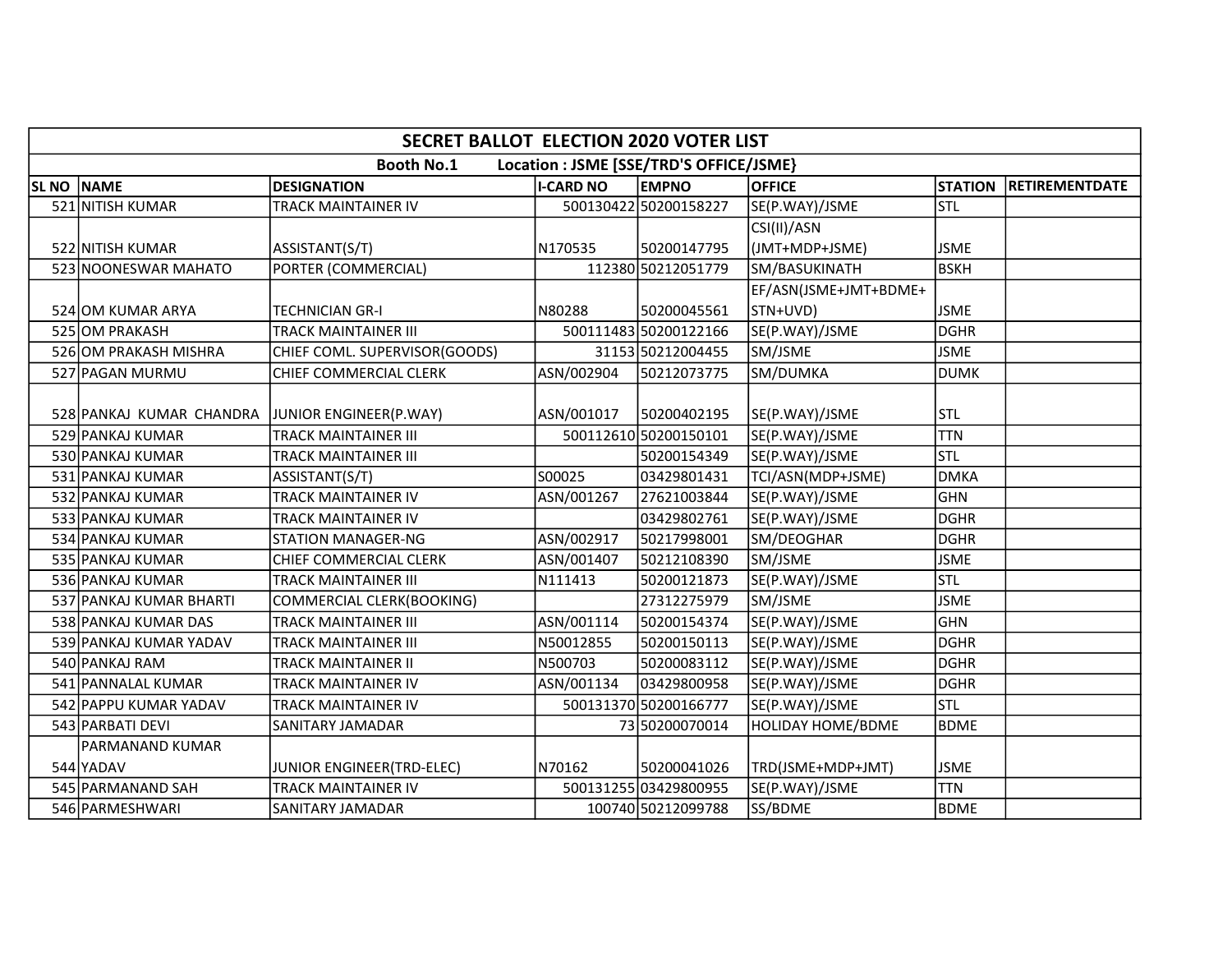| SECRET BALLOT ELECTION 2020 VOTER LIST | | | | | | | |
|---|---|---|---|---|---|---|---|
| Booth No.1 Location : JSME [SSE/TRD'S OFFICE/JSME} | | | | | | | |
| SL NO | NAME | DESIGNATION | I-CARD NO | EMPNO | OFFICE | STATION | RETIREMENTDATE |
| 521 | NITISH KUMAR | TRACK MAINTAINER IV | 500130422 | 50200158227 | SE(P.WAY)/JSME | STL | |
| 522 | NITISH KUMAR | ASSISTANT(S/T) | N170535 | 50200147795 | CSI(II)/ASN (JMT+MDP+JSME) | JSME | |
| 523 | NOONESWAR MAHATO | PORTER (COMMERCIAL) | 112380 | 50212051779 | SM/BASUKINATH | BSKH | |
| 524 | OM KUMAR ARYA | TECHNICIAN GR-I | N80288 | 50200045561 | EF/ASN(JSME+JMT+BDME+ STN+UVD) | JSME | |
| 525 | OM PRAKASH | TRACK MAINTAINER III | 500111483 | 50200122166 | SE(P.WAY)/JSME | DGHR | |
| 526 | OM PRAKASH MISHRA | CHIEF COML. SUPERVISOR(GOODS) | 31153 | 50212004455 | SM/JSME | JSME | |
| 527 | PAGAN MURMU | CHIEF COMMERCIAL CLERK | ASN/002904 | 50212073775 | SM/DUMKA | DUMK | |
| 528 | PANKAJ KUMAR CHANDRA | JUNIOR ENGINEER(P.WAY) | ASN/001017 | 50200402195 | SE(P.WAY)/JSME | STL | |
| 529 | PANKAJ KUMAR | TRACK MAINTAINER III | 500112610 | 50200150101 | SE(P.WAY)/JSME | TTN | |
| 530 | PANKAJ KUMAR | TRACK MAINTAINER III | | 50200154349 | SE(P.WAY)/JSME | STL | |
| 531 | PANKAJ KUMAR | ASSISTANT(S/T) | S00025 | 03429801431 | TCI/ASN(MDP+JSME) | DMKA | |
| 532 | PANKAJ KUMAR | TRACK MAINTAINER IV | ASN/001267 | 27621003844 | SE(P.WAY)/JSME | GHN | |
| 533 | PANKAJ KUMAR | TRACK MAINTAINER IV | | 03429802761 | SE(P.WAY)/JSME | DGHR | |
| 534 | PANKAJ KUMAR | STATION MANAGER-NG | ASN/002917 | 50217998001 | SM/DEOGHAR | DGHR | |
| 535 | PANKAJ KUMAR | CHIEF COMMERCIAL CLERK | ASN/001407 | 50212108390 | SM/JSME | JSME | |
| 536 | PANKAJ KUMAR | TRACK MAINTAINER III | N111413 | 50200121873 | SE(P.WAY)/JSME | STL | |
| 537 | PANKAJ KUMAR BHARTI | COMMERCIAL CLERK(BOOKING) | | 27312275979 | SM/JSME | JSME | |
| 538 | PANKAJ KUMAR DAS | TRACK MAINTAINER III | ASN/001114 | 50200154374 | SE(P.WAY)/JSME | GHN | |
| 539 | PANKAJ KUMAR YADAV | TRACK MAINTAINER III | N50012855 | 50200150113 | SE(P.WAY)/JSME | DGHR | |
| 540 | PANKAJ RAM | TRACK MAINTAINER II | N500703 | 50200083112 | SE(P.WAY)/JSME | DGHR | |
| 541 | PANNALAL KUMAR | TRACK MAINTAINER IV | ASN/001134 | 03429800958 | SE(P.WAY)/JSME | DGHR | |
| 542 | PAPPU KUMAR YADAV | TRACK MAINTAINER IV | 500131370 | 50200166777 | SE(P.WAY)/JSME | STL | |
| 543 | PARBATI DEVI | SANITARY JAMADAR | 73 | 50200070014 | HOLIDAY HOME/BDME | BDME | |
| 544 | PARMANAND KUMAR YADAV | JUNIOR ENGINEER(TRD-ELEC) | N70162 | 50200041026 | TRD(JSME+MDP+JMT) | JSME | |
| 545 | PARMANAND SAH | TRACK MAINTAINER IV | 500131255 | 03429800955 | SE(P.WAY)/JSME | TTN | |
| 546 | PARMESHWARI | SANITARY JAMADAR | 100740 | 50212099788 | SS/BDME | BDME | |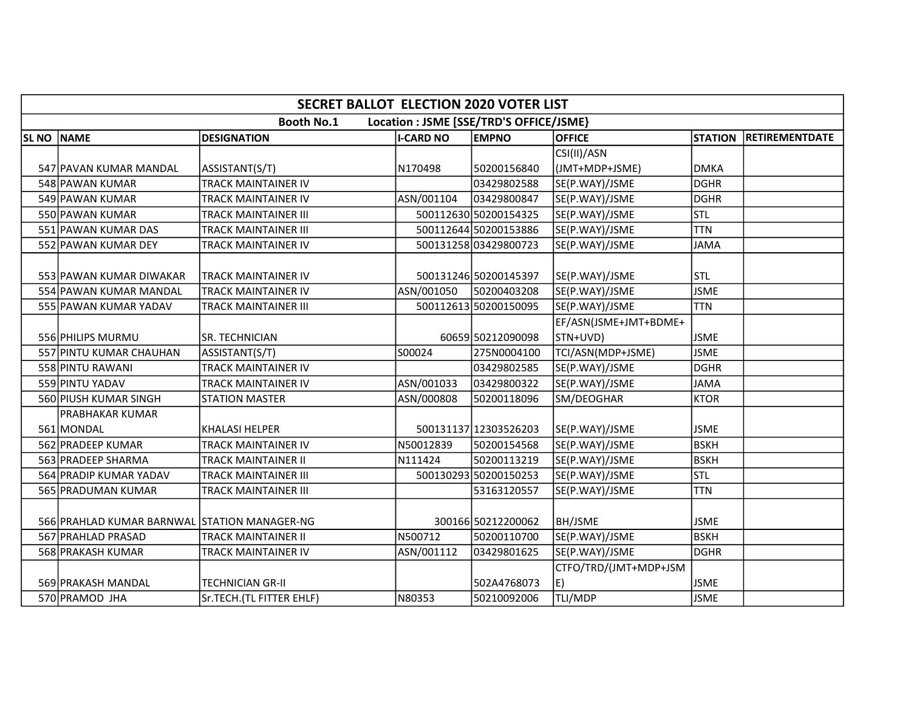| SECRET BALLOT ELECTION 2020 VOTER LIST | | | | | | | |
|---|---|---|---|---|---|---|---|
| Booth No.1 Location : JSME [SSE/TRD'S OFFICE/JSME} | | | | | | | |
| SL NO | NAME | DESIGNATION | I-CARD NO | EMPNO | OFFICE | STATION | RETIREMENTDATE |
| 547 | PAVAN KUMAR MANDAL | ASSISTANT(S/T) | N170498 | 50200156840 | CSI(II)/ASN (JMT+MDP+JSME) | DMKA | |
| 548 | PAWAN KUMAR | TRACK MAINTAINER IV | | 03429802588 | SE(P.WAY)/JSME | DGHR | |
| 549 | PAWAN KUMAR | TRACK MAINTAINER IV | ASN/001104 | 03429800847 | SE(P.WAY)/JSME | DGHR | |
| 550 | PAWAN KUMAR | TRACK MAINTAINER III | 500112630 | 50200154325 | SE(P.WAY)/JSME | STL | |
| 551 | PAWAN KUMAR DAS | TRACK MAINTAINER III | 500112644 | 50200153886 | SE(P.WAY)/JSME | TTN | |
| 552 | PAWAN KUMAR DEY | TRACK MAINTAINER IV | 500131258 | 03429800723 | SE(P.WAY)/JSME | JAMA | |
| 553 | PAWAN KUMAR DIWAKAR | TRACK MAINTAINER IV | 500131246 | 50200145397 | SE(P.WAY)/JSME | STL | |
| 554 | PAWAN KUMAR MANDAL | TRACK MAINTAINER IV | ASN/001050 | 50200403208 | SE(P.WAY)/JSME | JSME | |
| 555 | PAWAN KUMAR YADAV | TRACK MAINTAINER III | 500112613 | 50200150095 | SE(P.WAY)/JSME | TTN | |
| 556 | PHILIPS MURMU | SR. TECHNICIAN | 60659 | 50212090098 | EF/ASN(JSME+JMT+BDME+STN+UVD) | JSME | |
| 557 | PINTU KUMAR CHAUHAN | ASSISTANT(S/T) | S00024 | 275N0004100 | TCI/ASN(MDP+JSME) | JSME | |
| 558 | PINTU RAWANI | TRACK MAINTAINER IV | | 03429802585 | SE(P.WAY)/JSME | DGHR | |
| 559 | PINTU YADAV | TRACK MAINTAINER IV | ASN/001033 | 03429800322 | SE(P.WAY)/JSME | JAMA | |
| 560 | PIUSH KUMAR SINGH | STATION MASTER | ASN/000808 | 50200118096 | SM/DEOGHAR | KTOR | |
| 561 | PRABHAKAR KUMAR MONDAL | KHALASI HELPER | 500131137 | 12303526203 | SE(P.WAY)/JSME | JSME | |
| 562 | PRADEEP KUMAR | TRACK MAINTAINER IV | N50012839 | 50200154568 | SE(P.WAY)/JSME | BSKH | |
| 563 | PRADEEP SHARMA | TRACK MAINTAINER II | N111424 | 50200113219 | SE(P.WAY)/JSME | BSKH | |
| 564 | PRADIP KUMAR YADAV | TRACK MAINTAINER III | 500130293 | 50200150253 | SE(P.WAY)/JSME | STL | |
| 565 | PRADUMAN KUMAR | TRACK MAINTAINER III | | 53163120557 | SE(P.WAY)/JSME | TTN | |
| 566 | PRAHLAD KUMAR BARNWAL | STATION MANAGER-NG | 300166 | 50212200062 | BH/JSME | JSME | |
| 567 | PRAHLAD PRASAD | TRACK MAINTAINER II | N500712 | 50200110700 | SE(P.WAY)/JSME | BSKH | |
| 568 | PRAKASH KUMAR | TRACK MAINTAINER IV | ASN/001112 | 03429801625 | SE(P.WAY)/JSME | DGHR | |
| 569 | PRAKASH MANDAL | TECHNICIAN GR-II | | 502A4768073 | CTFO/TRD/(JMT+MDP+JSME) | JSME | |
| 570 | PRAMOD JHA | Sr.TECH.(TL FITTER EHLF) | N80353 | 50210092006 | TLI/MDP | JSME | |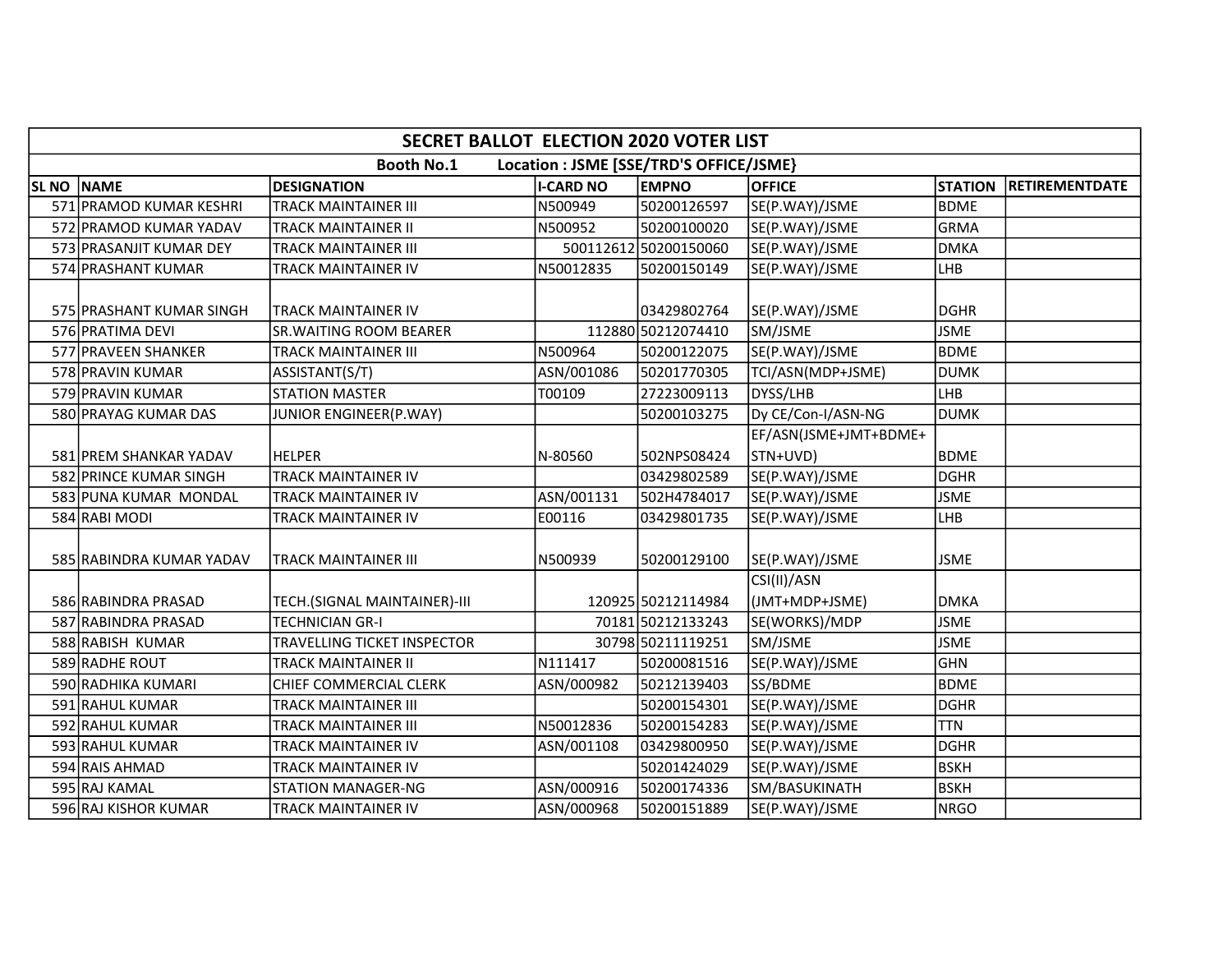| SECRET BALLOT ELECTION 2020 VOTER LIST | | | | | | | |
|---|---|---|---|---|---|---|---|
| Booth No.1 Location : JSME [SSE/TRD'S OFFICE/JSME} | | | | | | | |
| SL NO | NAME | DESIGNATION | I-CARD NO | EMPNO | OFFICE | STATION | RETIREMENTDATE |
| 571 | PRAMOD KUMAR KESHRI | TRACK MAINTAINER III | N500949 | 50200126597 | SE(P.WAY)/JSME | BDME | |
| 572 | PRAMOD KUMAR YADAV | TRACK MAINTAINER II | N500952 | 50200100020 | SE(P.WAY)/JSME | GRMA | |
| 573 | PRASANJIT KUMAR DEY | TRACK MAINTAINER III | 500112612 | 50200150060 | SE(P.WAY)/JSME | DMKA | |
| 574 | PRASHANT KUMAR | TRACK MAINTAINER IV | N50012835 | 50200150149 | SE(P.WAY)/JSME | LHB | |
| 575 | PRASHANT KUMAR SINGH | TRACK MAINTAINER IV | | 03429802764 | SE(P.WAY)/JSME | DGHR | |
| 576 | PRATIMA DEVI | SR.WAITING ROOM BEARER | 112880 | 50212074410 | SM/JSME | JSME | |
| 577 | PRAVEEN SHANKER | TRACK MAINTAINER III | N500964 | 50200122075 | SE(P.WAY)/JSME | BDME | |
| 578 | PRAVIN KUMAR | ASSISTANT(S/T) | ASN/001086 | 50201770305 | TCI/ASN(MDP+JSME) | DUMK | |
| 579 | PRAVIN KUMAR | STATION MASTER | T00109 | 27223009113 | DYSS/LHB | LHB | |
| 580 | PRAYAG KUMAR DAS | JUNIOR ENGINEER(P.WAY) | | 50200103275 | Dy CE/Con-I/ASN-NG | DUMK | |
| 581 | PREM SHANKAR YADAV | HELPER | N-80560 | 502NPS08424 | EF/ASN(JSME+JMT+BDME+STN+UVD) | BDME | |
| 582 | PRINCE KUMAR SINGH | TRACK MAINTAINER IV | | 03429802589 | SE(P.WAY)/JSME | DGHR | |
| 583 | PUNA KUMAR MONDAL | TRACK MAINTAINER IV | ASN/001131 | 502H4784017 | SE(P.WAY)/JSME | JSME | |
| 584 | RABI MODI | TRACK MAINTAINER IV | E00116 | 03429801735 | SE(P.WAY)/JSME | LHB | |
| 585 | RABINDRA KUMAR YADAV | TRACK MAINTAINER III | N500939 | 50200129100 | SE(P.WAY)/JSME | JSME | |
| 586 | RABINDRA PRASAD | TECH.(SIGNAL MAINTAINER)-III | 120925 | 50212114984 | CSI(II)/ASN (JMT+MDP+JSME) | DMKA | |
| 587 | RABINDRA PRASAD | TECHNICIAN GR-I | 70181 | 50212133243 | SE(WORKS)/MDP | JSME | |
| 588 | RABISH KUMAR | TRAVELLING TICKET INSPECTOR | 30798 | 50211119251 | SM/JSME | JSME | |
| 589 | RADHE ROUT | TRACK MAINTAINER II | N111417 | 50200081516 | SE(P.WAY)/JSME | GHN | |
| 590 | RADHIKA KUMARI | CHIEF COMMERCIAL CLERK | ASN/000982 | 50212139403 | SS/BDME | BDME | |
| 591 | RAHUL KUMAR | TRACK MAINTAINER III | | 50200154301 | SE(P.WAY)/JSME | DGHR | |
| 592 | RAHUL KUMAR | TRACK MAINTAINER III | N50012836 | 50200154283 | SE(P.WAY)/JSME | TTN | |
| 593 | RAHUL KUMAR | TRACK MAINTAINER IV | ASN/001108 | 03429800950 | SE(P.WAY)/JSME | DGHR | |
| 594 | RAIS AHMAD | TRACK MAINTAINER IV | | 50201424029 | SE(P.WAY)/JSME | BSKH | |
| 595 | RAJ KAMAL | STATION MANAGER-NG | ASN/000916 | 50200174336 | SM/BASUKINATH | BSKH | |
| 596 | RAJ KISHOR KUMAR | TRACK MAINTAINER IV | ASN/000968 | 50200151889 | SE(P.WAY)/JSME | NRGO | |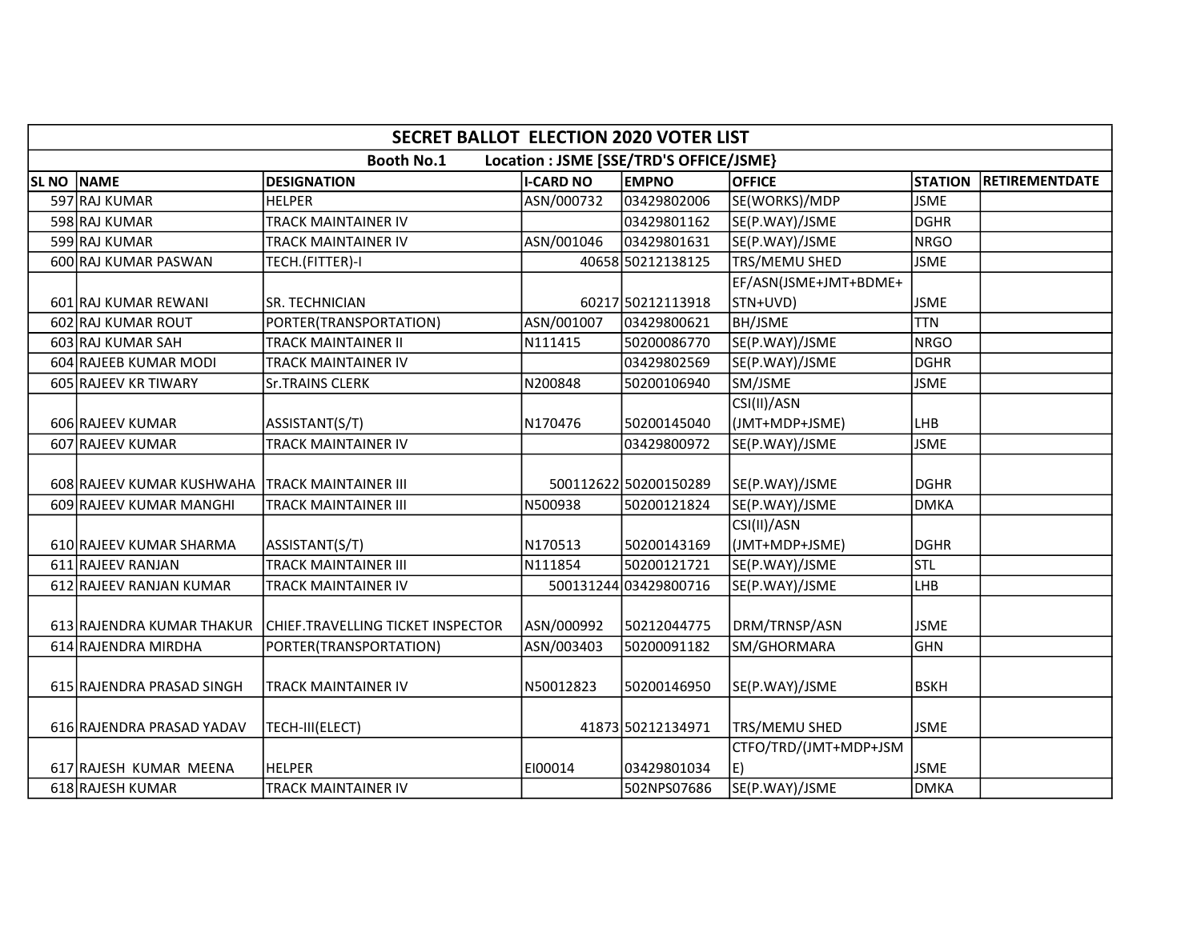| SECRET BALLOT ELECTION 2020 VOTER LIST | | | | | | | |
|---|---|---|---|---|---|---|---|
| Booth No.1 Location : JSME [SSE/TRD'S OFFICE/JSME} | | | | | | | |
| SL NO | NAME | DESIGNATION | I-CARD NO | EMPNO | OFFICE | STATION | RETIREMENTDATE |
| 597 | RAJ KUMAR | HELPER | ASN/000732 | 03429802006 | SE(WORKS)/MDP | JSME | |
| 598 | RAJ KUMAR | TRACK MAINTAINER IV | | 03429801162 | SE(P.WAY)/JSME | DGHR | |
| 599 | RAJ KUMAR | TRACK MAINTAINER IV | ASN/001046 | 03429801631 | SE(P.WAY)/JSME | NRGO | |
| 600 | RAJ KUMAR PASWAN | TECH.(FITTER)-I | 40658 | 50212138125 | TRS/MEMU SHED | JSME | |
| 601 | RAJ KUMAR REWANI | SR. TECHNICIAN | 60217 | 50212113918 | EF/ASN(JSME+JMT+BDME+STN+UVD) | JSME | |
| 602 | RAJ KUMAR ROUT | PORTER(TRANSPORTATION) | ASN/001007 | 03429800621 | BH/JSME | TTN | |
| 603 | RAJ KUMAR SAH | TRACK MAINTAINER II | N111415 | 50200086770 | SE(P.WAY)/JSME | NRGO | |
| 604 | RAJEEB KUMAR MODI | TRACK MAINTAINER IV | | 03429802569 | SE(P.WAY)/JSME | DGHR | |
| 605 | RAJEEV KR TIWARY | Sr.TRAINS CLERK | N200848 | 50200106940 | SM/JSME | JSME | |
| 606 | RAJEEV KUMAR | ASSISTANT(S/T) | N170476 | 50200145040 | CSI(II)/ASN (JMT+MDP+JSME) | LHB | |
| 607 | RAJEEV KUMAR | TRACK MAINTAINER IV | | 03429800972 | SE(P.WAY)/JSME | JSME | |
| 608 | RAJEEV KUMAR KUSHWAHA | TRACK MAINTAINER III | 500112622 | 50200150289 | SE(P.WAY)/JSME | DGHR | |
| 609 | RAJEEV KUMAR MANGHI | TRACK MAINTAINER III | N500938 | 50200121824 | SE(P.WAY)/JSME | DMKA | |
| 610 | RAJEEV KUMAR SHARMA | ASSISTANT(S/T) | N170513 | 50200143169 | CSI(II)/ASN (JMT+MDP+JSME) | DGHR | |
| 611 | RAJEEV RANJAN | TRACK MAINTAINER III | N111854 | 50200121721 | SE(P.WAY)/JSME | STL | |
| 612 | RAJEEV RANJAN KUMAR | TRACK MAINTAINER IV | 500131244 | 03429800716 | SE(P.WAY)/JSME | LHB | |
| 613 | RAJENDRA KUMAR THAKUR | CHIEF.TRAVELLING TICKET INSPECTOR | ASN/000992 | 50212044775 | DRM/TRNSP/ASN | JSME | |
| 614 | RAJENDRA MIRDHA | PORTER(TRANSPORTATION) | ASN/003403 | 50200091182 | SM/GHORMARA | GHN | |
| 615 | RAJENDRA PRASAD SINGH | TRACK MAINTAINER IV | N50012823 | 50200146950 | SE(P.WAY)/JSME | BSKH | |
| 616 | RAJENDRA PRASAD YADAV | TECH-III(ELECT) | 41873 | 50212134971 | TRS/MEMU SHED | JSME | |
| 617 | RAJESH KUMAR MEENA | HELPER | EI00014 | 03429801034 | CTFO/TRD/(JMT+MDP+JSME) | JSME | |
| 618 | RAJESH KUMAR | TRACK MAINTAINER IV | | 502NPS07686 | SE(P.WAY)/JSME | DMKA | |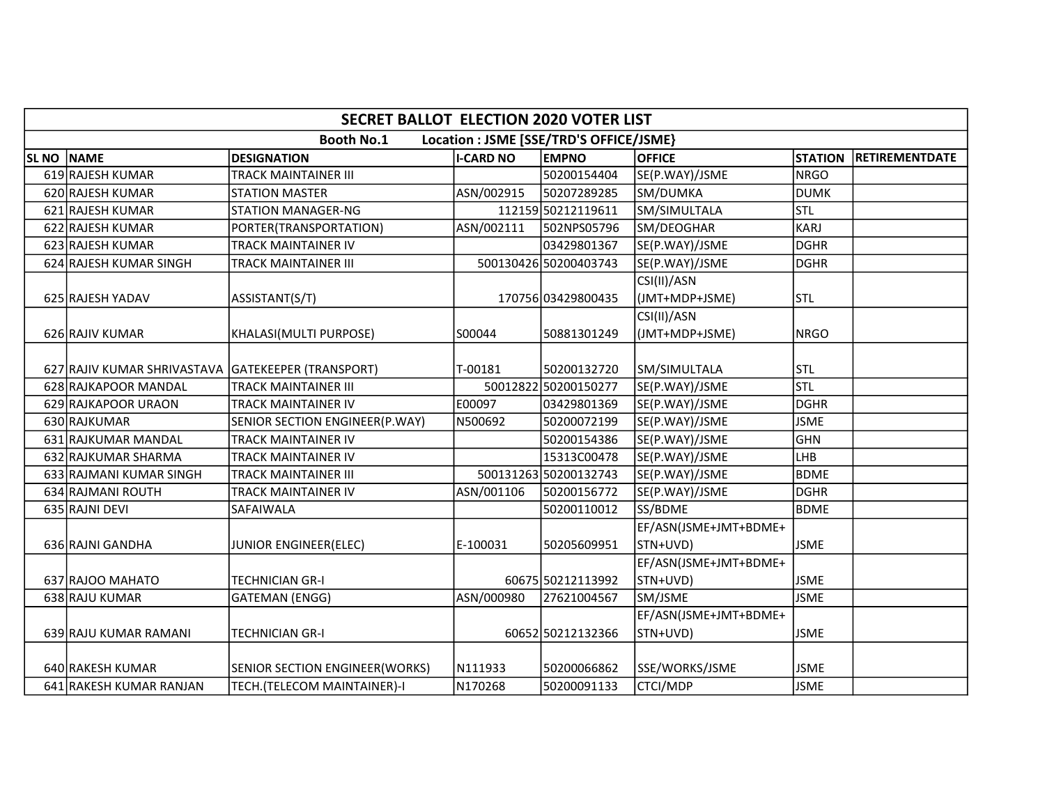| SECRET BALLOT ELECTION 2020 VOTER LIST | | | | | | | |
|---|---|---|---|---|---|---|---|
| Booth No.1 Location : JSME [SSE/TRD'S OFFICE/JSME} | | | | | | | |
| SL NO | NAME | DESIGNATION | I-CARD NO | EMPNO | OFFICE | STATION | RETIREMENTDATE |
| 619 | RAJESH KUMAR | TRACK MAINTAINER III | | 50200154404 | SE(P.WAY)/JSME | NRGO | |
| 620 | RAJESH KUMAR | STATION MASTER | ASN/002915 | 50207289285 | SM/DUMKA | DUMK | |
| 621 | RAJESH KUMAR | STATION MANAGER-NG | 112159 | 50212119611 | SM/SIMULTALA | STL | |
| 622 | RAJESH KUMAR | PORTER(TRANSPORTATION) | ASN/002111 | 502NPS05796 | SM/DEOGHAR | KARJ | |
| 623 | RAJESH KUMAR | TRACK MAINTAINER IV | | 03429801367 | SE(P.WAY)/JSME | DGHR | |
| 624 | RAJESH KUMAR SINGH | TRACK MAINTAINER III | 500130426 | 50200403743 | SE(P.WAY)/JSME | DGHR | |
| 625 | RAJESH YADAV | ASSISTANT(S/T) | 170756 | 03429800435 | CSI(II)/ASN (JMT+MDP+JSME) | STL | |
| 626 | RAJIV KUMAR | KHALASI(MULTI PURPOSE) | S00044 | 50881301249 | CSI(II)/ASN (JMT+MDP+JSME) | NRGO | |
| 627 | RAJIV KUMAR SHRIVASTAVA | GATEKEEPER (TRANSPORT) | T-00181 | 50200132720 | SM/SIMULTALA | STL | |
| 628 | RAJKAPOOR MANDAL | TRACK MAINTAINER III | 50012822 | 50200150277 | SE(P.WAY)/JSME | STL | |
| 629 | RAJKAPOOR URAON | TRACK MAINTAINER IV | E00097 | 03429801369 | SE(P.WAY)/JSME | DGHR | |
| 630 | RAJKUMAR | SENIOR SECTION ENGINEER(P.WAY) | N500692 | 50200072199 | SE(P.WAY)/JSME | JSME | |
| 631 | RAJKUMAR MANDAL | TRACK MAINTAINER IV | | 50200154386 | SE(P.WAY)/JSME | GHN | |
| 632 | RAJKUMAR SHARMA | TRACK MAINTAINER IV | | 15313C00478 | SE(P.WAY)/JSME | LHB | |
| 633 | RAJMANI KUMAR SINGH | TRACK MAINTAINER III | 500131263 | 50200132743 | SE(P.WAY)/JSME | BDME | |
| 634 | RAJMANI ROUTH | TRACK MAINTAINER IV | ASN/001106 | 50200156772 | SE(P.WAY)/JSME | DGHR | |
| 635 | RAJNI DEVI | SAFAIWALA | | 50200110012 | SS/BDME | BDME | |
| 636 | RAJNI GANDHA | JUNIOR ENGINEER(ELEC) | E-100031 | 50205609951 | EF/ASN(JSME+JMT+BDME+STN+UVD) | JSME | |
| 637 | RAJOO MAHATO | TECHNICIAN GR-I | 60675 | 50212113992 | EF/ASN(JSME+JMT+BDME+STN+UVD) | JSME | |
| 638 | RAJU KUMAR | GATEMAN (ENGG) | ASN/000980 | 27621004567 | SM/JSME | JSME | |
| 639 | RAJU KUMAR RAMANI | TECHNICIAN GR-I | 60652 | 50212132366 | EF/ASN(JSME+JMT+BDME+STN+UVD) | JSME | |
| 640 | RAKESH KUMAR | SENIOR SECTION ENGINEER(WORKS) | N111933 | 50200066862 | SSE/WORKS/JSME | JSME | |
| 641 | RAKESH KUMAR RANJAN | TECH.(TELECOM MAINTAINER)-I | N170268 | 50200091133 | CTCI/MDP | JSME | |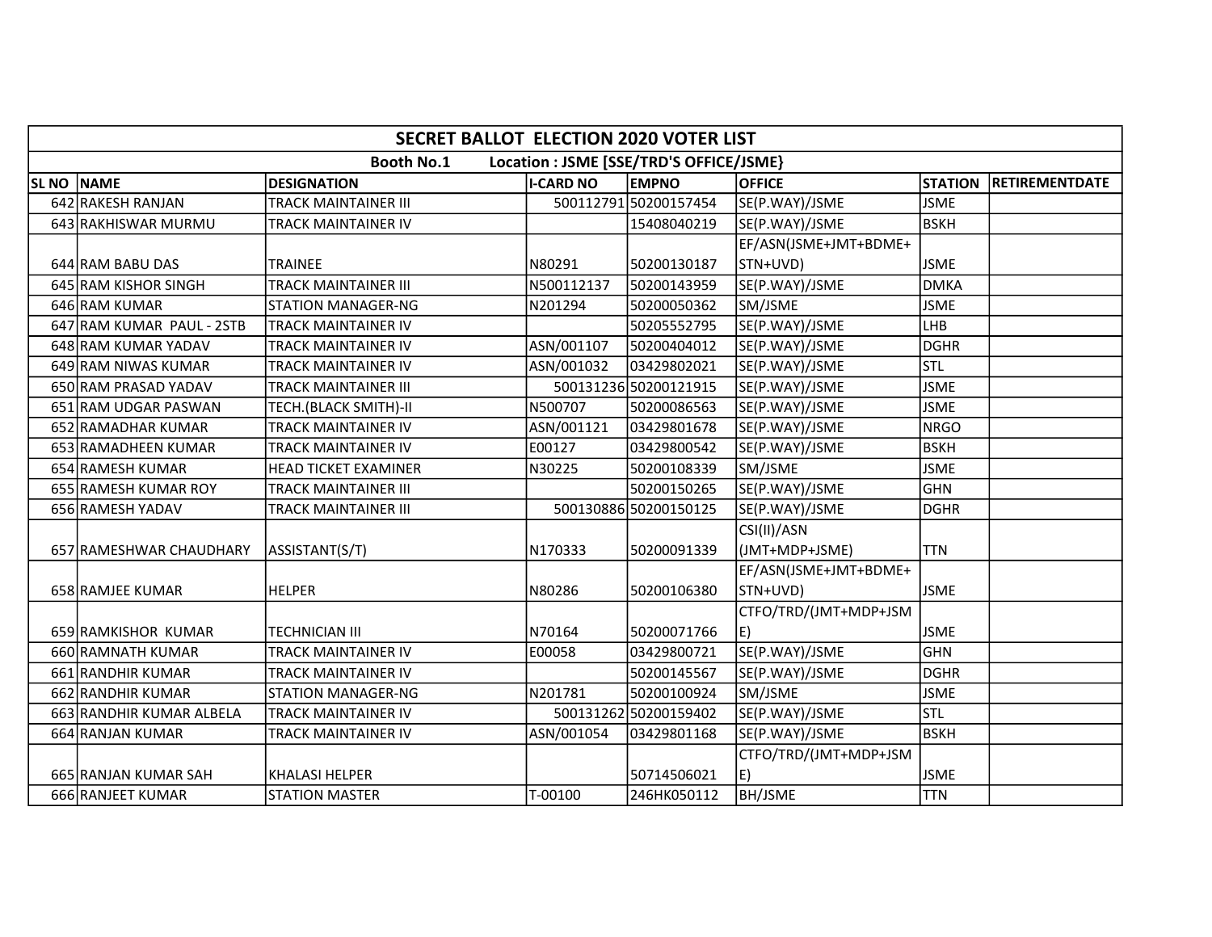| SECRET BALLOT ELECTION 2020 VOTER LIST | | | | | | | |
|---|---|---|---|---|---|---|---|
| Booth No.1 Location : JSME [SSE/TRD'S OFFICE/JSME} | | | | | | | |
| SL NO | NAME | DESIGNATION | I-CARD NO | EMPNO | OFFICE | STATION | RETIREMENTDATE |
| 642 | RAKESH RANJAN | TRACK MAINTAINER III | 500112791 | 50200157454 | SE(P.WAY)/JSME | JSME | |
| 643 | RAKHISWAR MURMU | TRACK MAINTAINER IV | | 15408040219 | SE(P.WAY)/JSME | BSKH | |
| 644 | RAM BABU DAS | TRAINEE | N80291 | 50200130187 | EF/ASN(JSME+JMT+BDME+STN+UVD) | JSME | |
| 645 | RAM KISHOR SINGH | TRACK MAINTAINER III | N500112137 | 50200143959 | SE(P.WAY)/JSME | DMKA | |
| 646 | RAM KUMAR | STATION MANAGER-NG | N201294 | 50200050362 | SM/JSME | JSME | |
| 647 | RAM KUMAR PAUL - 2STB | TRACK MAINTAINER IV | | 50205552795 | SE(P.WAY)/JSME | LHB | |
| 648 | RAM KUMAR YADAV | TRACK MAINTAINER IV | ASN/001107 | 50200404012 | SE(P.WAY)/JSME | DGHR | |
| 649 | RAM NIWAS KUMAR | TRACK MAINTAINER IV | ASN/001032 | 03429802021 | SE(P.WAY)/JSME | STL | |
| 650 | RAM PRASAD YADAV | TRACK MAINTAINER III | 500131236 | 50200121915 | SE(P.WAY)/JSME | JSME | |
| 651 | RAM UDGAR PASWAN | TECH.(BLACK SMITH)-II | N500707 | 50200086563 | SE(P.WAY)/JSME | JSME | |
| 652 | RAMADHAR KUMAR | TRACK MAINTAINER IV | ASN/001121 | 03429801678 | SE(P.WAY)/JSME | NRGO | |
| 653 | RAMADHEEN KUMAR | TRACK MAINTAINER IV | E00127 | 03429800542 | SE(P.WAY)/JSME | BSKH | |
| 654 | RAMESH KUMAR | HEAD TICKET EXAMINER | N30225 | 50200108339 | SM/JSME | JSME | |
| 655 | RAMESH KUMAR ROY | TRACK MAINTAINER III | | 50200150265 | SE(P.WAY)/JSME | GHN | |
| 656 | RAMESH YADAV | TRACK MAINTAINER III | 500130886 | 50200150125 | SE(P.WAY)/JSME | DGHR | |
| 657 | RAMESHWAR CHAUDHARY | ASSISTANT(S/T) | N170333 | 50200091339 | CSI(II)/ASN (JMT+MDP+JSME) | TTN | |
| 658 | RAMJEE KUMAR | HELPER | N80286 | 50200106380 | EF/ASN(JSME+JMT+BDME+STN+UVD) | JSME | |
| 659 | RAMKISHOR KUMAR | TECHNICIAN III | N70164 | 50200071766 | CTFO/TRD/(JMT+MDP+JSME) | JSME | |
| 660 | RAMNATH KUMAR | TRACK MAINTAINER IV | E00058 | 03429800721 | SE(P.WAY)/JSME | GHN | |
| 661 | RANDHIR KUMAR | TRACK MAINTAINER IV | | 50200145567 | SE(P.WAY)/JSME | DGHR | |
| 662 | RANDHIR KUMAR | STATION MANAGER-NG | N201781 | 50200100924 | SM/JSME | JSME | |
| 663 | RANDHIR KUMAR ALBELA | TRACK MAINTAINER IV | 500131262 | 50200159402 | SE(P.WAY)/JSME | STL | |
| 664 | RANJAN KUMAR | TRACK MAINTAINER IV | ASN/001054 | 03429801168 | SE(P.WAY)/JSME | BSKH | |
| 665 | RANJAN KUMAR SAH | KHALASI HELPER | | 50714506021 | CTFO/TRD/(JMT+MDP+JSME) | JSME | |
| 666 | RANJEET KUMAR | STATION MASTER | T-00100 | 246HK050112 | BH/JSME | TTN | |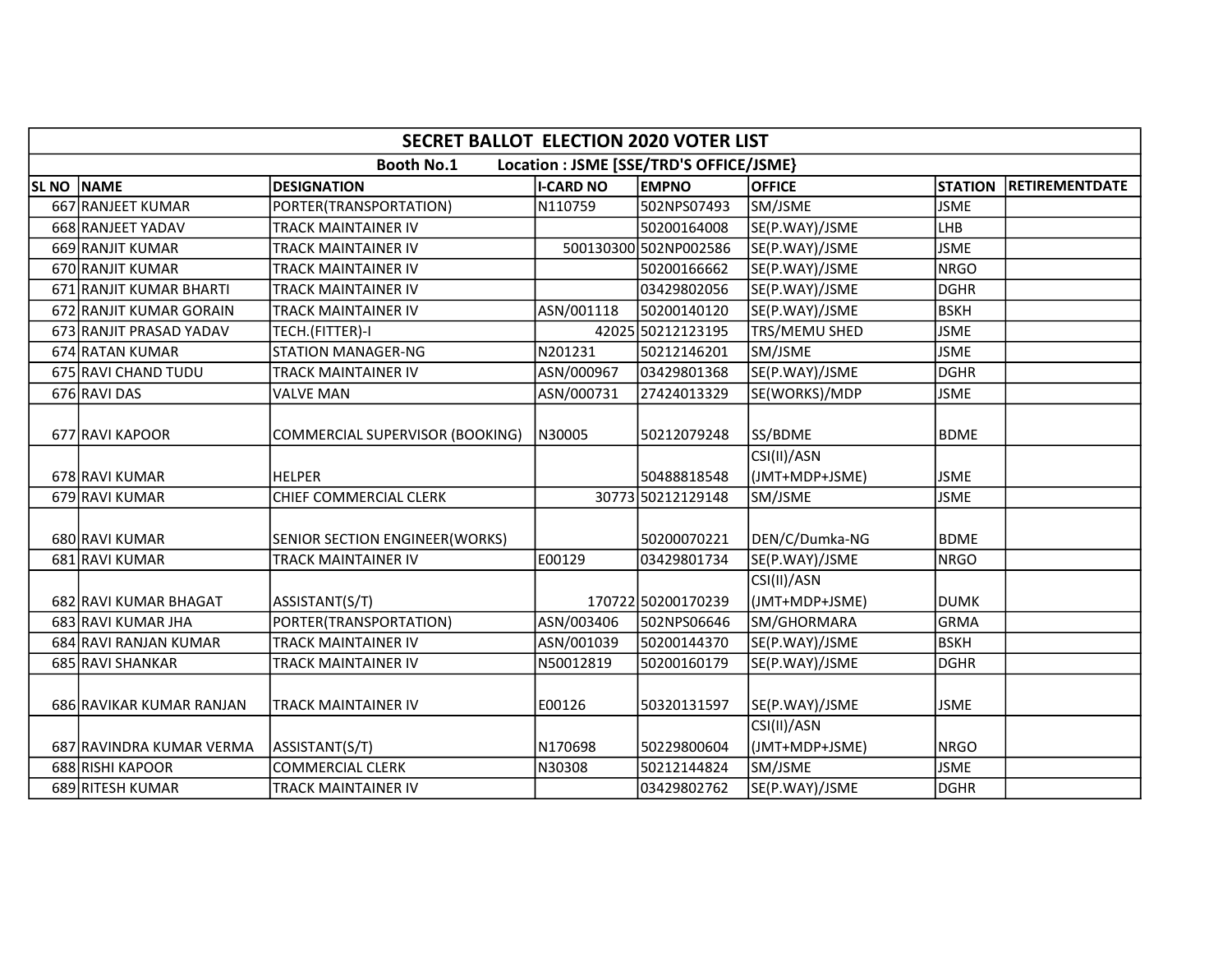| SECRET BALLOT ELECTION 2020 VOTER LIST | | | | | | | |
|---|---|---|---|---|---|---|---|
| Booth No.1 Location : JSME [SSE/TRD'S OFFICE/JSME} | | | | | | | |
| SL NO | NAME | DESIGNATION | I-CARD NO | EMPNO | OFFICE | STATION | RETIREMENTDATE |
| 667 | RANJEET KUMAR | PORTER(TRANSPORTATION) | N110759 | 502NPS07493 | SM/JSME | JSME | |
| 668 | RANJEET YADAV | TRACK MAINTAINER IV | | 50200164008 | SE(P.WAY)/JSME | LHB | |
| 669 | RANJIT KUMAR | TRACK MAINTAINER IV | 500130300 | 502NP002586 | SE(P.WAY)/JSME | JSME | |
| 670 | RANJIT KUMAR | TRACK MAINTAINER IV | | 50200166662 | SE(P.WAY)/JSME | NRGO | |
| 671 | RANJIT KUMAR BHARTI | TRACK MAINTAINER IV | | 03429802056 | SE(P.WAY)/JSME | DGHR | |
| 672 | RANJIT KUMAR GORAIN | TRACK MAINTAINER IV | ASN/001118 | 50200140120 | SE(P.WAY)/JSME | BSKH | |
| 673 | RANJIT PRASAD YADAV | TECH.(FITTER)-I | 42025 | 50212123195 | TRS/MEMU SHED | JSME | |
| 674 | RATAN KUMAR | STATION MANAGER-NG | N201231 | 50212146201 | SM/JSME | JSME | |
| 675 | RAVI CHAND TUDU | TRACK MAINTAINER IV | ASN/000967 | 03429801368 | SE(P.WAY)/JSME | DGHR | |
| 676 | RAVI DAS | VALVE MAN | ASN/000731 | 27424013329 | SE(WORKS)/MDP | JSME | |
| 677 | RAVI KAPOOR | COMMERCIAL SUPERVISOR (BOOKING) | N30005 | 50212079248 | SS/BDME | BDME | |
| 678 | RAVI KUMAR | HELPER | | 50488818548 | CSI(II)/ASN (JMT+MDP+JSME) | JSME | |
| 679 | RAVI KUMAR | CHIEF COMMERCIAL CLERK | 30773 | 50212129148 | SM/JSME | JSME | |
| 680 | RAVI KUMAR | SENIOR SECTION ENGINEER(WORKS) | | 50200070221 | DEN/C/Dumka-NG | BDME | |
| 681 | RAVI KUMAR | TRACK MAINTAINER IV | E00129 | 03429801734 | SE(P.WAY)/JSME | NRGO | |
| 682 | RAVI KUMAR BHAGAT | ASSISTANT(S/T) | 170722 | 50200170239 | CSI(II)/ASN (JMT+MDP+JSME) | DUMK | |
| 683 | RAVI KUMAR JHA | PORTER(TRANSPORTATION) | ASN/003406 | 502NPS06646 | SM/GHORMARA | GRMA | |
| 684 | RAVI RANJAN KUMAR | TRACK MAINTAINER IV | ASN/001039 | 50200144370 | SE(P.WAY)/JSME | BSKH | |
| 685 | RAVI SHANKAR | TRACK MAINTAINER IV | N50012819 | 50200160179 | SE(P.WAY)/JSME | DGHR | |
| 686 | RAVIKAR KUMAR RANJAN | TRACK MAINTAINER IV | E00126 | 50320131597 | SE(P.WAY)/JSME | JSME | |
| 687 | RAVINDRA KUMAR VERMA | ASSISTANT(S/T) | N170698 | 50229800604 | CSI(II)/ASN (JMT+MDP+JSME) | NRGO | |
| 688 | RISHI KAPOOR | COMMERCIAL CLERK | N30308 | 50212144824 | SM/JSME | JSME | |
| 689 | RITESH KUMAR | TRACK MAINTAINER IV | | 03429802762 | SE(P.WAY)/JSME | DGHR | |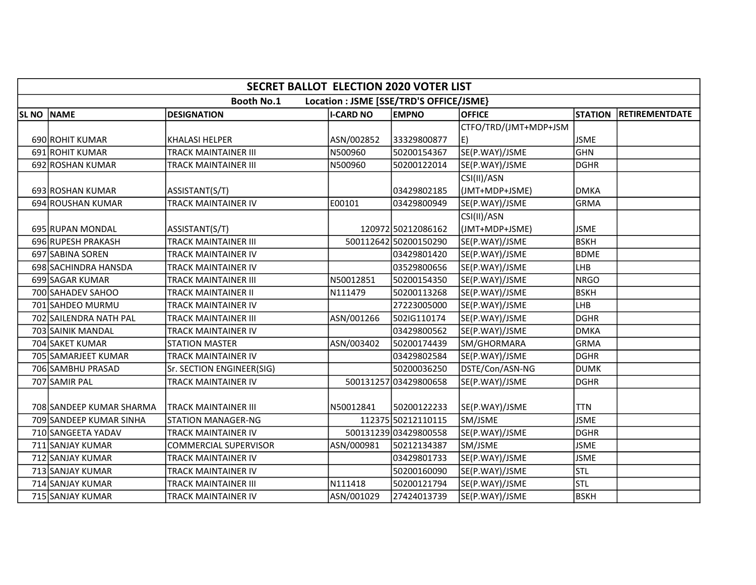| SECRET BALLOT ELECTION 2020 VOTER LIST | | | | | | | |
|---|---|---|---|---|---|---|---|
| Booth No.1 Location : JSME [SSE/TRD'S OFFICE/JSME} | | | | | | | |
| SL NO | NAME | DESIGNATION | I-CARD NO | EMPNO | OFFICE | STATION | RETIREMENTDATE |
| 690 | ROHIT KUMAR | KHALASI HELPER | ASN/002852 | 33329800877 | CTFO/TRD/(JMT+MDP+JSME) | JSME | |
| 691 | ROHIT KUMAR | TRACK MAINTAINER III | N500960 | 50200154367 | SE(P.WAY)/JSME | GHN | |
| 692 | ROSHAN KUMAR | TRACK MAINTAINER III | N500960 | 50200122014 | SE(P.WAY)/JSME | DGHR | |
| 693 | ROSHAN KUMAR | ASSISTANT(S/T) | | 03429802185 | CSI(II)/ASN (JMT+MDP+JSME) | DMKA | |
| 694 | ROUSHAN KUMAR | TRACK MAINTAINER IV | E00101 | 03429800949 | SE(P.WAY)/JSME | GRMA | |
| 695 | RUPAN MONDAL | ASSISTANT(S/T) | 120972 | 50212086162 | CSI(II)/ASN (JMT+MDP+JSME) | JSME | |
| 696 | RUPESH PRAKASH | TRACK MAINTAINER III | 500112642 | 50200150290 | SE(P.WAY)/JSME | BSKH | |
| 697 | SABINA SOREN | TRACK MAINTAINER IV | | 03429801420 | SE(P.WAY)/JSME | BDME | |
| 698 | SACHINDRA HANSDA | TRACK MAINTAINER IV | | 03529800656 | SE(P.WAY)/JSME | LHB | |
| 699 | SAGAR KUMAR | TRACK MAINTAINER III | N50012851 | 50200154350 | SE(P.WAY)/JSME | NRGO | |
| 700 | SAHADEV SAHOO | TRACK MAINTAINER II | N111479 | 50200113268 | SE(P.WAY)/JSME | BSKH | |
| 701 | SAHDEO MURMU | TRACK MAINTAINER IV | | 27223005000 | SE(P.WAY)/JSME | LHB | |
| 702 | SAILENDRA NATH PAL | TRACK MAINTAINER III | ASN/001266 | 502IG110174 | SE(P.WAY)/JSME | DGHR | |
| 703 | SAINIK MANDAL | TRACK MAINTAINER IV | | 03429800562 | SE(P.WAY)/JSME | DMKA | |
| 704 | SAKET KUMAR | STATION MASTER | ASN/003402 | 50200174439 | SM/GHORMARA | GRMA | |
| 705 | SAMARJEET KUMAR | TRACK MAINTAINER IV | | 03429802584 | SE(P.WAY)/JSME | DGHR | |
| 706 | SAMBHU PRASAD | Sr. SECTION ENGINEER(SIG) | | 50200036250 | DSTE/Con/ASN-NG | DUMK | |
| 707 | SAMIR PAL | TRACK MAINTAINER IV | 500131257 | 03429800658 | SE(P.WAY)/JSME | DGHR | |
| 708 | SANDEEP KUMAR SHARMA | TRACK MAINTAINER III | N50012841 | 50200122233 | SE(P.WAY)/JSME | TTN | |
| 709 | SANDEEP KUMAR SINHA | STATION MANAGER-NG | 112375 | 50212110115 | SM/JSME | JSME | |
| 710 | SANGEETA YADAV | TRACK MAINTAINER IV | 500131239 | 03429800558 | SE(P.WAY)/JSME | DGHR | |
| 711 | SANJAY KUMAR | COMMERCIAL SUPERVISOR | ASN/000981 | 50212134387 | SM/JSME | JSME | |
| 712 | SANJAY KUMAR | TRACK MAINTAINER IV | | 03429801733 | SE(P.WAY)/JSME | JSME | |
| 713 | SANJAY KUMAR | TRACK MAINTAINER IV | | 50200160090 | SE(P.WAY)/JSME | STL | |
| 714 | SANJAY KUMAR | TRACK MAINTAINER III | N111418 | 50200121794 | SE(P.WAY)/JSME | STL | |
| 715 | SANJAY KUMAR | TRACK MAINTAINER IV | ASN/001029 | 27424013739 | SE(P.WAY)/JSME | BSKH | |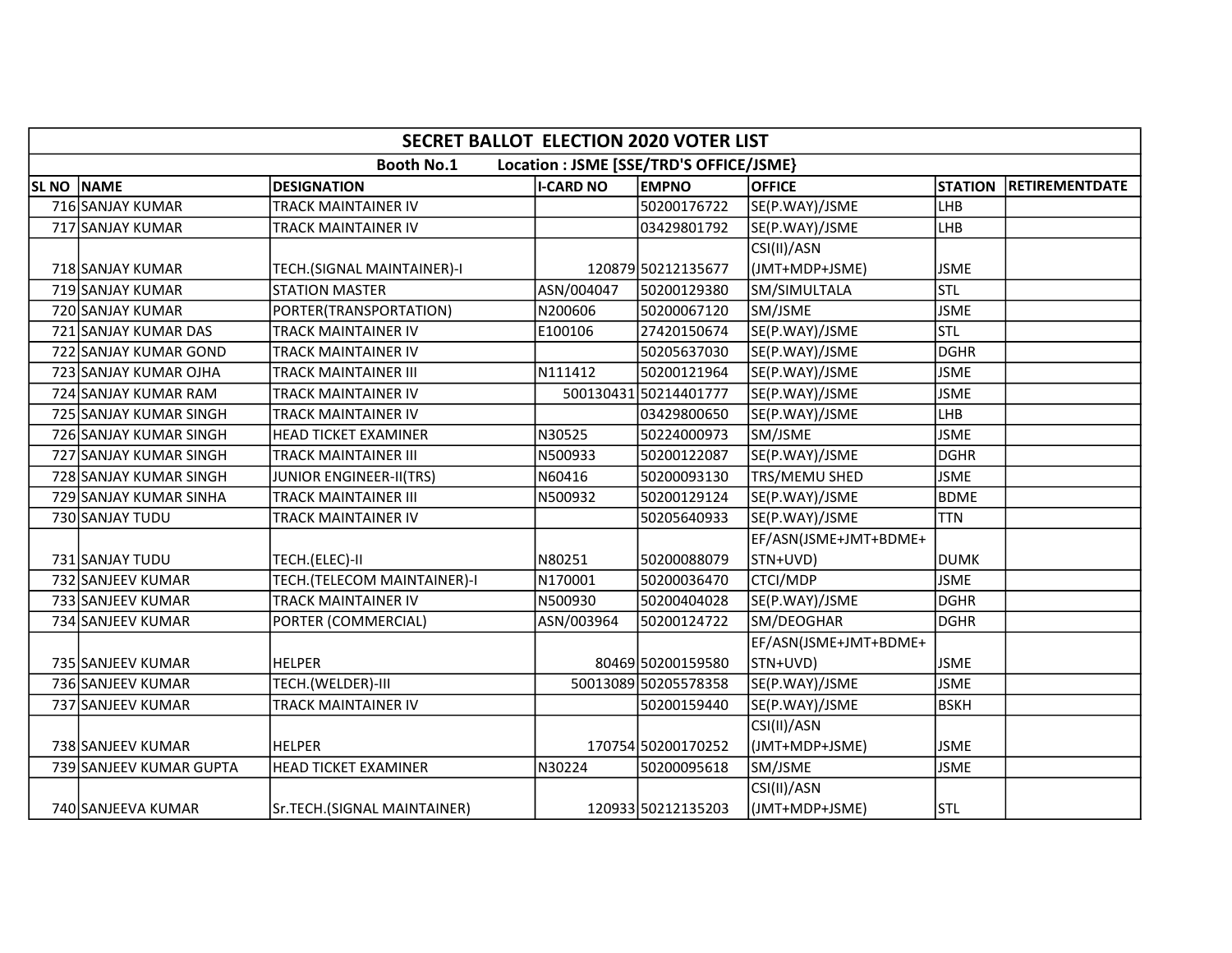| SECRET BALLOT ELECTION 2020 VOTER LIST | | | | | | | |
|---|---|---|---|---|---|---|---|
| Booth No.1 Location : JSME [SSE/TRD'S OFFICE/JSME} | | | | | | | |
| SL NO | NAME | DESIGNATION | I-CARD NO | EMPNO | OFFICE | STATION | RETIREMENTDATE |
| 716 | SANJAY KUMAR | TRACK MAINTAINER IV | | 50200176722 | SE(P.WAY)/JSME | LHB | |
| 717 | SANJAY KUMAR | TRACK MAINTAINER IV | | 03429801792 | SE(P.WAY)/JSME | LHB | |
| 718 | SANJAY KUMAR | TECH.(SIGNAL MAINTAINER)-I | 120879 | 50212135677 | CSI(II)/ASN (JMT+MDP+JSME) | JSME | |
| 719 | SANJAY KUMAR | STATION MASTER | ASN/004047 | 50200129380 | SM/SIMULTALA | STL | |
| 720 | SANJAY KUMAR | PORTER(TRANSPORTATION) | N200606 | 50200067120 | SM/JSME | JSME | |
| 721 | SANJAY KUMAR DAS | TRACK MAINTAINER IV | E100106 | 27420150674 | SE(P.WAY)/JSME | STL | |
| 722 | SANJAY KUMAR GOND | TRACK MAINTAINER IV | | 50205637030 | SE(P.WAY)/JSME | DGHR | |
| 723 | SANJAY KUMAR OJHA | TRACK MAINTAINER III | N111412 | 50200121964 | SE(P.WAY)/JSME | JSME | |
| 724 | SANJAY KUMAR RAM | TRACK MAINTAINER IV | 500130431 | 50214401777 | SE(P.WAY)/JSME | JSME | |
| 725 | SANJAY KUMAR SINGH | TRACK MAINTAINER IV | | 03429800650 | SE(P.WAY)/JSME | LHB | |
| 726 | SANJAY KUMAR SINGH | HEAD TICKET EXAMINER | N30525 | 50224000973 | SM/JSME | JSME | |
| 727 | SANJAY KUMAR SINGH | TRACK MAINTAINER III | N500933 | 50200122087 | SE(P.WAY)/JSME | DGHR | |
| 728 | SANJAY KUMAR SINGH | JUNIOR ENGINEER-II(TRS) | N60416 | 50200093130 | TRS/MEMU SHED | JSME | |
| 729 | SANJAY KUMAR SINHA | TRACK MAINTAINER III | N500932 | 50200129124 | SE(P.WAY)/JSME | BDME | |
| 730 | SANJAY TUDU | TRACK MAINTAINER IV | | 50205640933 | SE(P.WAY)/JSME | TTN | |
| 731 | SANJAY TUDU | TECH.(ELEC)-II | N80251 | 50200088079 | EF/ASN(JSME+JMT+BDME+STN+UVD) | DUMK | |
| 732 | SANJEEV KUMAR | TECH.(TELECOM MAINTAINER)-I | N170001 | 50200036470 | CTCI/MDP | JSME | |
| 733 | SANJEEV KUMAR | TRACK MAINTAINER IV | N500930 | 50200404028 | SE(P.WAY)/JSME | DGHR | |
| 734 | SANJEEV KUMAR | PORTER (COMMERCIAL) | ASN/003964 | 50200124722 | SM/DEOGHAR | DGHR | |
| 735 | SANJEEV KUMAR | HELPER | 80469 | 50200159580 | EF/ASN(JSME+JMT+BDME+STN+UVD) | JSME | |
| 736 | SANJEEV KUMAR | TECH.(WELDER)-III | 50013089 | 50205578358 | SE(P.WAY)/JSME | JSME | |
| 737 | SANJEEV KUMAR | TRACK MAINTAINER IV | | 50200159440 | SE(P.WAY)/JSME | BSKH | |
| 738 | SANJEEV KUMAR | HELPER | 170754 | 50200170252 | CSI(II)/ASN (JMT+MDP+JSME) | JSME | |
| 739 | SANJEEV KUMAR GUPTA | HEAD TICKET EXAMINER | N30224 | 50200095618 | SM/JSME | JSME | |
| 740 | SANJEEVA KUMAR | Sr.TECH.(SIGNAL MAINTAINER) | 120933 | 50212135203 | CSI(II)/ASN (JMT+MDP+JSME) | STL | |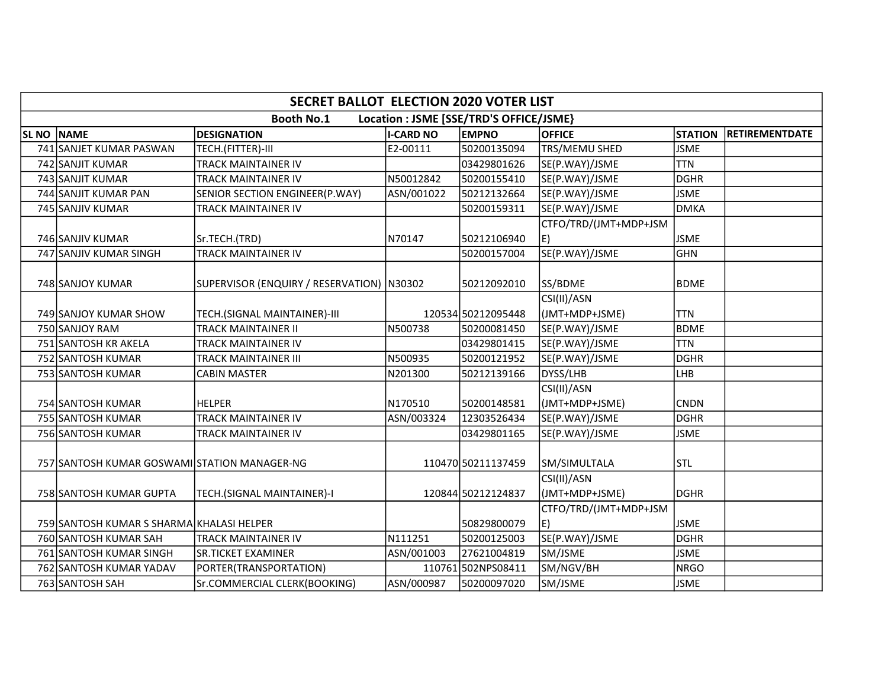| SECRET BALLOT ELECTION 2020 VOTER LIST | | | | | | | |
|---|---|---|---|---|---|---|---|
| Booth No.1 Location : JSME [SSE/TRD'S OFFICE/JSME} | | | | | | | |
| SL NO | NAME | DESIGNATION | I-CARD NO | EMPNO | OFFICE | STATION | RETIREMENTDATE |
| 741 | SANJET KUMAR PASWAN | TECH.(FITTER)-III | E2-00111 | 50200135094 | TRS/MEMU SHED | JSME | |
| 742 | SANJIT KUMAR | TRACK MAINTAINER IV | | 03429801626 | SE(P.WAY)/JSME | TTN | |
| 743 | SANJIT KUMAR | TRACK MAINTAINER IV | N50012842 | 50200155410 | SE(P.WAY)/JSME | DGHR | |
| 744 | SANJIT KUMAR PAN | SENIOR SECTION ENGINEER(P.WAY) | ASN/001022 | 50212132664 | SE(P.WAY)/JSME | JSME | |
| 745 | SANJIV KUMAR | TRACK MAINTAINER IV | | 50200159311 | SE(P.WAY)/JSME | DMKA | |
| 746 | SANJIV KUMAR | Sr.TECH.(TRD) | N70147 | 50212106940 | CTFO/TRD/(JMT+MDP+JSME) | JSME | |
| 747 | SANJIV KUMAR SINGH | TRACK MAINTAINER IV | | 50200157004 | SE(P.WAY)/JSME | GHN | |
| 748 | SANJOY KUMAR | SUPERVISOR (ENQUIRY / RESERVATION) | N30302 | 50212092010 | SS/BDME | BDME | |
| 749 | SANJOY KUMAR SHOW | TECH.(SIGNAL MAINTAINER)-III | 120534 | 50212095448 | CSI(II)/ASN (JMT+MDP+JSME) | TTN | |
| 750 | SANJOY RAM | TRACK MAINTAINER II | N500738 | 50200081450 | SE(P.WAY)/JSME | BDME | |
| 751 | SANTOSH KR AKELA | TRACK MAINTAINER IV | | 03429801415 | SE(P.WAY)/JSME | TTN | |
| 752 | SANTOSH KUMAR | TRACK MAINTAINER III | N500935 | 50200121952 | SE(P.WAY)/JSME | DGHR | |
| 753 | SANTOSH KUMAR | CABIN MASTER | N201300 | 50212139166 | DYSS/LHB | LHB | |
| 754 | SANTOSH KUMAR | HELPER | N170510 | 50200148581 | CSI(II)/ASN (JMT+MDP+JSME) | CNDN | |
| 755 | SANTOSH KUMAR | TRACK MAINTAINER IV | ASN/003324 | 12303526434 | SE(P.WAY)/JSME | DGHR | |
| 756 | SANTOSH KUMAR | TRACK MAINTAINER IV | | 03429801165 | SE(P.WAY)/JSME | JSME | |
| 757 | SANTOSH KUMAR GOSWAMI | STATION MANAGER-NG | 110470 | 50211137459 | SM/SIMULTALA | STL | |
| 758 | SANTOSH KUMAR GUPTA | TECH.(SIGNAL MAINTAINER)-I | 120844 | 50212124837 | CSI(II)/ASN (JMT+MDP+JSME) | DGHR | |
| 759 | SANTOSH KUMAR S SHARMA | KHALASI HELPER | | 50829800079 | CTFO/TRD/(JMT+MDP+JSME) | JSME | |
| 760 | SANTOSH KUMAR SAH | TRACK MAINTAINER IV | N111251 | 50200125003 | SE(P.WAY)/JSME | DGHR | |
| 761 | SANTOSH KUMAR SINGH | SR.TICKET EXAMINER | ASN/001003 | 27621004819 | SM/JSME | JSME | |
| 762 | SANTOSH KUMAR YADAV | PORTER(TRANSPORTATION) | 110761 | 502NPS08411 | SM/NGV/BH | NRGO | |
| 763 | SANTOSH SAH | Sr.COMMERCIAL CLERK(BOOKING) | ASN/000987 | 50200097020 | SM/JSME | JSME | |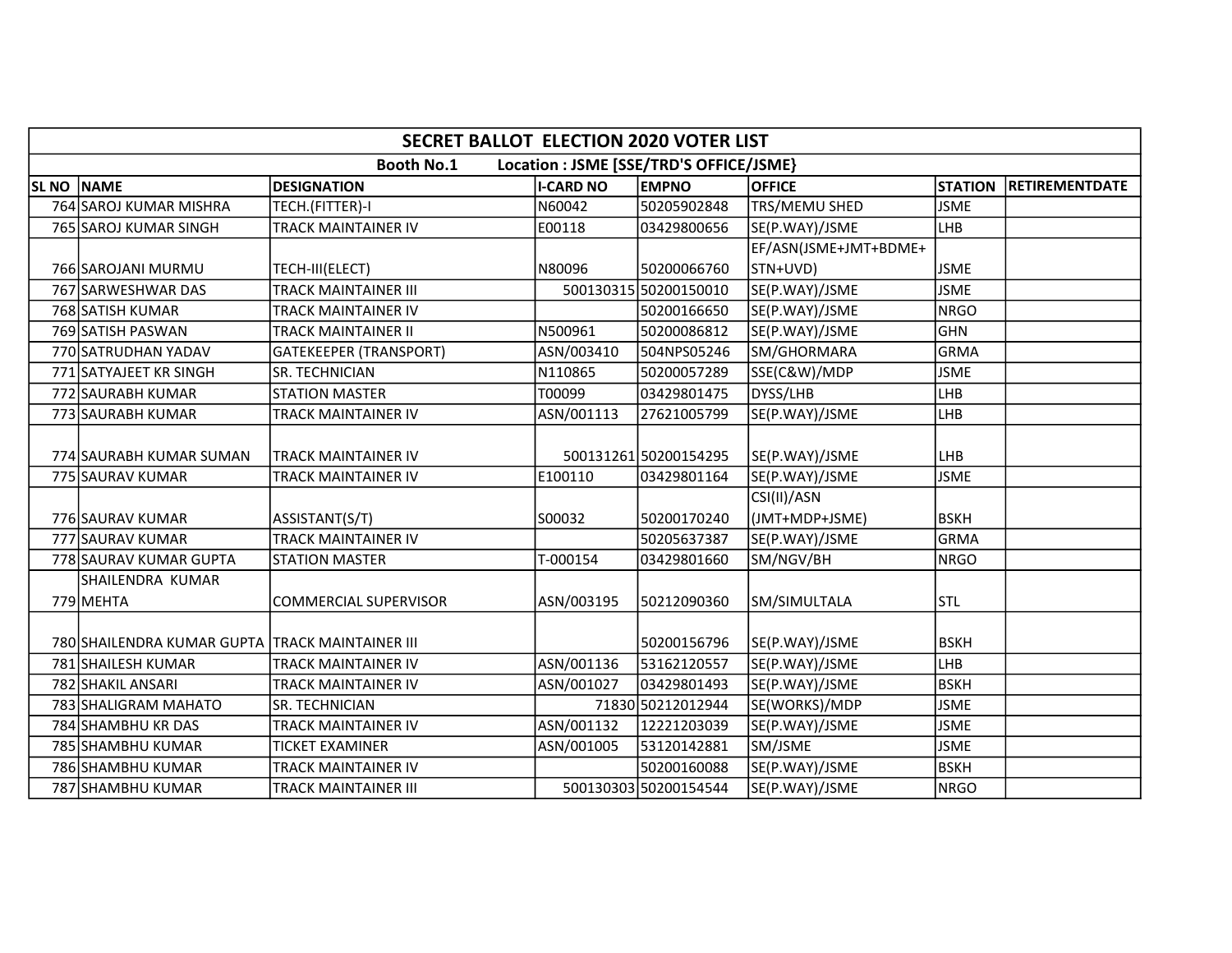## SECRET BALLOT ELECTION 2020 VOTER LIST

**Booth No.1 Location : JSME [SSE/TRD'S OFFICE/JSME}**

| SL NO | NAME | DESIGNATION | I-CARD NO | EMPNO | OFFICE | STATION | RETIREMENTDATE |
|---|---|---|---|---|---|---|---|
| 764 | SAROJ KUMAR MISHRA | TECH.(FITTER)-I | N60042 | 50205902848 | TRS/MEMU SHED | JSME | |
| 765 | SAROJ KUMAR SINGH | TRACK MAINTAINER IV | E00118 | 03429800656 | SE(P.WAY)/JSME | LHB | |
| 766 | SAROJANI MURMU | TECH-III(ELECT) | N80096 | 50200066760 | EF/ASN(JSME+JMT+BDME+STN+UVD) | JSME | |
| 767 | SARWESHWAR DAS | TRACK MAINTAINER III | 500130315 | 50200150010 | SE(P.WAY)/JSME | JSME | |
| 768 | SATISH KUMAR | TRACK MAINTAINER IV | | 50200166650 | SE(P.WAY)/JSME | NRGO | |
| 769 | SATISH PASWAN | TRACK MAINTAINER II | N500961 | 50200086812 | SE(P.WAY)/JSME | GHN | |
| 770 | SATRUDHAN YADAV | GATEKEEPER (TRANSPORT) | ASN/003410 | 504NPS05246 | SM/GHORMARA | GRMA | |
| 771 | SATYAJEET KR SINGH | SR. TECHNICIAN | N110865 | 50200057289 | SSE(C&W)/MDP | JSME | |
| 772 | SAURABH KUMAR | STATION MASTER | T00099 | 03429801475 | DYSS/LHB | LHB | |
| 773 | SAURABH KUMAR | TRACK MAINTAINER IV | ASN/001113 | 27621005799 | SE(P.WAY)/JSME | LHB | |
| 774 | SAURABH KUMAR SUMAN | TRACK MAINTAINER IV | 500131261 | 50200154295 | SE(P.WAY)/JSME | LHB | |
| 775 | SAURAV KUMAR | TRACK MAINTAINER IV | E100110 | 03429801164 | SE(P.WAY)/JSME | JSME | |
| 776 | SAURAV KUMAR | ASSISTANT(S/T) | S00032 | 50200170240 | CSI(II)/ASN (JMT+MDP+JSME) | BSKH | |
| 777 | SAURAV KUMAR | TRACK MAINTAINER IV | | 50205637387 | SE(P.WAY)/JSME | GRMA | |
| 778 | SAURAV KUMAR GUPTA | STATION MASTER | T-000154 | 03429801660 | SM/NGV/BH | NRGO | |
| 779 | SHAILENDRA KUMAR MEHTA | COMMERCIAL SUPERVISOR | ASN/003195 | 50212090360 | SM/SIMULTALA | STL | |
| 780 | SHAILENDRA KUMAR GUPTA | TRACK MAINTAINER III | | 50200156796 | SE(P.WAY)/JSME | BSKH | |
| 781 | SHAILESH KUMAR | TRACK MAINTAINER IV | ASN/001136 | 53162120557 | SE(P.WAY)/JSME | LHB | |
| 782 | SHAKIL ANSARI | TRACK MAINTAINER IV | ASN/001027 | 03429801493 | SE(P.WAY)/JSME | BSKH | |
| 783 | SHALIGRAM MAHATO | SR. TECHNICIAN | 71830 | 50212012944 | SE(WORKS)/MDP | JSME | |
| 784 | SHAMBHU KR DAS | TRACK MAINTAINER IV | ASN/001132 | 12221203039 | SE(P.WAY)/JSME | JSME | |
| 785 | SHAMBHU KUMAR | TICKET EXAMINER | ASN/001005 | 53120142881 | SM/JSME | JSME | |
| 786 | SHAMBHU KUMAR | TRACK MAINTAINER IV | | 50200160088 | SE(P.WAY)/JSME | BSKH | |
| 787 | SHAMBHU KUMAR | TRACK MAINTAINER III | 500130303 | 50200154544 | SE(P.WAY)/JSME | NRGO | |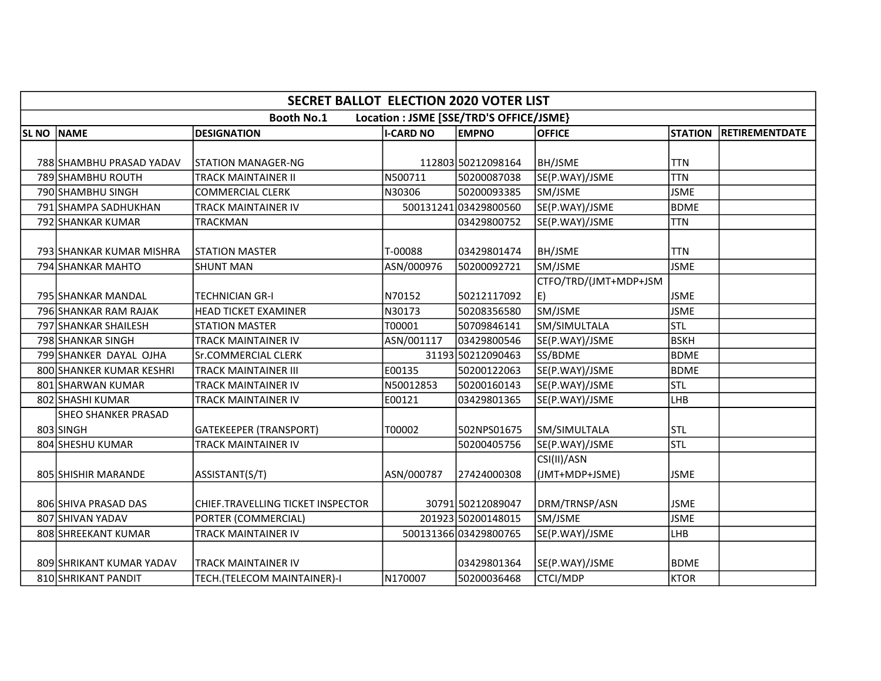| SECRET BALLOT ELECTION 2020 VOTER LIST | | | | | | | |
|---|---|---|---|---|---|---|---|
| Booth No.1 Location : JSME [SSE/TRD'S OFFICE/JSME} | | | | | | | |
| SL NO | NAME | DESIGNATION | I-CARD NO | EMPNO | OFFICE | STATION | RETIREMENTDATE |
| 788 | SHAMBHU PRASAD YADAV | STATION MANAGER-NG | 112803 | 50212098164 | BH/JSME | TTN | |
| 789 | SHAMBHU ROUTH | TRACK MAINTAINER II | N500711 | 50200087038 | SE(P.WAY)/JSME | TTN | |
| 790 | SHAMBHU SINGH | COMMERCIAL CLERK | N30306 | 50200093385 | SM/JSME | JSME | |
| 791 | SHAMPA SADHUKHAN | TRACK MAINTAINER IV | 500131241 | 03429800560 | SE(P.WAY)/JSME | BDME | |
| 792 | SHANKAR KUMAR | TRACKMAN | | 03429800752 | SE(P.WAY)/JSME | TTN | |
| 793 | SHANKAR KUMAR MISHRA | STATION MASTER | T-00088 | 03429801474 | BH/JSME | TTN | |
| 794 | SHANKAR MAHTO | SHUNT MAN | ASN/000976 | 50200092721 | SM/JSME | JSME | |
| 795 | SHANKAR MANDAL | TECHNICIAN GR-I | N70152 | 50212117092 | CTFO/TRD/(JMT+MDP+JSME) | JSME | |
| 796 | SHANKAR RAM RAJAK | HEAD TICKET EXAMINER | N30173 | 50208356580 | SM/JSME | JSME | |
| 797 | SHANKAR SHAILESH | STATION MASTER | T00001 | 50709846141 | SM/SIMULTALA | STL | |
| 798 | SHANKAR SINGH | TRACK MAINTAINER IV | ASN/001117 | 03429800546 | SE(P.WAY)/JSME | BSKH | |
| 799 | SHANKER DAYAL OJHA | Sr.COMMERCIAL CLERK | 31193 | 50212090463 | SS/BDME | BDME | |
| 800 | SHANKER KUMAR KESHRI | TRACK MAINTAINER III | E00135 | 50200122063 | SE(P.WAY)/JSME | BDME | |
| 801 | SHARWAN KUMAR | TRACK MAINTAINER IV | N50012853 | 50200160143 | SE(P.WAY)/JSME | STL | |
| 802 | SHASHI KUMAR | TRACK MAINTAINER IV | E00121 | 03429801365 | SE(P.WAY)/JSME | LHB | |
| 803 | SHEO SHANKER PRASAD SINGH | GATEKEEPER (TRANSPORT) | T00002 | 502NPS01675 | SM/SIMULTALA | STL | |
| 804 | SHESHU KUMAR | TRACK MAINTAINER IV | | 50200405756 | SE(P.WAY)/JSME | STL | |
| 805 | SHISHIR MARANDE | ASSISTANT(S/T) | ASN/000787 | 27424000308 | CSI(II)/ASN (JMT+MDP+JSME) | JSME | |
| 806 | SHIVA PRASAD DAS | CHIEF.TRAVELLING TICKET INSPECTOR | 30791 | 50212089047 | DRM/TRNSP/ASN | JSME | |
| 807 | SHIVAN YADAV | PORTER (COMMERCIAL) | 201923 | 50200148015 | SM/JSME | JSME | |
| 808 | SHREEKANT KUMAR | TRACK MAINTAINER IV | 500131366 | 03429800765 | SE(P.WAY)/JSME | LHB | |
| 809 | SHRIKANT KUMAR YADAV | TRACK MAINTAINER IV | | 03429801364 | SE(P.WAY)/JSME | BDME | |
| 810 | SHRIKANT PANDIT | TECH.(TELECOM MAINTAINER)-I | N170007 | 50200036468 | CTCI/MDP | KTOR | |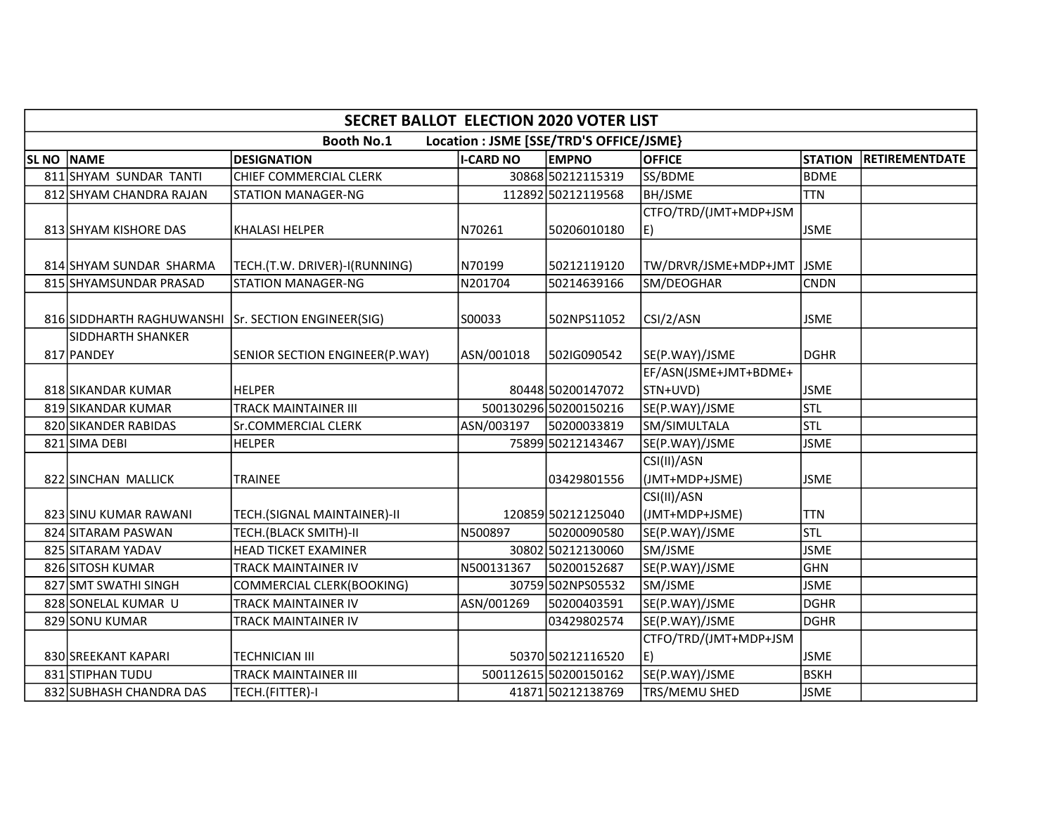| SECRET BALLOT ELECTION 2020 VOTER LIST | | | | | | | |
|---|---|---|---|---|---|---|---|
| Booth No.1 Location : JSME [SSE/TRD'S OFFICE/JSME} | | | | | | | |
| SL NO | NAME | DESIGNATION | I-CARD NO | EMPNO | OFFICE | STATION | RETIREMENTDATE |
| 811 | SHYAM SUNDAR TANTI | CHIEF COMMERCIAL CLERK | 30868 | 50212115319 | SS/BDME | BDME | |
| 812 | SHYAM CHANDRA RAJAN | STATION MANAGER-NG | 112892 | 50212119568 | BH/JSME | TTN | |
| 813 | SHYAM KISHORE DAS | KHALASI HELPER | N70261 | 50206010180 | CTFO/TRD/(JMT+MDP+JSME) | JSME | |
| 814 | SHYAM SUNDAR SHARMA | TECH.(T.W. DRIVER)-I(RUNNING) | N70199 | 50212119120 | TW/DRVR/JSME+MDP+JMT | JSME | |
| 815 | SHYAMSUNDAR PRASAD | STATION MANAGER-NG | N201704 | 50214639166 | SM/DEOGHAR | CNDN | |
| 816 | SIDDHARTH RAGHUWANSHI | Sr. SECTION ENGINEER(SIG) | S00033 | 502NPS11052 | CSI/2/ASN | JSME | |
| 817 | SIDDHARTH SHANKER PANDEY | SENIOR SECTION ENGINEER(P.WAY) | ASN/001018 | 502IG090542 | SE(P.WAY)/JSME | DGHR | |
| 818 | SIKANDAR KUMAR | HELPER | 80448 | 50200147072 | EF/ASN(JSME+JMT+BDME+STN+UVD) | JSME | |
| 819 | SIKANDAR KUMAR | TRACK MAINTAINER III | 500130296 | 50200150216 | SE(P.WAY)/JSME | STL | |
| 820 | SIKANDER RABIDAS | Sr.COMMERCIAL CLERK | ASN/003197 | 50200033819 | SM/SIMULTALA | STL | |
| 821 | SIMA DEBI | HELPER | 75899 | 50212143467 | SE(P.WAY)/JSME | JSME | |
| 822 | SINCHAN MALLICK | TRAINEE | | 03429801556 | CSI(II)/ASN (JMT+MDP+JSME) | JSME | |
| 823 | SINU KUMAR RAWANI | TECH.(SIGNAL MAINTAINER)-II | 120859 | 50212125040 | CSI(II)/ASN (JMT+MDP+JSME) | TTN | |
| 824 | SITARAM PASWAN | TECH.(BLACK SMITH)-II | N500897 | 50200090580 | SE(P.WAY)/JSME | STL | |
| 825 | SITARAM YADAV | HEAD TICKET EXAMINER | 30802 | 50212130060 | SM/JSME | JSME | |
| 826 | SITOSH KUMAR | TRACK MAINTAINER IV | N500131367 | 50200152687 | SE(P.WAY)/JSME | GHN | |
| 827 | SMT SWATHI SINGH | COMMERCIAL CLERK(BOOKING) | 30759 | 502NPS05532 | SM/JSME | JSME | |
| 828 | SONELAL KUMAR U | TRACK MAINTAINER IV | ASN/001269 | 50200403591 | SE(P.WAY)/JSME | DGHR | |
| 829 | SONU KUMAR | TRACK MAINTAINER IV | | 03429802574 | SE(P.WAY)/JSME | DGHR | |
| 830 | SREEKANT KAPARI | TECHNICIAN III | 50370 | 50212116520 | CTFO/TRD/(JMT+MDP+JSME) | JSME | |
| 831 | STIPHAN TUDU | TRACK MAINTAINER III | 500112615 | 50200150162 | SE(P.WAY)/JSME | BSKH | |
| 832 | SUBHASH CHANDRA DAS | TECH.(FITTER)-I | 41871 | 50212138769 | TRS/MEMU SHED | JSME | |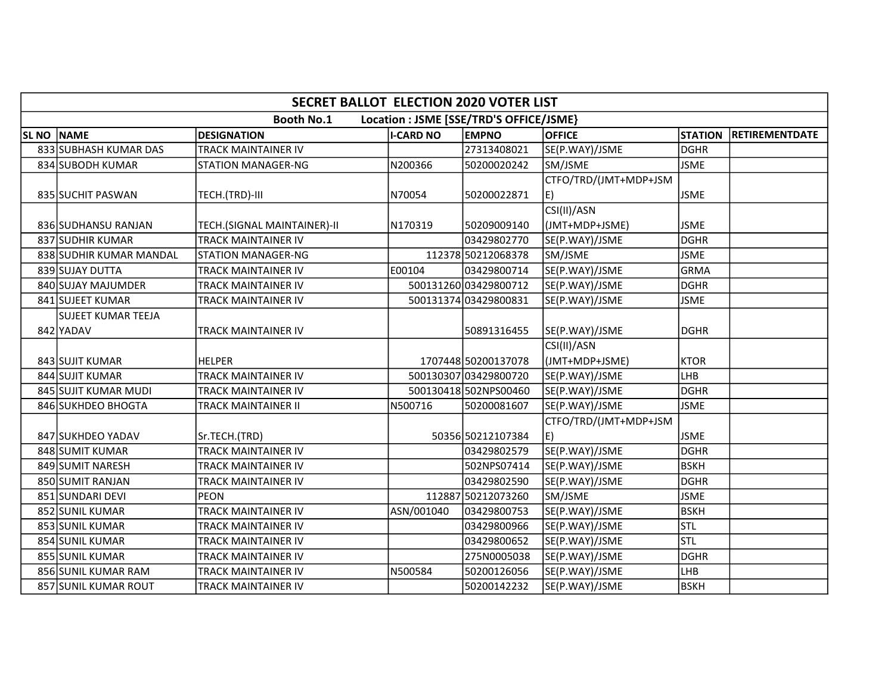| SECRET BALLOT ELECTION 2020 VOTER LIST | | | | | | | |
|---|---|---|---|---|---|---|---|
| Booth No.1 Location : JSME [SSE/TRD'S OFFICE/JSME} | | | | | | | |
| SL NO | NAME | DESIGNATION | I-CARD NO | EMPNO | OFFICE | STATION | RETIREMENTDATE |
| 833 | SUBHASH KUMAR DAS | TRACK MAINTAINER IV | | 27313408021 | SE(P.WAY)/JSME | DGHR | |
| 834 | SUBODH KUMAR | STATION MANAGER-NG | N200366 | 50200020242 | SM/JSME | JSME | |
| 835 | SUCHIT PASWAN | TECH.(TRD)-III | N70054 | 50200022871 | CTFO/TRD/(JMT+MDP+JSME) | JSME | |
| 836 | SUDHANSU RANJAN | TECH.(SIGNAL MAINTAINER)-II | N170319 | 50209009140 | CSI(II)/ASN (JMT+MDP+JSME) | JSME | |
| 837 | SUDHIR KUMAR | TRACK MAINTAINER IV | | 03429802770 | SE(P.WAY)/JSME | DGHR | |
| 838 | SUDHIR KUMAR MANDAL | STATION MANAGER-NG | 112378 | 50212068378 | SM/JSME | JSME | |
| 839 | SUJAY DUTTA | TRACK MAINTAINER IV | E00104 | 03429800714 | SE(P.WAY)/JSME | GRMA | |
| 840 | SUJAY MAJUMDER | TRACK MAINTAINER IV | 500131260 | 03429800712 | SE(P.WAY)/JSME | DGHR | |
| 841 | SUJEET KUMAR | TRACK MAINTAINER IV | 500131374 | 03429800831 | SE(P.WAY)/JSME | JSME | |
| 842 | SUJEET KUMAR TEEJA YADAV | TRACK MAINTAINER IV | | 50891316455 | SE(P.WAY)/JSME | DGHR | |
| 843 | SUJIT KUMAR | HELPER | 1707448 | 50200137078 | CSI(II)/ASN (JMT+MDP+JSME) | KTOR | |
| 844 | SUJIT KUMAR | TRACK MAINTAINER IV | 500130307 | 03429800720 | SE(P.WAY)/JSME | LHB | |
| 845 | SUJIT KUMAR MUDI | TRACK MAINTAINER IV | 500130418 | 502NPS00460 | SE(P.WAY)/JSME | DGHR | |
| 846 | SUKHDEO BHOGTA | TRACK MAINTAINER II | N500716 | 50200081607 | SE(P.WAY)/JSME | JSME | |
| 847 | SUKHDEO YADAV | Sr.TECH.(TRD) | 50356 | 50212107384 | CTFO/TRD/(JMT+MDP+JSME) | JSME | |
| 848 | SUMIT KUMAR | TRACK MAINTAINER IV | | 03429802579 | SE(P.WAY)/JSME | DGHR | |
| 849 | SUMIT NARESH | TRACK MAINTAINER IV | | 502NPS07414 | SE(P.WAY)/JSME | BSKH | |
| 850 | SUMIT RANJAN | TRACK MAINTAINER IV | | 03429802590 | SE(P.WAY)/JSME | DGHR | |
| 851 | SUNDARI DEVI | PEON | 112887 | 50212073260 | SM/JSME | JSME | |
| 852 | SUNIL KUMAR | TRACK MAINTAINER IV | ASN/001040 | 03429800753 | SE(P.WAY)/JSME | BSKH | |
| 853 | SUNIL KUMAR | TRACK MAINTAINER IV | | 03429800966 | SE(P.WAY)/JSME | STL | |
| 854 | SUNIL KUMAR | TRACK MAINTAINER IV | | 03429800652 | SE(P.WAY)/JSME | STL | |
| 855 | SUNIL KUMAR | TRACK MAINTAINER IV | | 275N0005038 | SE(P.WAY)/JSME | DGHR | |
| 856 | SUNIL KUMAR RAM | TRACK MAINTAINER IV | N500584 | 50200126056 | SE(P.WAY)/JSME | LHB | |
| 857 | SUNIL KUMAR ROUT | TRACK MAINTAINER IV | | 50200142232 | SE(P.WAY)/JSME | BSKH | |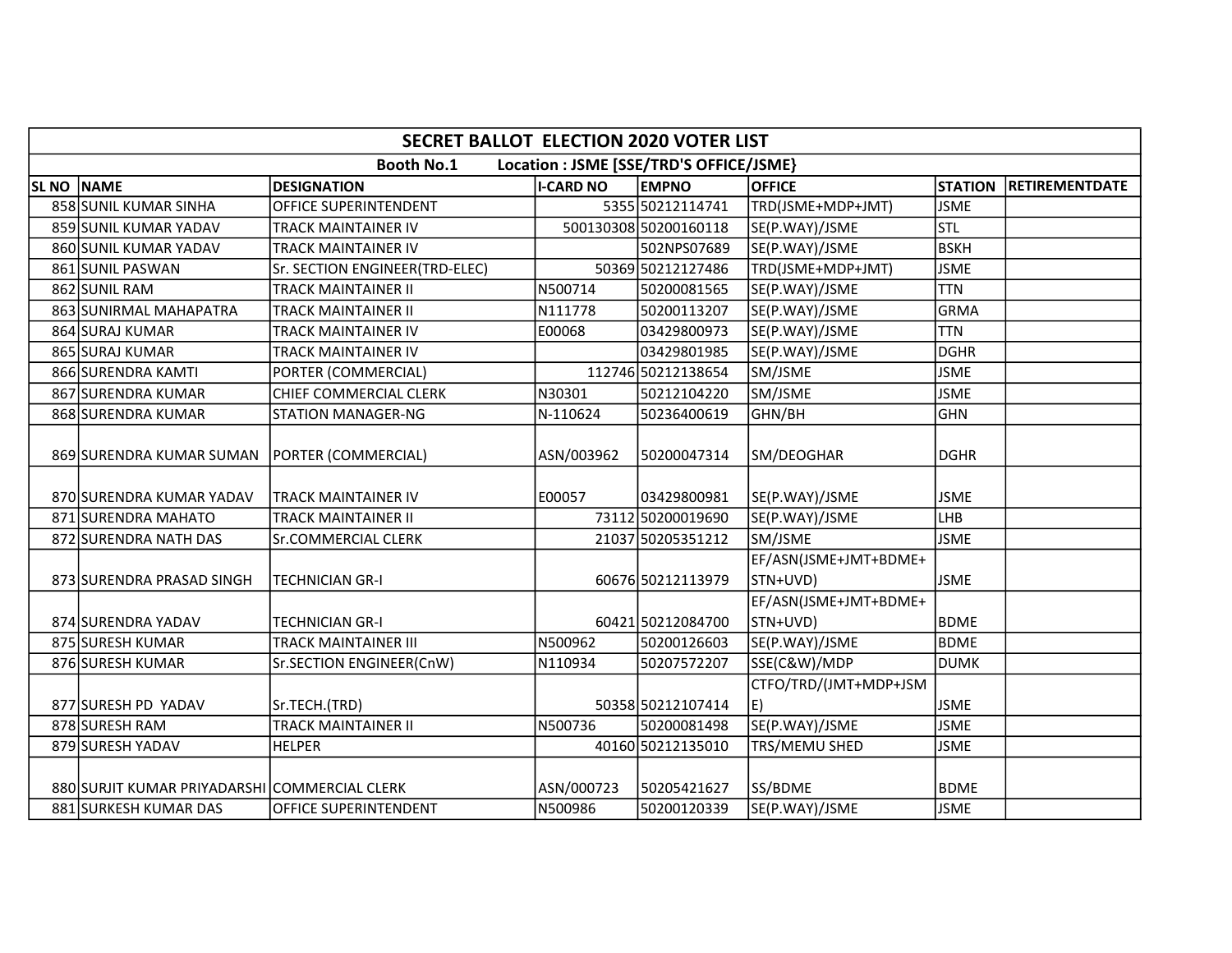| SECRET BALLOT ELECTION 2020 VOTER LIST | | | | | | | |
|---|---|---|---|---|---|---|---|
| Booth No.1 Location : JSME [SSE/TRD'S OFFICE/JSME} | | | | | | | |
| SL NO | NAME | DESIGNATION | I-CARD NO | EMPNO | OFFICE | STATION | RETIREMENTDATE |
| 858 | SUNIL KUMAR SINHA | OFFICE SUPERINTENDENT | 5355 | 50212114741 | TRD(JSME+MDP+JMT) | JSME | |
| 859 | SUNIL KUMAR YADAV | TRACK MAINTAINER IV | 500130308 | 50200160118 | SE(P.WAY)/JSME | STL | |
| 860 | SUNIL KUMAR YADAV | TRACK MAINTAINER IV | | 502NPS07689 | SE(P.WAY)/JSME | BSKH | |
| 861 | SUNIL PASWAN | Sr. SECTION ENGINEER(TRD-ELEC) | 50369 | 50212127486 | TRD(JSME+MDP+JMT) | JSME | |
| 862 | SUNIL RAM | TRACK MAINTAINER II | N500714 | 50200081565 | SE(P.WAY)/JSME | TTN | |
| 863 | SUNIRMAL MAHAPATRA | TRACK MAINTAINER II | N111778 | 50200113207 | SE(P.WAY)/JSME | GRMA | |
| 864 | SURAJ KUMAR | TRACK MAINTAINER IV | E00068 | 03429800973 | SE(P.WAY)/JSME | TTN | |
| 865 | SURAJ KUMAR | TRACK MAINTAINER IV | | 03429801985 | SE(P.WAY)/JSME | DGHR | |
| 866 | SURENDRA KAMTI | PORTER (COMMERCIAL) | 112746 | 50212138654 | SM/JSME | JSME | |
| 867 | SURENDRA KUMAR | CHIEF COMMERCIAL CLERK | N30301 | 50212104220 | SM/JSME | JSME | |
| 868 | SURENDRA KUMAR | STATION MANAGER-NG | N-110624 | 50236400619 | GHN/BH | GHN | |
| 869 | SURENDRA KUMAR SUMAN | PORTER (COMMERCIAL) | ASN/003962 | 50200047314 | SM/DEOGHAR | DGHR | |
| 870 | SURENDRA KUMAR YADAV | TRACK MAINTAINER IV | E00057 | 03429800981 | SE(P.WAY)/JSME | JSME | |
| 871 | SURENDRA MAHATO | TRACK MAINTAINER II | 73112 | 50200019690 | SE(P.WAY)/JSME | LHB | |
| 872 | SURENDRA NATH DAS | Sr.COMMERCIAL CLERK | 21037 | 50205351212 | SM/JSME | JSME | |
| 873 | SURENDRA PRASAD SINGH | TECHNICIAN GR-I | 60676 | 50212113979 | EF/ASN(JSME+JMT+BDME+STN+UVD) | JSME | |
| 874 | SURENDRA YADAV | TECHNICIAN GR-I | 60421 | 50212084700 | EF/ASN(JSME+JMT+BDME+STN+UVD) | BDME | |
| 875 | SURESH KUMAR | TRACK MAINTAINER III | N500962 | 50200126603 | SE(P.WAY)/JSME | BDME | |
| 876 | SURESH KUMAR | Sr.SECTION ENGINEER(CnW) | N110934 | 50207572207 | SSE(C&W)/MDP | DUMK | |
| 877 | SURESH PD YADAV | Sr.TECH.(TRD) | 50358 | 50212107414 | CTFO/TRD/(JMT+MDP+JSME) | JSME | |
| 878 | SURESH RAM | TRACK MAINTAINER II | N500736 | 50200081498 | SE(P.WAY)/JSME | JSME | |
| 879 | SURESH YADAV | HELPER | 40160 | 50212135010 | TRS/MEMU SHED | JSME | |
| 880 | SURJIT KUMAR PRIYADARSHI | COMMERCIAL CLERK | ASN/000723 | 50205421627 | SS/BDME | BDME | |
| 881 | SURKESH KUMAR DAS | OFFICE SUPERINTENDENT | N500986 | 50200120339 | SE(P.WAY)/JSME | JSME | |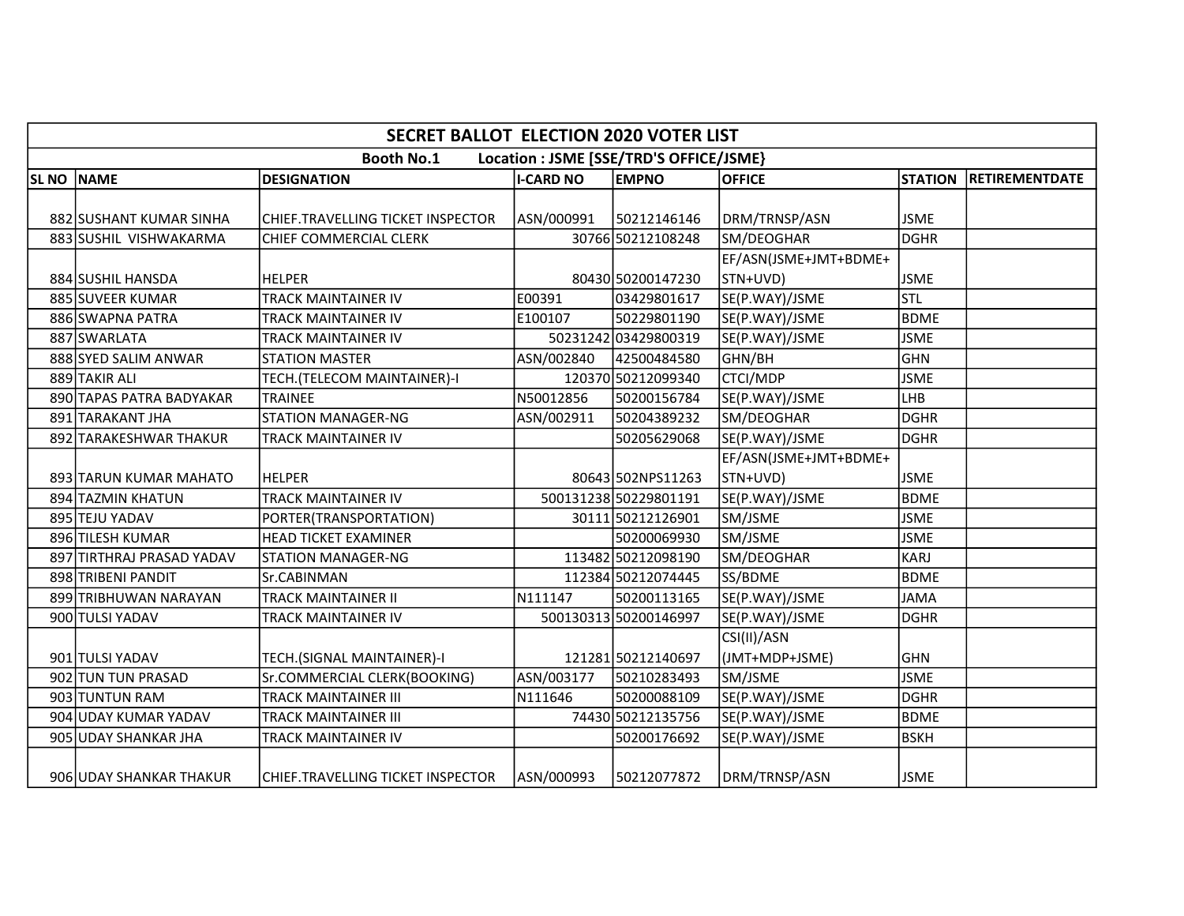| SECRET BALLOT ELECTION 2020 VOTER LIST | | | | | | | |
|---|---|---|---|---|---|---|---|
| Booth No.1 Location : JSME [SSE/TRD'S OFFICE/JSME} | | | | | | | |
| SL NO | NAME | DESIGNATION | I-CARD NO | EMPNO | OFFICE | STATION | RETIREMENTDATE |
| 882 | SUSHANT KUMAR SINHA | CHIEF.TRAVELLING TICKET INSPECTOR | ASN/000991 | 50212146146 | DRM/TRNSP/ASN | JSME | |
| 883 | SUSHIL VISHWAKARMA | CHIEF COMMERCIAL CLERK | 30766 | 50212108248 | SM/DEOGHAR | DGHR | |
| 884 | SUSHIL HANSDA | HELPER | 80430 | 50200147230 | EF/ASN(JSME+JMT+BDME+STN+UVD) | JSME | |
| 885 | SUVEER KUMAR | TRACK MAINTAINER IV | E00391 | 03429801617 | SE(P.WAY)/JSME | STL | |
| 886 | SWAPNA PATRA | TRACK MAINTAINER IV | E100107 | 50229801190 | SE(P.WAY)/JSME | BDME | |
| 887 | SWARLATA | TRACK MAINTAINER IV | 50231242 | 03429800319 | SE(P.WAY)/JSME | JSME | |
| 888 | SYED SALIM ANWAR | STATION MASTER | ASN/002840 | 42500484580 | GHN/BH | GHN | |
| 889 | TAKIR ALI | TECH.(TELECOM MAINTAINER)-I | 120370 | 50212099340 | CTCI/MDP | JSME | |
| 890 | TAPAS PATRA BADYAKAR | TRAINEE | N50012856 | 50200156784 | SE(P.WAY)/JSME | LHB | |
| 891 | TARAKANT JHA | STATION MANAGER-NG | ASN/002911 | 50204389232 | SM/DEOGHAR | DGHR | |
| 892 | TARAKESHWAR THAKUR | TRACK MAINTAINER IV | | 50205629068 | SE(P.WAY)/JSME | DGHR | |
| 893 | TARUN KUMAR MAHATO | HELPER | 80643 | 502NPS11263 | EF/ASN(JSME+JMT+BDME+STN+UVD) | JSME | |
| 894 | TAZMIN KHATUN | TRACK MAINTAINER IV | 500131238 | 50229801191 | SE(P.WAY)/JSME | BDME | |
| 895 | TEJU YADAV | PORTER(TRANSPORTATION) | 30111 | 50212126901 | SM/JSME | JSME | |
| 896 | TILESH KUMAR | HEAD TICKET EXAMINER | | 50200069930 | SM/JSME | JSME | |
| 897 | TIRTHRAJ PRASAD YADAV | STATION MANAGER-NG | 113482 | 50212098190 | SM/DEOGHAR | KARJ | |
| 898 | TRIBENI PANDIT | Sr.CABINMAN | 112384 | 50212074445 | SS/BDME | BDME | |
| 899 | TRIBHUWAN NARAYAN | TRACK MAINTAINER II | N111147 | 50200113165 | SE(P.WAY)/JSME | JAMA | |
| 900 | TULSI YADAV | TRACK MAINTAINER IV | 500130313 | 50200146997 | SE(P.WAY)/JSME | DGHR | |
| 901 | TULSI YADAV | TECH.(SIGNAL MAINTAINER)-I | 121281 | 50212140697 | CSI(II)/ASN (JMT+MDP+JSME) | GHN | |
| 902 | TUN TUN PRASAD | Sr.COMMERCIAL CLERK(BOOKING) | ASN/003177 | 50210283493 | SM/JSME | JSME | |
| 903 | TUNTUN RAM | TRACK MAINTAINER III | N111646 | 50200088109 | SE(P.WAY)/JSME | DGHR | |
| 904 | UDAY KUMAR YADAV | TRACK MAINTAINER III | 74430 | 50212135756 | SE(P.WAY)/JSME | BDME | |
| 905 | UDAY SHANKAR JHA | TRACK MAINTAINER IV | | 50200176692 | SE(P.WAY)/JSME | BSKH | |
| 906 | UDAY SHANKAR THAKUR | CHIEF.TRAVELLING TICKET INSPECTOR | ASN/000993 | 50212077872 | DRM/TRNSP/ASN | JSME | |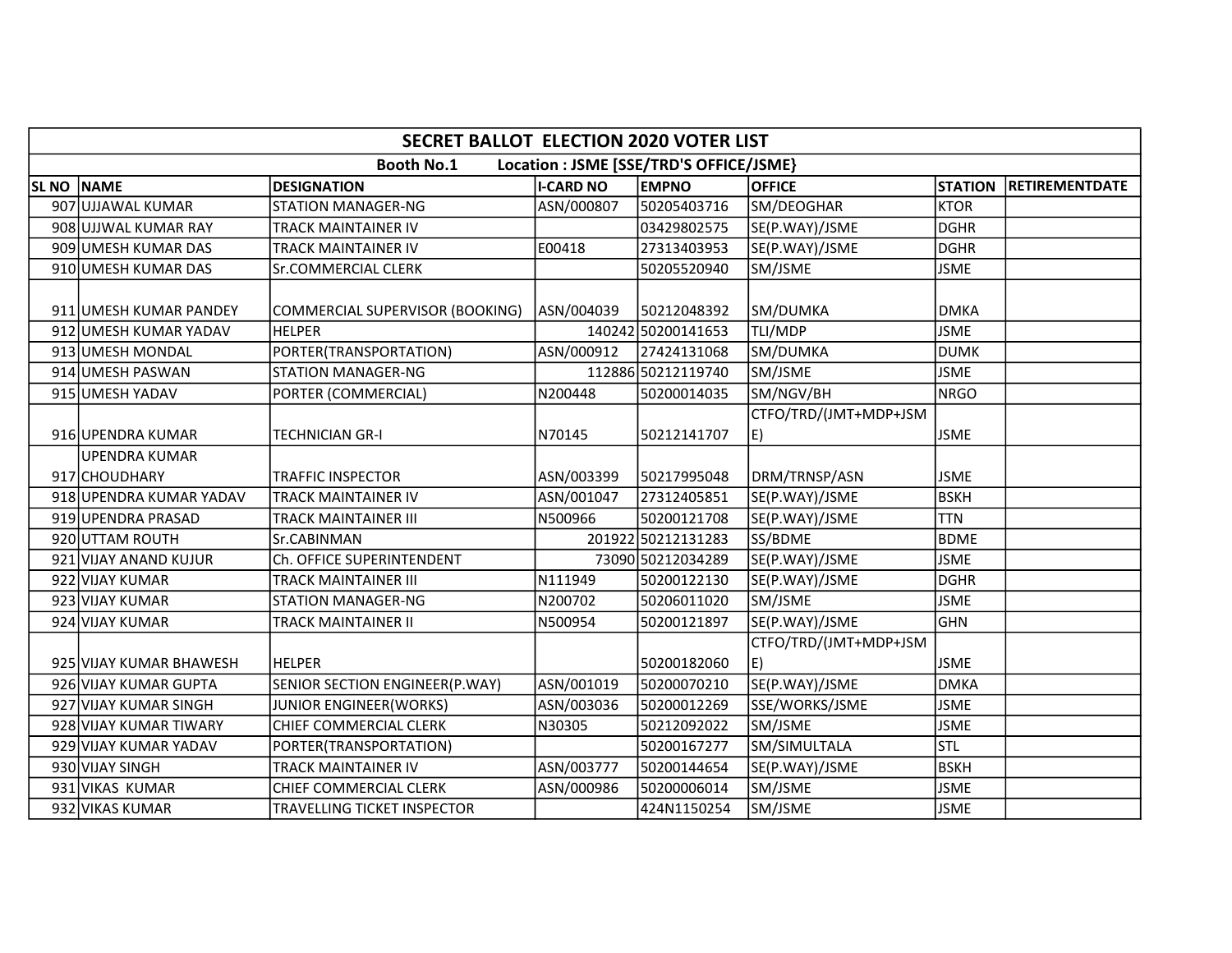| SECRET BALLOT ELECTION 2020 VOTER LIST | | | | | | | |
|---|---|---|---|---|---|---|---|
| Booth No.1 Location : JSME [SSE/TRD'S OFFICE/JSME} | | | | | | | |
| SL NO | NAME | DESIGNATION | I-CARD NO | EMPNO | OFFICE | STATION | RETIREMENTDATE |
| 907 | UJJAWAL KUMAR | STATION MANAGER-NG | ASN/000807 | 50205403716 | SM/DEOGHAR | KTOR | |
| 908 | UJJWAL KUMAR RAY | TRACK MAINTAINER IV | | 03429802575 | SE(P.WAY)/JSME | DGHR | |
| 909 | UMESH KUMAR DAS | TRACK MAINTAINER IV | E00418 | 27313403953 | SE(P.WAY)/JSME | DGHR | |
| 910 | UMESH KUMAR DAS | Sr.COMMERCIAL CLERK | | 50205520940 | SM/JSME | JSME | |
| 911 | UMESH KUMAR PANDEY | COMMERCIAL SUPERVISOR (BOOKING) | ASN/004039 | 50212048392 | SM/DUMKA | DMKA | |
| 912 | UMESH KUMAR YADAV | HELPER | 140242 | 50200141653 | TLI/MDP | JSME | |
| 913 | UMESH MONDAL | PORTER(TRANSPORTATION) | ASN/000912 | 27424131068 | SM/DUMKA | DUMK | |
| 914 | UMESH PASWAN | STATION MANAGER-NG | 112886 | 50212119740 | SM/JSME | JSME | |
| 915 | UMESH YADAV | PORTER (COMMERCIAL) | N200448 | 50200014035 | SM/NGV/BH | NRGO | |
| 916 | UPENDRA KUMAR | TECHNICIAN GR-I | N70145 | 50212141707 | CTFO/TRD/(JMT+MDP+JSME) | JSME | |
| 917 | UPENDRA KUMAR CHOUDHARY | TRAFFIC INSPECTOR | ASN/003399 | 50217995048 | DRM/TRNSP/ASN | JSME | |
| 918 | UPENDRA KUMAR YADAV | TRACK MAINTAINER IV | ASN/001047 | 27312405851 | SE(P.WAY)/JSME | BSKH | |
| 919 | UPENDRA PRASAD | TRACK MAINTAINER III | N500966 | 50200121708 | SE(P.WAY)/JSME | TTN | |
| 920 | UTTAM ROUTH | Sr.CABINMAN | 201922 | 50212131283 | SS/BDME | BDME | |
| 921 | VIJAY ANAND KUJUR | Ch. OFFICE SUPERINTENDENT | 73090 | 50212034289 | SE(P.WAY)/JSME | JSME | |
| 922 | VIJAY KUMAR | TRACK MAINTAINER III | N111949 | 50200122130 | SE(P.WAY)/JSME | DGHR | |
| 923 | VIJAY KUMAR | STATION MANAGER-NG | N200702 | 50206011020 | SM/JSME | JSME | |
| 924 | VIJAY KUMAR | TRACK MAINTAINER II | N500954 | 50200121897 | SE(P.WAY)/JSME | GHN | |
| 925 | VIJAY KUMAR BHAWESH | HELPER | | 50200182060 | CTFO/TRD/(JMT+MDP+JSME) | JSME | |
| 926 | VIJAY KUMAR GUPTA | SENIOR SECTION ENGINEER(P.WAY) | ASN/001019 | 50200070210 | SE(P.WAY)/JSME | DMKA | |
| 927 | VIJAY KUMAR SINGH | JUNIOR ENGINEER(WORKS) | ASN/003036 | 50200012269 | SSE/WORKS/JSME | JSME | |
| 928 | VIJAY KUMAR TIWARY | CHIEF COMMERCIAL CLERK | N30305 | 50212092022 | SM/JSME | JSME | |
| 929 | VIJAY KUMAR YADAV | PORTER(TRANSPORTATION) | | 50200167277 | SM/SIMULTALA | STL | |
| 930 | VIJAY SINGH | TRACK MAINTAINER IV | ASN/003777 | 50200144654 | SE(P.WAY)/JSME | BSKH | |
| 931 | VIKAS KUMAR | CHIEF COMMERCIAL CLERK | ASN/000986 | 50200006014 | SM/JSME | JSME | |
| 932 | VIKAS KUMAR | TRAVELLING TICKET INSPECTOR | | 424N1150254 | SM/JSME | JSME | |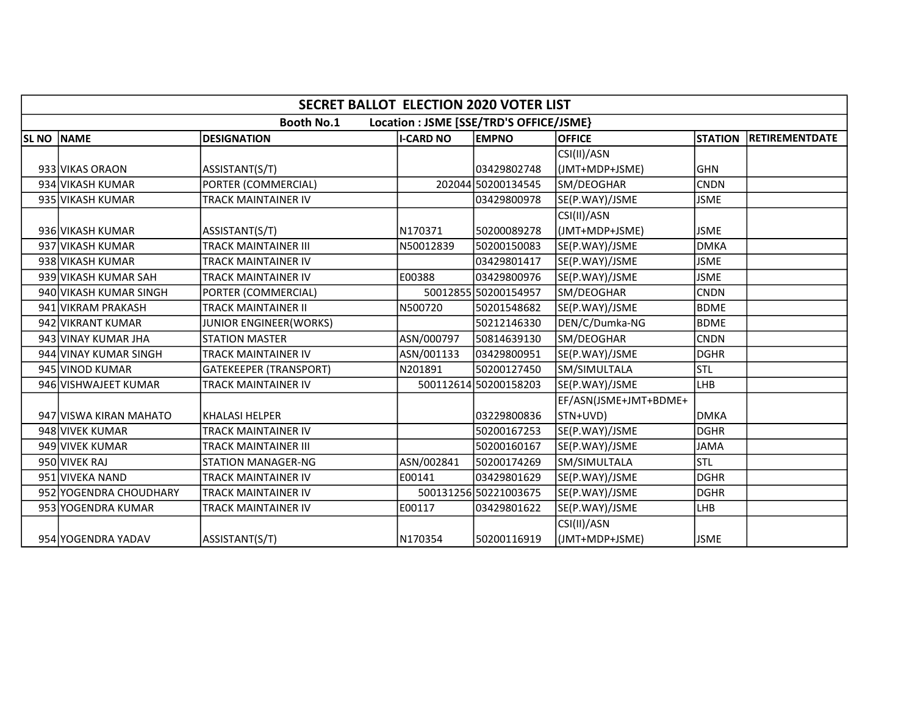## SECRET BALLOT ELECTION 2020 VOTER LIST

**Booth No.1 Location : JSME [SSE/TRD'S OFFICE/JSME}**

| SL NO | NAME | DESIGNATION | I-CARD NO | EMPNO | OFFICE | STATION | RETIREMENTDATE |
|---|---|---|---|---|---|---|---|
| 933 | VIKAS ORAON | ASSISTANT(S/T) | | 03429802748 | CSI(II)/ASN (JMT+MDP+JSME) | GHN | |
| 934 | VIKASH KUMAR | PORTER (COMMERCIAL) | 202044 | 50200134545 | SM/DEOGHAR | CNDN | |
| 935 | VIKASH KUMAR | TRACK MAINTAINER IV | | 03429800978 | SE(P.WAY)/JSME | JSME | |
| 936 | VIKASH KUMAR | ASSISTANT(S/T) | N170371 | 50200089278 | CSI(II)/ASN (JMT+MDP+JSME) | JSME | |
| 937 | VIKASH KUMAR | TRACK MAINTAINER III | N50012839 | 50200150083 | SE(P.WAY)/JSME | DMKA | |
| 938 | VIKASH KUMAR | TRACK MAINTAINER IV | | 03429801417 | SE(P.WAY)/JSME | JSME | |
| 939 | VIKASH KUMAR SAH | TRACK MAINTAINER IV | E00388 | 03429800976 | SE(P.WAY)/JSME | JSME | |
| 940 | VIKASH KUMAR SINGH | PORTER (COMMERCIAL) | 50012855 | 50200154957 | SM/DEOGHAR | CNDN | |
| 941 | VIKRAM PRAKASH | TRACK MAINTAINER II | N500720 | 50201548682 | SE(P.WAY)/JSME | BDME | |
| 942 | VIKRANT KUMAR | JUNIOR ENGINEER(WORKS) | | 50212146330 | DEN/C/Dumka-NG | BDME | |
| 943 | VINAY KUMAR JHA | STATION MASTER | ASN/000797 | 50814639130 | SM/DEOGHAR | CNDN | |
| 944 | VINAY KUMAR SINGH | TRACK MAINTAINER IV | ASN/001133 | 03429800951 | SE(P.WAY)/JSME | DGHR | |
| 945 | VINOD KUMAR | GATEKEEPER (TRANSPORT) | N201891 | 50200127450 | SM/SIMULTALA | STL | |
| 946 | VISHWAJEET KUMAR | TRACK MAINTAINER IV | 500112614 | 50200158203 | SE(P.WAY)/JSME | LHB | |
| 947 | VISWA KIRAN MAHATO | KHALASI HELPER | | 03229800836 | EF/ASN(JSME+JMT+BDME+ STN+UVD) | DMKA | |
| 948 | VIVEK KUMAR | TRACK MAINTAINER IV | | 50200167253 | SE(P.WAY)/JSME | DGHR | |
| 949 | VIVEK KUMAR | TRACK MAINTAINER III | | 50200160167 | SE(P.WAY)/JSME | JAMA | |
| 950 | VIVEK RAJ | STATION MANAGER-NG | ASN/002841 | 50200174269 | SM/SIMULTALA | STL | |
| 951 | VIVEKA NAND | TRACK MAINTAINER IV | E00141 | 03429801629 | SE(P.WAY)/JSME | DGHR | |
| 952 | YOGENDRA CHOUDHARY | TRACK MAINTAINER IV | 500131256 | 50221003675 | SE(P.WAY)/JSME | DGHR | |
| 953 | YOGENDRA KUMAR | TRACK MAINTAINER IV | E00117 | 03429801622 | SE(P.WAY)/JSME | LHB | |
| 954 | YOGENDRA YADAV | ASSISTANT(S/T) | N170354 | 50200116919 | CSI(II)/ASN (JMT+MDP+JSME) | JSME | |